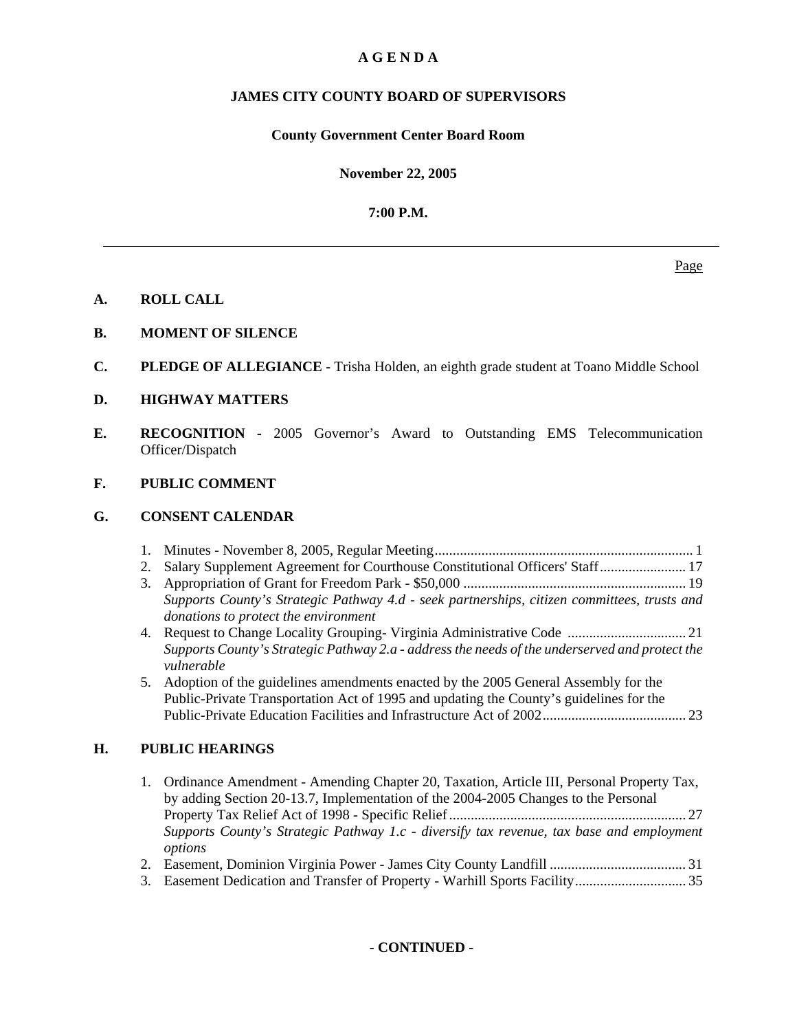# A G E N D A

## JAMES CITY COUNTY BOARD OF SUPERVISORS

### County Government Center Board Room

### November 22, 2005

### 7:00 P.M.

---

Page

**A. ROLL CALL**

**B. MOMENT OF SILENCE**

**C. PLEDGE OF ALLEGIANCE -** Trisha Holden, an eighth grade student at Toano Middle School

**D. HIGHWAY MATTERS**

**E. RECOGNITION -** 2005 Governor's Award to Outstanding EMS Telecommunication Officer/Dispatch

**F. PUBLIC COMMENT**

**G. CONSENT CALENDAR**

1. Minutes - November 8, 2005, Regular Meeting ........ 1
2. Salary Supplement Agreement for Courthouse Constitutional Officers' Staff ........ 17
3. Appropriation of Grant for Freedom Park - $50,000 ........ 19
   *Supports County's Strategic Pathway 4.d - seek partnerships, citizen committees, trusts and donations to protect the environment*
4. Request to Change Locality Grouping- Virginia Administrative Code ........ 21
   *Supports County's Strategic Pathway 2.a - address the needs of the underserved and protect the vulnerable*
5. Adoption of the guidelines amendments enacted by the 2005 General Assembly for the Public-Private Transportation Act of 1995 and updating the County's guidelines for the Public-Private Education Facilities and Infrastructure Act of 2002 ........ 23

**H. PUBLIC HEARINGS**

1. Ordinance Amendment - Amending Chapter 20, Taxation, Article III, Personal Property Tax, by adding Section 20-13.7, Implementation of the 2004-2005 Changes to the Personal Property Tax Relief Act of 1998 - Specific Relief ........ 27
   *Supports County's Strategic Pathway 1.c - diversify tax revenue, tax base and employment options*
2. Easement, Dominion Virginia Power - James City County Landfill ........ 31
3. Easement Dedication and Transfer of Property - Warhill Sports Facility ........ 35

**- CONTINUED -**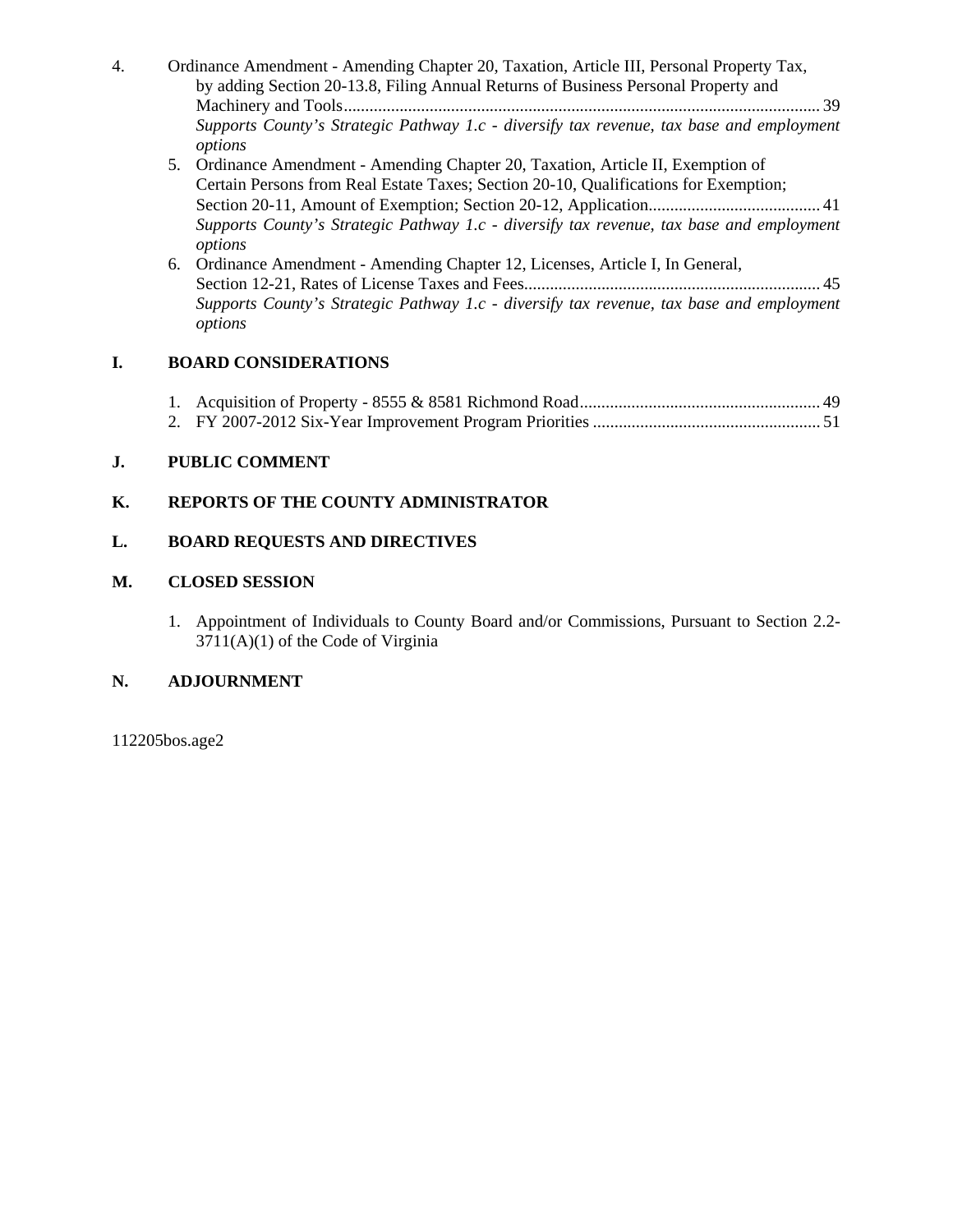4. Ordinance Amendment - Amending Chapter 20, Taxation, Article III, Personal Property Tax, by adding Section 20-13.8, Filing Annual Returns of Business Personal Property and Machinery and Tools.............................................................................................................. 39
   *Supports County's Strategic Pathway 1.c - diversify tax revenue, tax base and employment options*
5. Ordinance Amendment - Amending Chapter 20, Taxation, Article II, Exemption of Certain Persons from Real Estate Taxes; Section 20-10, Qualifications for Exemption; Section 20-11, Amount of Exemption; Section 20-12, Application........................................ 41
   *Supports County's Strategic Pathway 1.c - diversify tax revenue, tax base and employment options*
6. Ordinance Amendment - Amending Chapter 12, Licenses, Article I, In General, Section 12-21, Rates of License Taxes and Fees..................................................................... 45
   *Supports County's Strategic Pathway 1.c - diversify tax revenue, tax base and employment options*

## I. BOARD CONSIDERATIONS

1. Acquisition of Property - 8555 & 8581 Richmond Road........................................................ 49
2. FY 2007-2012 Six-Year Improvement Program Priorities ..................................................... 51

## J. PUBLIC COMMENT

## K. REPORTS OF THE COUNTY ADMINISTRATOR

## L. BOARD REQUESTS AND DIRECTIVES

## M. CLOSED SESSION

1. Appointment of Individuals to County Board and/or Commissions, Pursuant to Section 2.2-3711(A)(1) of the Code of Virginia

## N. ADJOURNMENT

112205bos.age2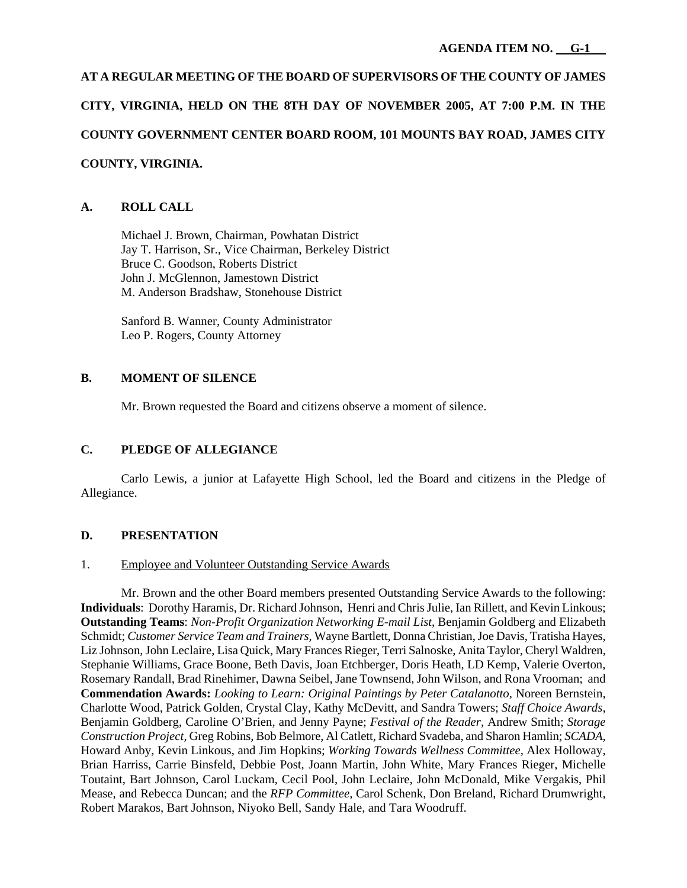**AGENDA ITEM NO. G-1**

**AT A REGULAR MEETING OF THE BOARD OF SUPERVISORS OF THE COUNTY OF JAMES CITY, VIRGINIA, HELD ON THE 8TH DAY OF NOVEMBER 2005, AT 7:00 P.M. IN THE COUNTY GOVERNMENT CENTER BOARD ROOM, 101 MOUNTS BAY ROAD, JAMES CITY COUNTY, VIRGINIA.**

## A. ROLL CALL

Michael J. Brown, Chairman, Powhatan District
Jay T. Harrison, Sr., Vice Chairman, Berkeley District
Bruce C. Goodson, Roberts District
John J. McGlennon, Jamestown District
M. Anderson Bradshaw, Stonehouse District

Sanford B. Wanner, County Administrator
Leo P. Rogers, County Attorney

## B. MOMENT OF SILENCE

Mr. Brown requested the Board and citizens observe a moment of silence.

## C. PLEDGE OF ALLEGIANCE

Carlo Lewis, a junior at Lafayette High School, led the Board and citizens in the Pledge of Allegiance.

## D. PRESENTATION

1. Employee and Volunteer Outstanding Service Awards

Mr. Brown and the other Board members presented Outstanding Service Awards to the following: **Individuals**: Dorothy Haramis, Dr. Richard Johnson, Henri and Chris Julie, Ian Rillett, and Kevin Linkous; **Outstanding Teams**: *Non-Profit Organization Networking E-mail List*, Benjamin Goldberg and Elizabeth Schmidt; *Customer Service Team and Trainers,* Wayne Bartlett, Donna Christian, Joe Davis, Tratisha Hayes, Liz Johnson, John Leclaire, Lisa Quick, Mary Frances Rieger, Terri Salnoske, Anita Taylor, Cheryl Waldren, Stephanie Williams, Grace Boone, Beth Davis, Joan Etchberger, Doris Heath, LD Kemp, Valerie Overton, Rosemary Randall, Brad Rinehimer, Dawna Seibel, Jane Townsend, John Wilson, and Rona Vrooman; and **Commendation Awards:** *Looking to Learn: Original Paintings by Peter Catalanotto*, Noreen Bernstein, Charlotte Wood, Patrick Golden, Crystal Clay, Kathy McDevitt, and Sandra Towers; *Staff Choice Awards*, Benjamin Goldberg, Caroline O'Brien, and Jenny Payne; *Festival of the Reader,* Andrew Smith; *Storage Construction Project,* Greg Robins, Bob Belmore, Al Catlett, Richard Svadeba, and Sharon Hamlin; *SCADA*, Howard Anby, Kevin Linkous, and Jim Hopkins; *Working Towards Wellness Committee*, Alex Holloway, Brian Harriss, Carrie Binsfeld, Debbie Post, Joann Martin, John White, Mary Frances Rieger, Michelle Toutaint, Bart Johnson, Carol Luckam, Cecil Pool, John Leclaire, John McDonald, Mike Vergakis, Phil Mease, and Rebecca Duncan; and the *RFP Committee,* Carol Schenk, Don Breland, Richard Drumwright, Robert Marakos, Bart Johnson, Niyoko Bell, Sandy Hale, and Tara Woodruff.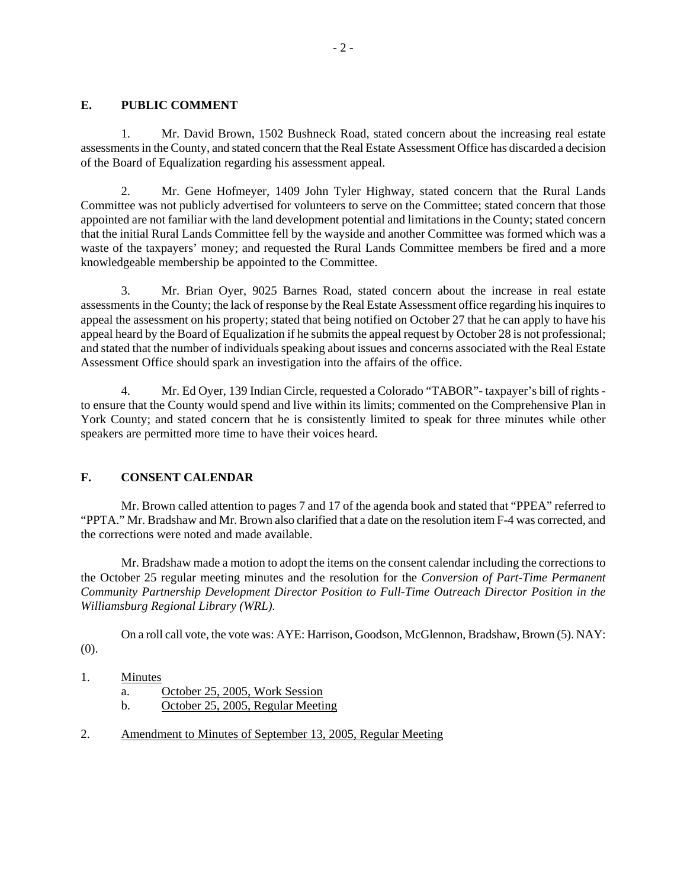## E. PUBLIC COMMENT

1. Mr. David Brown, 1502 Bushneck Road, stated concern about the increasing real estate assessments in the County, and stated concern that the Real Estate Assessment Office has discarded a decision of the Board of Equalization regarding his assessment appeal.

2. Mr. Gene Hofmeyer, 1409 John Tyler Highway, stated concern that the Rural Lands Committee was not publicly advertised for volunteers to serve on the Committee; stated concern that those appointed are not familiar with the land development potential and limitations in the County; stated concern that the initial Rural Lands Committee fell by the wayside and another Committee was formed which was a waste of the taxpayers' money; and requested the Rural Lands Committee members be fired and a more knowledgeable membership be appointed to the Committee.

3. Mr. Brian Oyer, 9025 Barnes Road, stated concern about the increase in real estate assessments in the County; the lack of response by the Real Estate Assessment office regarding his inquires to appeal the assessment on his property; stated that being notified on October 27 that he can apply to have his appeal heard by the Board of Equalization if he submits the appeal request by October 28 is not professional; and stated that the number of individuals speaking about issues and concerns associated with the Real Estate Assessment Office should spark an investigation into the affairs of the office.

4. Mr. Ed Oyer, 139 Indian Circle, requested a Colorado "TABOR"- taxpayer's bill of rights - to ensure that the County would spend and live within its limits; commented on the Comprehensive Plan in York County; and stated concern that he is consistently limited to speak for three minutes while other speakers are permitted more time to have their voices heard.

## F. CONSENT CALENDAR

Mr. Brown called attention to pages 7 and 17 of the agenda book and stated that "PPEA" referred to "PPTA." Mr. Bradshaw and Mr. Brown also clarified that a date on the resolution item F-4 was corrected, and the corrections were noted and made available.

Mr. Bradshaw made a motion to adopt the items on the consent calendar including the corrections to the October 25 regular meeting minutes and the resolution for the *Conversion of Part-Time Permanent Community Partnership Development Director Position to Full-Time Outreach Director Position in the Williamsburg Regional Library (WRL).*

On a roll call vote, the vote was: AYE: Harrison, Goodson, McGlennon, Bradshaw, Brown (5). NAY: (0).

1. <u>Minutes</u>
   a. <u>October 25, 2005, Work Session</u>
   b. <u>October 25, 2005, Regular Meeting</u>

2. <u>Amendment to Minutes of September 13, 2005, Regular Meeting</u>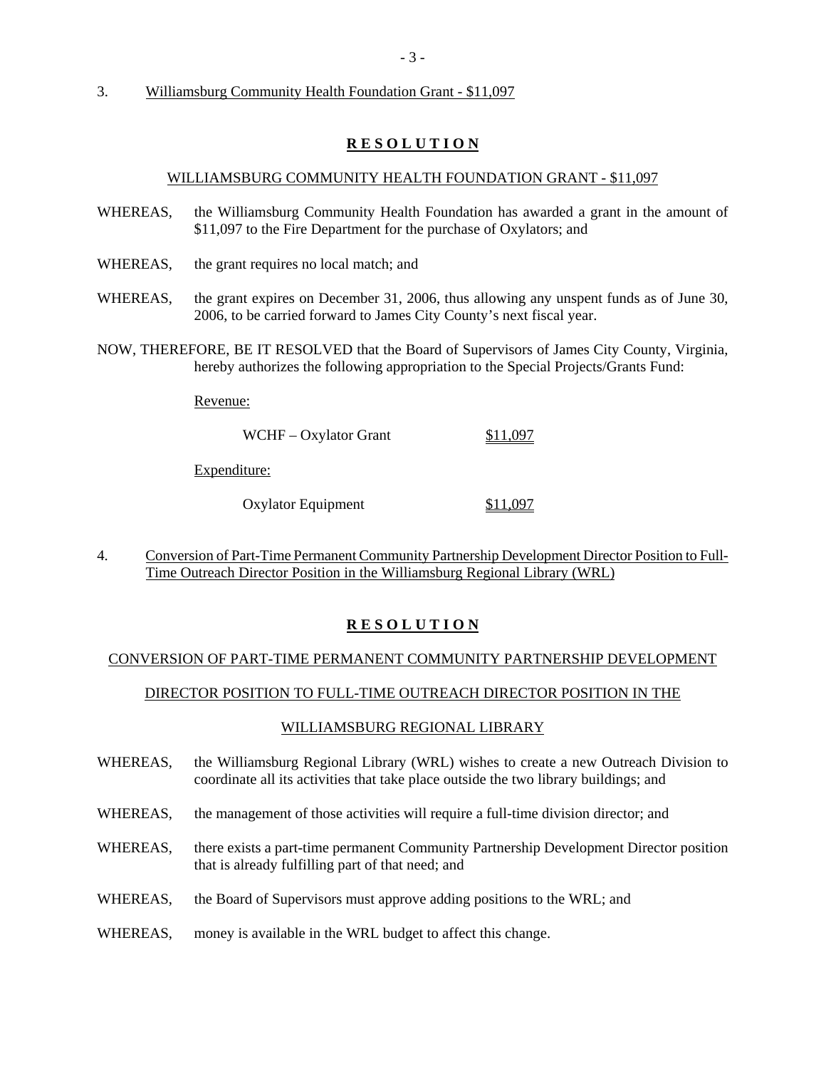3. Williamsburg Community Health Foundation Grant - $11,097

**R E S O L U T I O N**

WILLIAMSBURG COMMUNITY HEALTH FOUNDATION GRANT - $11,097

WHEREAS, the Williamsburg Community Health Foundation has awarded a grant in the amount of $11,097 to the Fire Department for the purchase of Oxylators; and

WHEREAS, the grant requires no local match; and

WHEREAS, the grant expires on December 31, 2006, thus allowing any unspent funds as of June 30, 2006, to be carried forward to James City County's next fiscal year.

NOW, THEREFORE, BE IT RESOLVED that the Board of Supervisors of James City County, Virginia, hereby authorizes the following appropriation to the Special Projects/Grants Fund:

Revenue:

| | |
|---|---|
| WCHF – Oxylator Grant | $11,097 |

Expenditure:

| | |
|---|---|
| Oxylator Equipment | $11,097 |

4. Conversion of Part-Time Permanent Community Partnership Development Director Position to Full-Time Outreach Director Position in the Williamsburg Regional Library (WRL)

**R E S O L U T I O N**

CONVERSION OF PART-TIME PERMANENT COMMUNITY PARTNERSHIP DEVELOPMENT DIRECTOR POSITION TO FULL-TIME OUTREACH DIRECTOR POSITION IN THE WILLIAMSBURG REGIONAL LIBRARY

WHEREAS, the Williamsburg Regional Library (WRL) wishes to create a new Outreach Division to coordinate all its activities that take place outside the two library buildings; and

WHEREAS, the management of those activities will require a full-time division director; and

WHEREAS, there exists a part-time permanent Community Partnership Development Director position that is already fulfilling part of that need; and

WHEREAS, the Board of Supervisors must approve adding positions to the WRL; and

WHEREAS, money is available in the WRL budget to affect this change.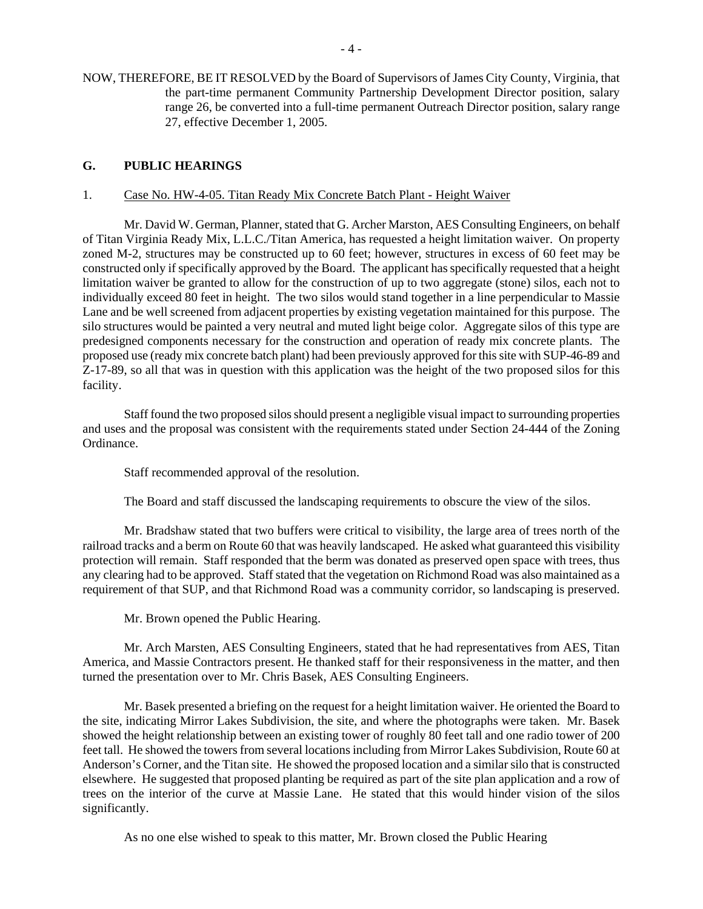NOW, THEREFORE, BE IT RESOLVED by the Board of Supervisors of James City County, Virginia, that the part-time permanent Community Partnership Development Director position, salary range 26, be converted into a full-time permanent Outreach Director position, salary range 27, effective December 1, 2005.

## G. PUBLIC HEARINGS

1. Case No. HW-4-05. Titan Ready Mix Concrete Batch Plant - Height Waiver

Mr. David W. German, Planner, stated that G. Archer Marston, AES Consulting Engineers, on behalf of Titan Virginia Ready Mix, L.L.C./Titan America, has requested a height limitation waiver. On property zoned M-2, structures may be constructed up to 60 feet; however, structures in excess of 60 feet may be constructed only if specifically approved by the Board. The applicant has specifically requested that a height limitation waiver be granted to allow for the construction of up to two aggregate (stone) silos, each not to individually exceed 80 feet in height. The two silos would stand together in a line perpendicular to Massie Lane and be well screened from adjacent properties by existing vegetation maintained for this purpose. The silo structures would be painted a very neutral and muted light beige color. Aggregate silos of this type are predesigned components necessary for the construction and operation of ready mix concrete plants. The proposed use (ready mix concrete batch plant) had been previously approved for this site with SUP-46-89 and Z-17-89, so all that was in question with this application was the height of the two proposed silos for this facility.

Staff found the two proposed silos should present a negligible visual impact to surrounding properties and uses and the proposal was consistent with the requirements stated under Section 24-444 of the Zoning Ordinance.

Staff recommended approval of the resolution.

The Board and staff discussed the landscaping requirements to obscure the view of the silos.

Mr. Bradshaw stated that two buffers were critical to visibility, the large area of trees north of the railroad tracks and a berm on Route 60 that was heavily landscaped. He asked what guaranteed this visibility protection will remain. Staff responded that the berm was donated as preserved open space with trees, thus any clearing had to be approved. Staff stated that the vegetation on Richmond Road was also maintained as a requirement of that SUP, and that Richmond Road was a community corridor, so landscaping is preserved.

Mr. Brown opened the Public Hearing.

Mr. Arch Marsten, AES Consulting Engineers, stated that he had representatives from AES, Titan America, and Massie Contractors present. He thanked staff for their responsiveness in the matter, and then turned the presentation over to Mr. Chris Basek, AES Consulting Engineers.

Mr. Basek presented a briefing on the request for a height limitation waiver. He oriented the Board to the site, indicating Mirror Lakes Subdivision, the site, and where the photographs were taken. Mr. Basek showed the height relationship between an existing tower of roughly 80 feet tall and one radio tower of 200 feet tall. He showed the towers from several locations including from Mirror Lakes Subdivision, Route 60 at Anderson's Corner, and the Titan site. He showed the proposed location and a similar silo that is constructed elsewhere. He suggested that proposed planting be required as part of the site plan application and a row of trees on the interior of the curve at Massie Lane. He stated that this would hinder vision of the silos significantly.

As no one else wished to speak to this matter, Mr. Brown closed the Public Hearing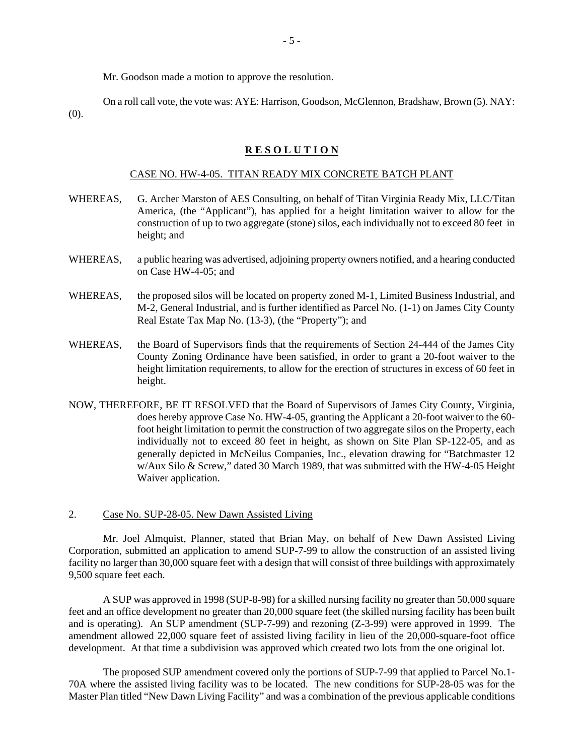Mr. Goodson made a motion to approve the resolution.

On a roll call vote, the vote was: AYE: Harrison, Goodson, McGlennon, Bradshaw, Brown (5). NAY: (0).

**R E S O L U T I O N**

CASE NO. HW-4-05. TITAN READY MIX CONCRETE BATCH PLANT

WHEREAS, G. Archer Marston of AES Consulting, on behalf of Titan Virginia Ready Mix, LLC/Titan America, (the "Applicant"), has applied for a height limitation waiver to allow for the construction of up to two aggregate (stone) silos, each individually not to exceed 80 feet in height; and

WHEREAS, a public hearing was advertised, adjoining property owners notified, and a hearing conducted on Case HW-4-05; and

WHEREAS, the proposed silos will be located on property zoned M-1, Limited Business Industrial, and M-2, General Industrial, and is further identified as Parcel No. (1-1) on James City County Real Estate Tax Map No. (13-3), (the "Property"); and

WHEREAS, the Board of Supervisors finds that the requirements of Section 24-444 of the James City County Zoning Ordinance have been satisfied, in order to grant a 20-foot waiver to the height limitation requirements, to allow for the erection of structures in excess of 60 feet in height.

NOW, THEREFORE, BE IT RESOLVED that the Board of Supervisors of James City County, Virginia, does hereby approve Case No. HW-4-05, granting the Applicant a 20-foot waiver to the 60-foot height limitation to permit the construction of two aggregate silos on the Property, each individually not to exceed 80 feet in height, as shown on Site Plan SP-122-05, and as generally depicted in McNeilus Companies, Inc., elevation drawing for "Batchmaster 12 w/Aux Silo & Screw," dated 30 March 1989, that was submitted with the HW-4-05 Height Waiver application.

2. Case No. SUP-28-05. New Dawn Assisted Living

Mr. Joel Almquist, Planner, stated that Brian May, on behalf of New Dawn Assisted Living Corporation, submitted an application to amend SUP-7-99 to allow the construction of an assisted living facility no larger than 30,000 square feet with a design that will consist of three buildings with approximately 9,500 square feet each.

A SUP was approved in 1998 (SUP-8-98) for a skilled nursing facility no greater than 50,000 square feet and an office development no greater than 20,000 square feet (the skilled nursing facility has been built and is operating). An SUP amendment (SUP-7-99) and rezoning (Z-3-99) were approved in 1999. The amendment allowed 22,000 square feet of assisted living facility in lieu of the 20,000-square-foot office development. At that time a subdivision was approved which created two lots from the one original lot.

The proposed SUP amendment covered only the portions of SUP-7-99 that applied to Parcel No.1-70A where the assisted living facility was to be located. The new conditions for SUP-28-05 was for the Master Plan titled "New Dawn Living Facility" and was a combination of the previous applicable conditions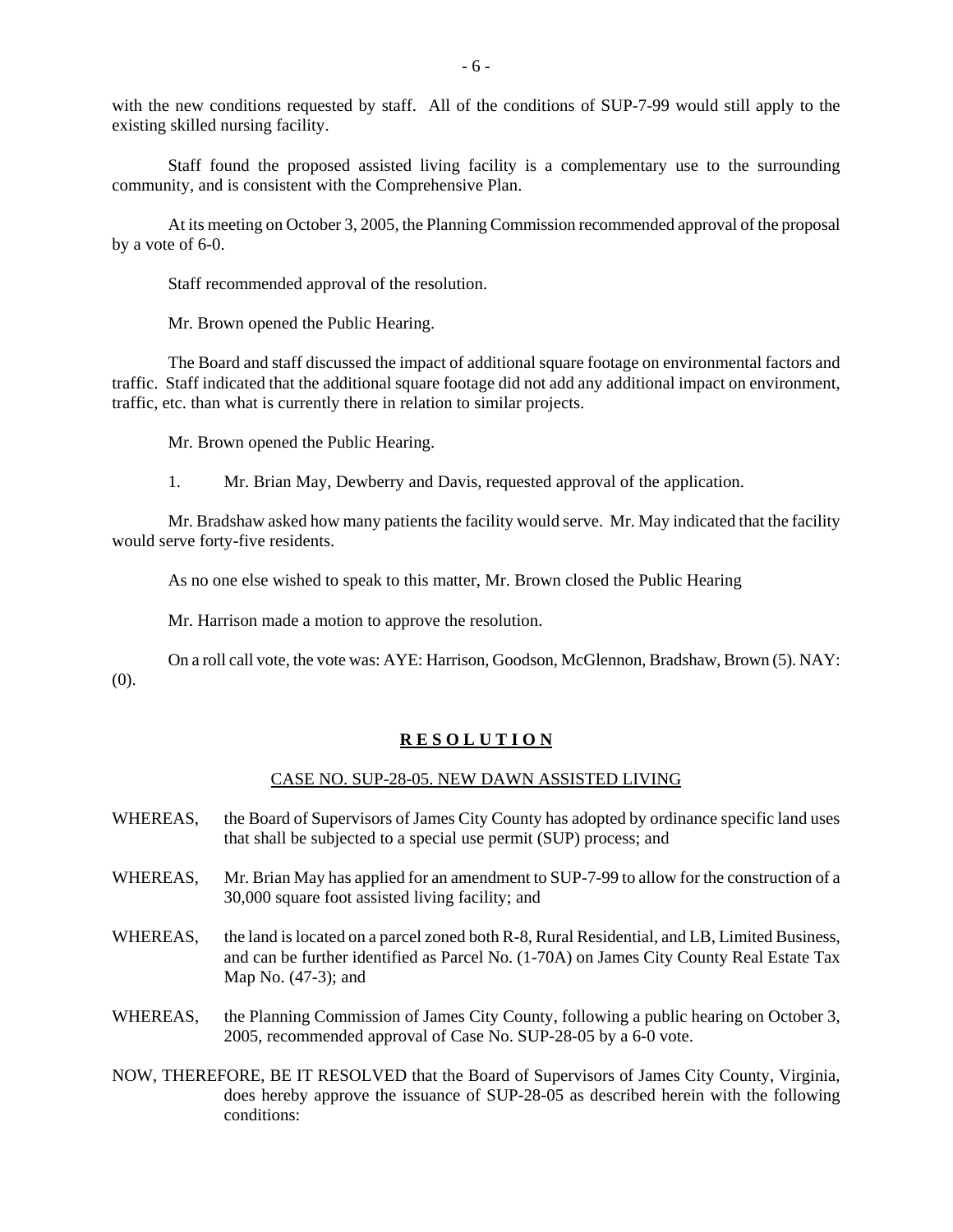with the new conditions requested by staff. All of the conditions of SUP-7-99 would still apply to the existing skilled nursing facility.

Staff found the proposed assisted living facility is a complementary use to the surrounding community, and is consistent with the Comprehensive Plan.

At its meeting on October 3, 2005, the Planning Commission recommended approval of the proposal by a vote of 6-0.

Staff recommended approval of the resolution.

Mr. Brown opened the Public Hearing.

The Board and staff discussed the impact of additional square footage on environmental factors and traffic. Staff indicated that the additional square footage did not add any additional impact on environment, traffic, etc. than what is currently there in relation to similar projects.

Mr. Brown opened the Public Hearing.

1. Mr. Brian May, Dewberry and Davis, requested approval of the application.

Mr. Bradshaw asked how many patients the facility would serve. Mr. May indicated that the facility would serve forty-five residents.

As no one else wished to speak to this matter, Mr. Brown closed the Public Hearing

Mr. Harrison made a motion to approve the resolution.

On a roll call vote, the vote was: AYE: Harrison, Goodson, McGlennon, Bradshaw, Brown (5). NAY: (0).

**R E S O L U T I O N**

CASE NO. SUP-28-05. NEW DAWN ASSISTED LIVING

WHEREAS, the Board of Supervisors of James City County has adopted by ordinance specific land uses that shall be subjected to a special use permit (SUP) process; and

WHEREAS, Mr. Brian May has applied for an amendment to SUP-7-99 to allow for the construction of a 30,000 square foot assisted living facility; and

WHEREAS, the land is located on a parcel zoned both R-8, Rural Residential, and LB, Limited Business, and can be further identified as Parcel No. (1-70A) on James City County Real Estate Tax Map No. (47-3); and

WHEREAS, the Planning Commission of James City County, following a public hearing on October 3, 2005, recommended approval of Case No. SUP-28-05 by a 6-0 vote.

NOW, THEREFORE, BE IT RESOLVED that the Board of Supervisors of James City County, Virginia, does hereby approve the issuance of SUP-28-05 as described herein with the following conditions: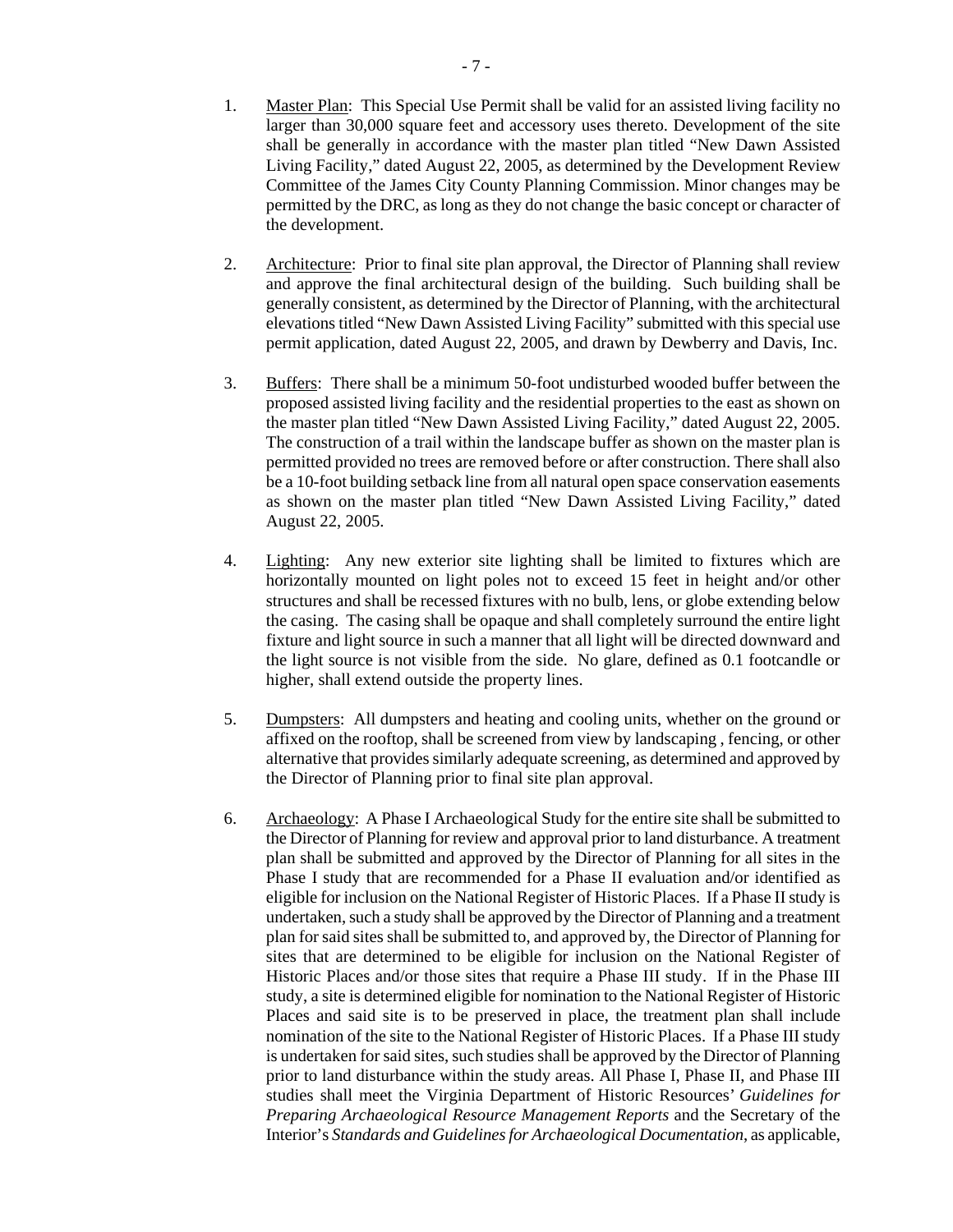1. Master Plan: This Special Use Permit shall be valid for an assisted living facility no larger than 30,000 square feet and accessory uses thereto. Development of the site shall be generally in accordance with the master plan titled "New Dawn Assisted Living Facility," dated August 22, 2005, as determined by the Development Review Committee of the James City County Planning Commission. Minor changes may be permitted by the DRC, as long as they do not change the basic concept or character of the development.

2. Architecture: Prior to final site plan approval, the Director of Planning shall review and approve the final architectural design of the building. Such building shall be generally consistent, as determined by the Director of Planning, with the architectural elevations titled "New Dawn Assisted Living Facility" submitted with this special use permit application, dated August 22, 2005, and drawn by Dewberry and Davis, Inc.

3. Buffers: There shall be a minimum 50-foot undisturbed wooded buffer between the proposed assisted living facility and the residential properties to the east as shown on the master plan titled "New Dawn Assisted Living Facility," dated August 22, 2005. The construction of a trail within the landscape buffer as shown on the master plan is permitted provided no trees are removed before or after construction. There shall also be a 10-foot building setback line from all natural open space conservation easements as shown on the master plan titled "New Dawn Assisted Living Facility," dated August 22, 2005.

4. Lighting: Any new exterior site lighting shall be limited to fixtures which are horizontally mounted on light poles not to exceed 15 feet in height and/or other structures and shall be recessed fixtures with no bulb, lens, or globe extending below the casing. The casing shall be opaque and shall completely surround the entire light fixture and light source in such a manner that all light will be directed downward and the light source is not visible from the side. No glare, defined as 0.1 footcandle or higher, shall extend outside the property lines.

5. Dumpsters: All dumpsters and heating and cooling units, whether on the ground or affixed on the rooftop, shall be screened from view by landscaping , fencing, or other alternative that provides similarly adequate screening, as determined and approved by the Director of Planning prior to final site plan approval.

6. Archaeology: A Phase I Archaeological Study for the entire site shall be submitted to the Director of Planning for review and approval prior to land disturbance. A treatment plan shall be submitted and approved by the Director of Planning for all sites in the Phase I study that are recommended for a Phase II evaluation and/or identified as eligible for inclusion on the National Register of Historic Places. If a Phase II study is undertaken, such a study shall be approved by the Director of Planning and a treatment plan for said sites shall be submitted to, and approved by, the Director of Planning for sites that are determined to be eligible for inclusion on the National Register of Historic Places and/or those sites that require a Phase III study. If in the Phase III study, a site is determined eligible for nomination to the National Register of Historic Places and said site is to be preserved in place, the treatment plan shall include nomination of the site to the National Register of Historic Places. If a Phase III study is undertaken for said sites, such studies shall be approved by the Director of Planning prior to land disturbance within the study areas. All Phase I, Phase II, and Phase III studies shall meet the Virginia Department of Historic Resources' *Guidelines for Preparing Archaeological Resource Management Reports* and the Secretary of the Interior's *Standards and Guidelines for Archaeological Documentation*, as applicable,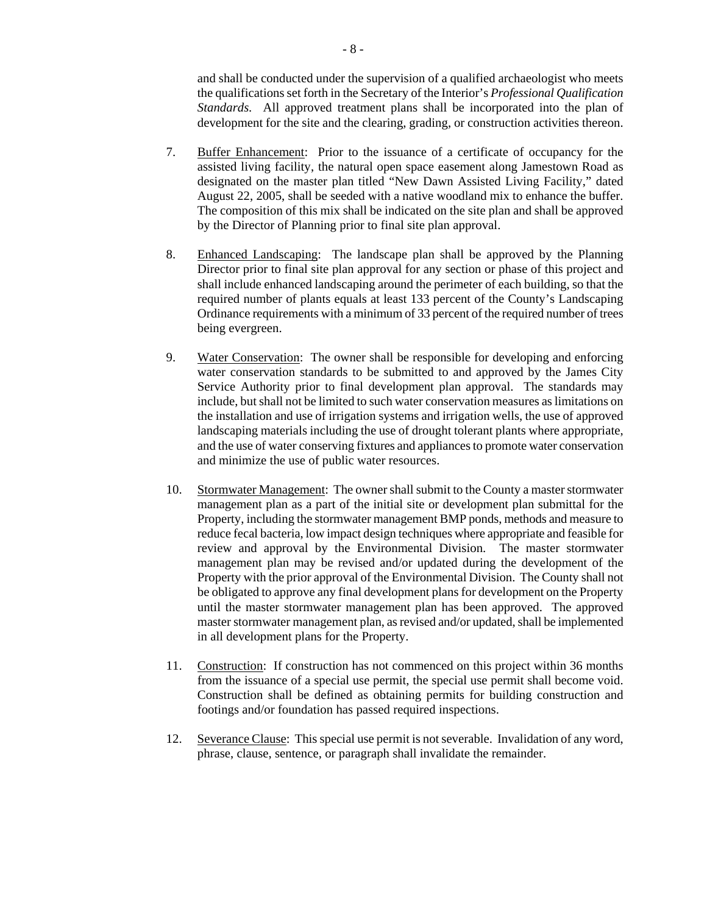and shall be conducted under the supervision of a qualified archaeologist who meets the qualifications set forth in the Secretary of the Interior's *Professional Qualification Standards.* All approved treatment plans shall be incorporated into the plan of development for the site and the clearing, grading, or construction activities thereon.

7. Buffer Enhancement: Prior to the issuance of a certificate of occupancy for the assisted living facility, the natural open space easement along Jamestown Road as designated on the master plan titled "New Dawn Assisted Living Facility," dated August 22, 2005, shall be seeded with a native woodland mix to enhance the buffer. The composition of this mix shall be indicated on the site plan and shall be approved by the Director of Planning prior to final site plan approval.

8. Enhanced Landscaping: The landscape plan shall be approved by the Planning Director prior to final site plan approval for any section or phase of this project and shall include enhanced landscaping around the perimeter of each building, so that the required number of plants equals at least 133 percent of the County's Landscaping Ordinance requirements with a minimum of 33 percent of the required number of trees being evergreen.

9. Water Conservation: The owner shall be responsible for developing and enforcing water conservation standards to be submitted to and approved by the James City Service Authority prior to final development plan approval. The standards may include, but shall not be limited to such water conservation measures as limitations on the installation and use of irrigation systems and irrigation wells, the use of approved landscaping materials including the use of drought tolerant plants where appropriate, and the use of water conserving fixtures and appliances to promote water conservation and minimize the use of public water resources.

10. Stormwater Management: The owner shall submit to the County a master stormwater management plan as a part of the initial site or development plan submittal for the Property, including the stormwater management BMP ponds, methods and measure to reduce fecal bacteria, low impact design techniques where appropriate and feasible for review and approval by the Environmental Division. The master stormwater management plan may be revised and/or updated during the development of the Property with the prior approval of the Environmental Division. The County shall not be obligated to approve any final development plans for development on the Property until the master stormwater management plan has been approved. The approved master stormwater management plan, as revised and/or updated, shall be implemented in all development plans for the Property.

11. Construction: If construction has not commenced on this project within 36 months from the issuance of a special use permit, the special use permit shall become void. Construction shall be defined as obtaining permits for building construction and footings and/or foundation has passed required inspections.

12. Severance Clause: This special use permit is not severable. Invalidation of any word, phrase, clause, sentence, or paragraph shall invalidate the remainder.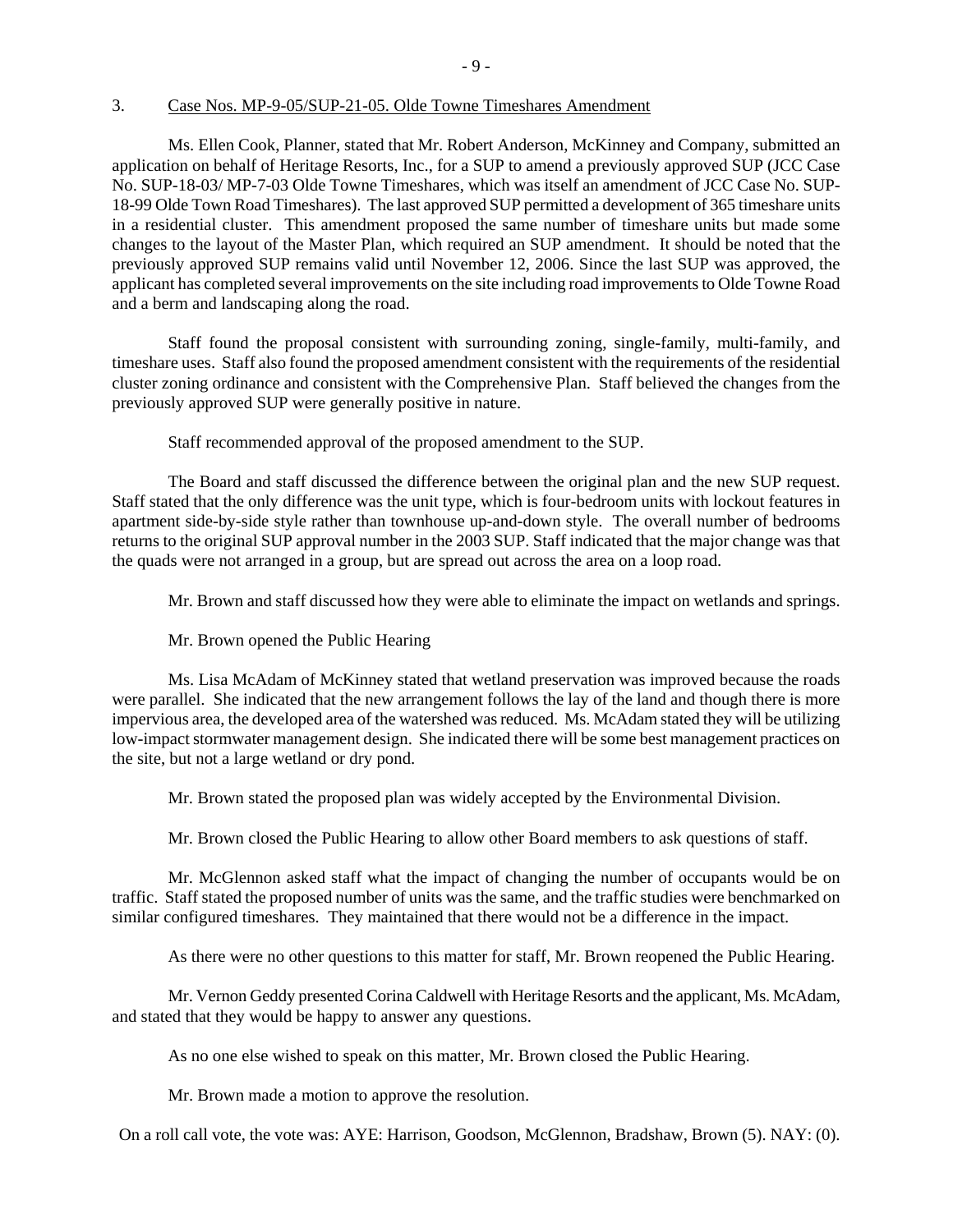3. Case Nos. MP-9-05/SUP-21-05. Olde Towne Timeshares Amendment

Ms. Ellen Cook, Planner, stated that Mr. Robert Anderson, McKinney and Company, submitted an application on behalf of Heritage Resorts, Inc., for a SUP to amend a previously approved SUP (JCC Case No. SUP-18-03/ MP-7-03 Olde Towne Timeshares, which was itself an amendment of JCC Case No. SUP-18-99 Olde Town Road Timeshares). The last approved SUP permitted a development of 365 timeshare units in a residential cluster. This amendment proposed the same number of timeshare units but made some changes to the layout of the Master Plan, which required an SUP amendment. It should be noted that the previously approved SUP remains valid until November 12, 2006. Since the last SUP was approved, the applicant has completed several improvements on the site including road improvements to Olde Towne Road and a berm and landscaping along the road.

Staff found the proposal consistent with surrounding zoning, single-family, multi-family, and timeshare uses. Staff also found the proposed amendment consistent with the requirements of the residential cluster zoning ordinance and consistent with the Comprehensive Plan. Staff believed the changes from the previously approved SUP were generally positive in nature.

Staff recommended approval of the proposed amendment to the SUP.

The Board and staff discussed the difference between the original plan and the new SUP request. Staff stated that the only difference was the unit type, which is four-bedroom units with lockout features in apartment side-by-side style rather than townhouse up-and-down style. The overall number of bedrooms returns to the original SUP approval number in the 2003 SUP. Staff indicated that the major change was that the quads were not arranged in a group, but are spread out across the area on a loop road.

Mr. Brown and staff discussed how they were able to eliminate the impact on wetlands and springs.

Mr. Brown opened the Public Hearing

Ms. Lisa McAdam of McKinney stated that wetland preservation was improved because the roads were parallel. She indicated that the new arrangement follows the lay of the land and though there is more impervious area, the developed area of the watershed was reduced. Ms. McAdam stated they will be utilizing low-impact stormwater management design. She indicated there will be some best management practices on the site, but not a large wetland or dry pond.

Mr. Brown stated the proposed plan was widely accepted by the Environmental Division.

Mr. Brown closed the Public Hearing to allow other Board members to ask questions of staff.

Mr. McGlennon asked staff what the impact of changing the number of occupants would be on traffic. Staff stated the proposed number of units was the same, and the traffic studies were benchmarked on similar configured timeshares. They maintained that there would not be a difference in the impact.

As there were no other questions to this matter for staff, Mr. Brown reopened the Public Hearing.

Mr. Vernon Geddy presented Corina Caldwell with Heritage Resorts and the applicant, Ms. McAdam, and stated that they would be happy to answer any questions.

As no one else wished to speak on this matter, Mr. Brown closed the Public Hearing.

Mr. Brown made a motion to approve the resolution.

On a roll call vote, the vote was: AYE: Harrison, Goodson, McGlennon, Bradshaw, Brown (5). NAY: (0).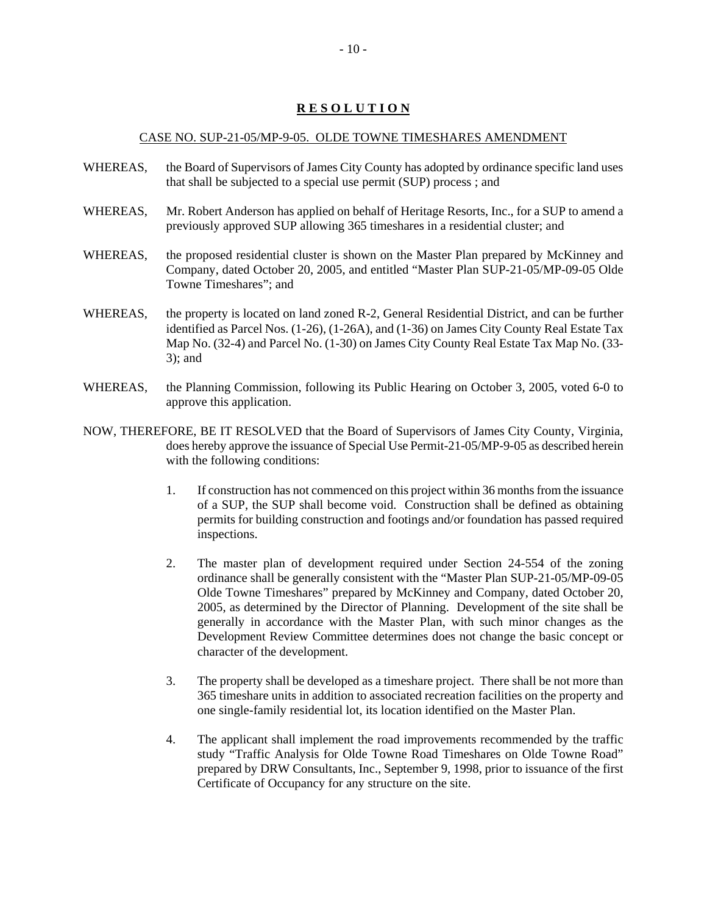**R E S O L U T I O N**

CASE NO. SUP-21-05/MP-9-05. OLDE TOWNE TIMESHARES AMENDMENT

WHEREAS, the Board of Supervisors of James City County has adopted by ordinance specific land uses that shall be subjected to a special use permit (SUP) process ; and

WHEREAS, Mr. Robert Anderson has applied on behalf of Heritage Resorts, Inc., for a SUP to amend a previously approved SUP allowing 365 timeshares in a residential cluster; and

WHEREAS, the proposed residential cluster is shown on the Master Plan prepared by McKinney and Company, dated October 20, 2005, and entitled "Master Plan SUP-21-05/MP-09-05 Olde Towne Timeshares"; and

WHEREAS, the property is located on land zoned R-2, General Residential District, and can be further identified as Parcel Nos. (1-26), (1-26A), and (1-36) on James City County Real Estate Tax Map No. (32-4) and Parcel No. (1-30) on James City County Real Estate Tax Map No. (33-3); and

WHEREAS, the Planning Commission, following its Public Hearing on October 3, 2005, voted 6-0 to approve this application.

NOW, THEREFORE, BE IT RESOLVED that the Board of Supervisors of James City County, Virginia, does hereby approve the issuance of Special Use Permit-21-05/MP-9-05 as described herein with the following conditions:

1. If construction has not commenced on this project within 36 months from the issuance of a SUP, the SUP shall become void. Construction shall be defined as obtaining permits for building construction and footings and/or foundation has passed required inspections.

2. The master plan of development required under Section 24-554 of the zoning ordinance shall be generally consistent with the "Master Plan SUP-21-05/MP-09-05 Olde Towne Timeshares" prepared by McKinney and Company, dated October 20, 2005, as determined by the Director of Planning. Development of the site shall be generally in accordance with the Master Plan, with such minor changes as the Development Review Committee determines does not change the basic concept or character of the development.

3. The property shall be developed as a timeshare project. There shall be not more than 365 timeshare units in addition to associated recreation facilities on the property and one single-family residential lot, its location identified on the Master Plan.

4. The applicant shall implement the road improvements recommended by the traffic study "Traffic Analysis for Olde Towne Road Timeshares on Olde Towne Road" prepared by DRW Consultants, Inc., September 9, 1998, prior to issuance of the first Certificate of Occupancy for any structure on the site.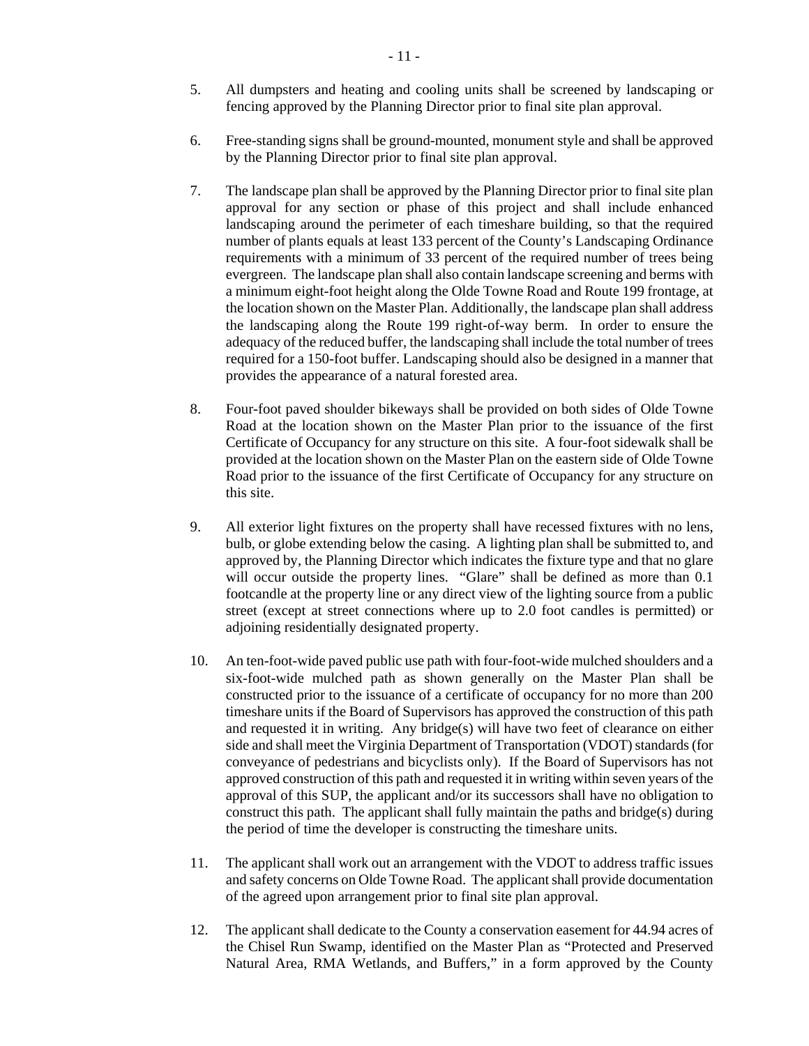5. All dumpsters and heating and cooling units shall be screened by landscaping or fencing approved by the Planning Director prior to final site plan approval.

6. Free-standing signs shall be ground-mounted, monument style and shall be approved by the Planning Director prior to final site plan approval.

7. The landscape plan shall be approved by the Planning Director prior to final site plan approval for any section or phase of this project and shall include enhanced landscaping around the perimeter of each timeshare building, so that the required number of plants equals at least 133 percent of the County's Landscaping Ordinance requirements with a minimum of 33 percent of the required number of trees being evergreen. The landscape plan shall also contain landscape screening and berms with a minimum eight-foot height along the Olde Towne Road and Route 199 frontage, at the location shown on the Master Plan. Additionally, the landscape plan shall address the landscaping along the Route 199 right-of-way berm. In order to ensure the adequacy of the reduced buffer, the landscaping shall include the total number of trees required for a 150-foot buffer. Landscaping should also be designed in a manner that provides the appearance of a natural forested area.

8. Four-foot paved shoulder bikeways shall be provided on both sides of Olde Towne Road at the location shown on the Master Plan prior to the issuance of the first Certificate of Occupancy for any structure on this site. A four-foot sidewalk shall be provided at the location shown on the Master Plan on the eastern side of Olde Towne Road prior to the issuance of the first Certificate of Occupancy for any structure on this site.

9. All exterior light fixtures on the property shall have recessed fixtures with no lens, bulb, or globe extending below the casing. A lighting plan shall be submitted to, and approved by, the Planning Director which indicates the fixture type and that no glare will occur outside the property lines. "Glare" shall be defined as more than 0.1 footcandle at the property line or any direct view of the lighting source from a public street (except at street connections where up to 2.0 foot candles is permitted) or adjoining residentially designated property.

10. An ten-foot-wide paved public use path with four-foot-wide mulched shoulders and a six-foot-wide mulched path as shown generally on the Master Plan shall be constructed prior to the issuance of a certificate of occupancy for no more than 200 timeshare units if the Board of Supervisors has approved the construction of this path and requested it in writing. Any bridge(s) will have two feet of clearance on either side and shall meet the Virginia Department of Transportation (VDOT) standards (for conveyance of pedestrians and bicyclists only). If the Board of Supervisors has not approved construction of this path and requested it in writing within seven years of the approval of this SUP, the applicant and/or its successors shall have no obligation to construct this path. The applicant shall fully maintain the paths and bridge(s) during the period of time the developer is constructing the timeshare units.

11. The applicant shall work out an arrangement with the VDOT to address traffic issues and safety concerns on Olde Towne Road. The applicant shall provide documentation of the agreed upon arrangement prior to final site plan approval.

12. The applicant shall dedicate to the County a conservation easement for 44.94 acres of the Chisel Run Swamp, identified on the Master Plan as "Protected and Preserved Natural Area, RMA Wetlands, and Buffers," in a form approved by the County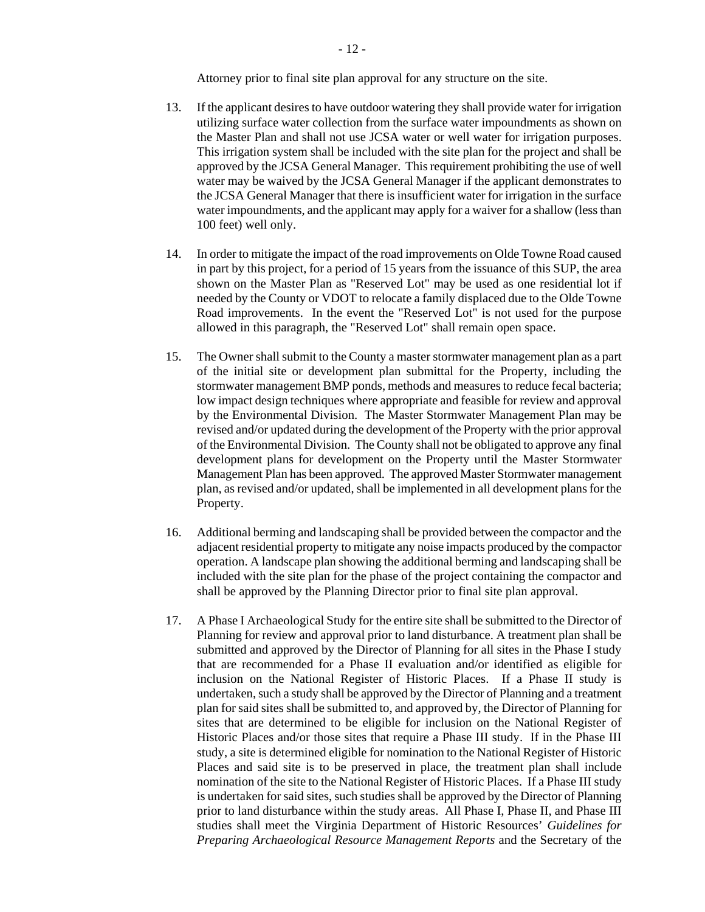Attorney prior to final site plan approval for any structure on the site.

13. If the applicant desires to have outdoor watering they shall provide water for irrigation utilizing surface water collection from the surface water impoundments as shown on the Master Plan and shall not use JCSA water or well water for irrigation purposes. This irrigation system shall be included with the site plan for the project and shall be approved by the JCSA General Manager. This requirement prohibiting the use of well water may be waived by the JCSA General Manager if the applicant demonstrates to the JCSA General Manager that there is insufficient water for irrigation in the surface water impoundments, and the applicant may apply for a waiver for a shallow (less than 100 feet) well only.

14. In order to mitigate the impact of the road improvements on Olde Towne Road caused in part by this project, for a period of 15 years from the issuance of this SUP, the area shown on the Master Plan as "Reserved Lot" may be used as one residential lot if needed by the County or VDOT to relocate a family displaced due to the Olde Towne Road improvements. In the event the "Reserved Lot" is not used for the purpose allowed in this paragraph, the "Reserved Lot" shall remain open space.

15. The Owner shall submit to the County a master stormwater management plan as a part of the initial site or development plan submittal for the Property, including the stormwater management BMP ponds, methods and measures to reduce fecal bacteria; low impact design techniques where appropriate and feasible for review and approval by the Environmental Division. The Master Stormwater Management Plan may be revised and/or updated during the development of the Property with the prior approval of the Environmental Division. The County shall not be obligated to approve any final development plans for development on the Property until the Master Stormwater Management Plan has been approved. The approved Master Stormwater management plan, as revised and/or updated, shall be implemented in all development plans for the Property.

16. Additional berming and landscaping shall be provided between the compactor and the adjacent residential property to mitigate any noise impacts produced by the compactor operation. A landscape plan showing the additional berming and landscaping shall be included with the site plan for the phase of the project containing the compactor and shall be approved by the Planning Director prior to final site plan approval.

17. A Phase I Archaeological Study for the entire site shall be submitted to the Director of Planning for review and approval prior to land disturbance. A treatment plan shall be submitted and approved by the Director of Planning for all sites in the Phase I study that are recommended for a Phase II evaluation and/or identified as eligible for inclusion on the National Register of Historic Places. If a Phase II study is undertaken, such a study shall be approved by the Director of Planning and a treatment plan for said sites shall be submitted to, and approved by, the Director of Planning for sites that are determined to be eligible for inclusion on the National Register of Historic Places and/or those sites that require a Phase III study. If in the Phase III study, a site is determined eligible for nomination to the National Register of Historic Places and said site is to be preserved in place, the treatment plan shall include nomination of the site to the National Register of Historic Places. If a Phase III study is undertaken for said sites, such studies shall be approved by the Director of Planning prior to land disturbance within the study areas. All Phase I, Phase II, and Phase III studies shall meet the Virginia Department of Historic Resources' *Guidelines for Preparing Archaeological Resource Management Reports* and the Secretary of the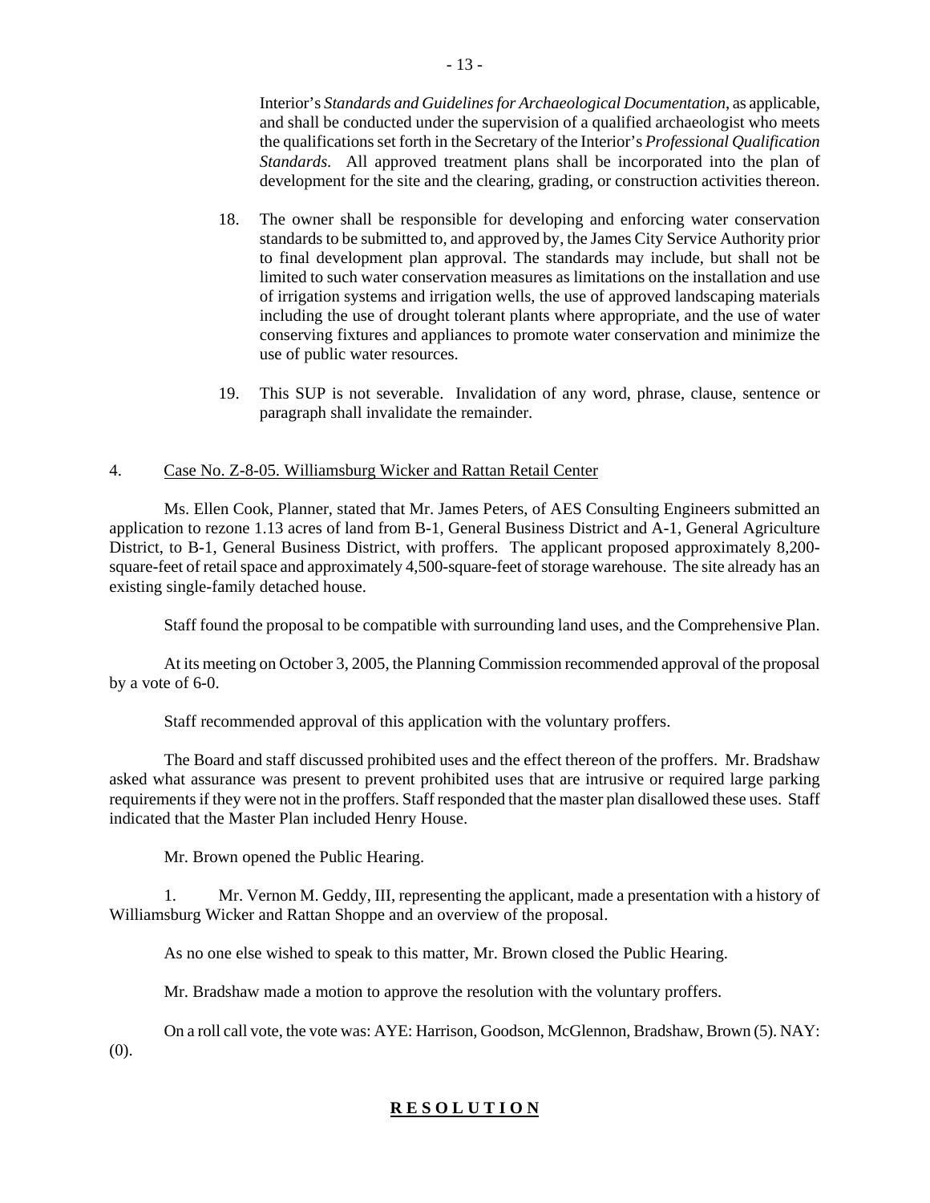Interior's *Standards and Guidelines for Archaeological Documentation*, as applicable, and shall be conducted under the supervision of a qualified archaeologist who meets the qualifications set forth in the Secretary of the Interior's *Professional Qualification Standards*. All approved treatment plans shall be incorporated into the plan of development for the site and the clearing, grading, or construction activities thereon.

18. The owner shall be responsible for developing and enforcing water conservation standards to be submitted to, and approved by, the James City Service Authority prior to final development plan approval. The standards may include, but shall not be limited to such water conservation measures as limitations on the installation and use of irrigation systems and irrigation wells, the use of approved landscaping materials including the use of drought tolerant plants where appropriate, and the use of water conserving fixtures and appliances to promote water conservation and minimize the use of public water resources.

19. This SUP is not severable. Invalidation of any word, phrase, clause, sentence or paragraph shall invalidate the remainder.

4. Case No. Z-8-05. Williamsburg Wicker and Rattan Retail Center

Ms. Ellen Cook, Planner, stated that Mr. James Peters, of AES Consulting Engineers submitted an application to rezone 1.13 acres of land from B-1, General Business District and A-1, General Agriculture District, to B-1, General Business District, with proffers. The applicant proposed approximately 8,200-square-feet of retail space and approximately 4,500-square-feet of storage warehouse. The site already has an existing single-family detached house.

Staff found the proposal to be compatible with surrounding land uses, and the Comprehensive Plan.

At its meeting on October 3, 2005, the Planning Commission recommended approval of the proposal by a vote of 6-0.

Staff recommended approval of this application with the voluntary proffers.

The Board and staff discussed prohibited uses and the effect thereon of the proffers. Mr. Bradshaw asked what assurance was present to prevent prohibited uses that are intrusive or required large parking requirements if they were not in the proffers. Staff responded that the master plan disallowed these uses. Staff indicated that the Master Plan included Henry House.

Mr. Brown opened the Public Hearing.

1. Mr. Vernon M. Geddy, III, representing the applicant, made a presentation with a history of Williamsburg Wicker and Rattan Shoppe and an overview of the proposal.

As no one else wished to speak to this matter, Mr. Brown closed the Public Hearing.

Mr. Bradshaw made a motion to approve the resolution with the voluntary proffers.

On a roll call vote, the vote was: AYE: Harrison, Goodson, McGlennon, Bradshaw, Brown (5). NAY: (0).

**R E S O L U T I O N**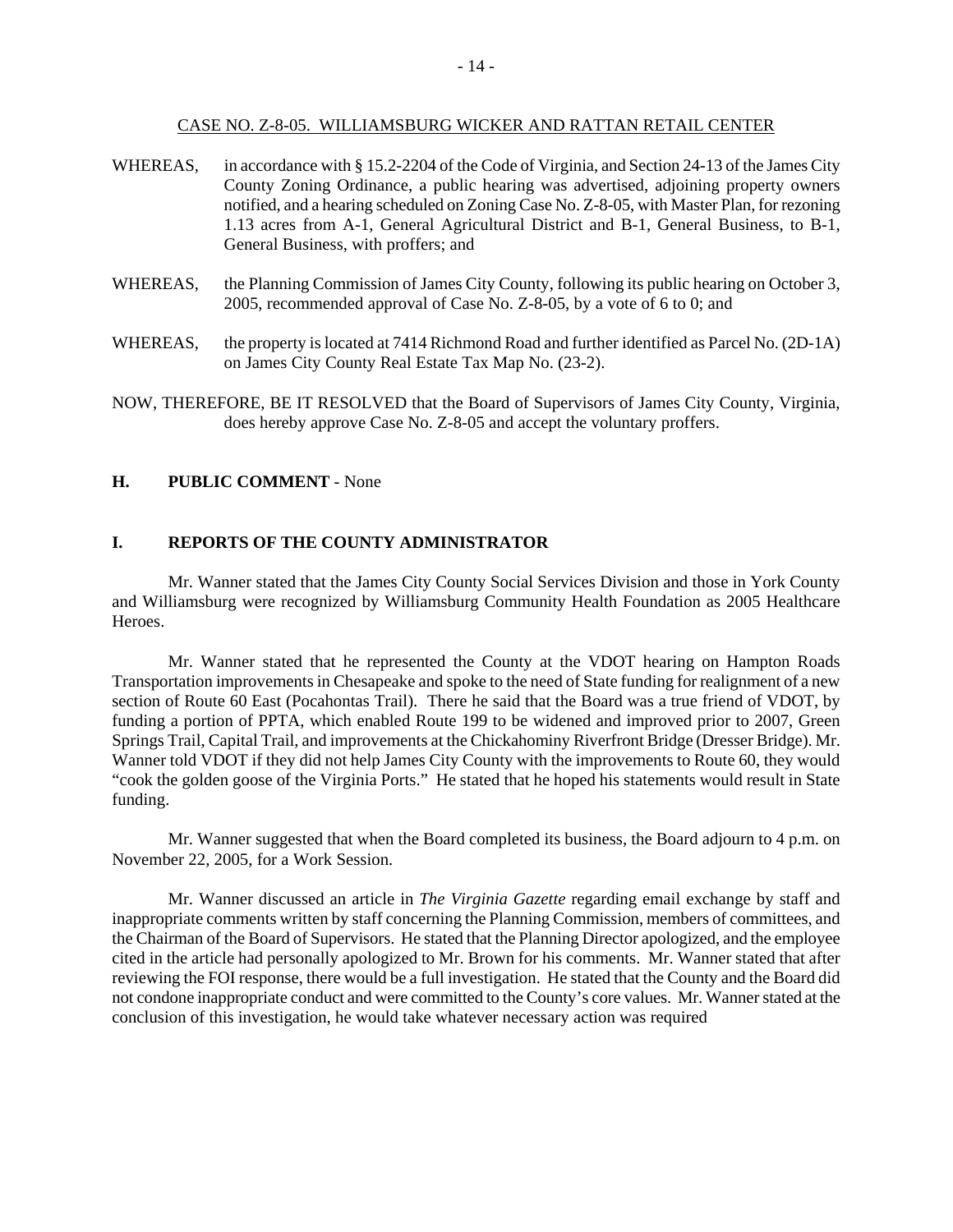CASE NO. Z-8-05. WILLIAMSBURG WICKER AND RATTAN RETAIL CENTER

WHEREAS, in accordance with § 15.2-2204 of the Code of Virginia, and Section 24-13 of the James City County Zoning Ordinance, a public hearing was advertised, adjoining property owners notified, and a hearing scheduled on Zoning Case No. Z-8-05, with Master Plan, for rezoning 1.13 acres from A-1, General Agricultural District and B-1, General Business, to B-1, General Business, with proffers; and

WHEREAS, the Planning Commission of James City County, following its public hearing on October 3, 2005, recommended approval of Case No. Z-8-05, by a vote of 6 to 0; and

WHEREAS, the property is located at 7414 Richmond Road and further identified as Parcel No. (2D-1A) on James City County Real Estate Tax Map No. (23-2).

NOW, THEREFORE, BE IT RESOLVED that the Board of Supervisors of James City County, Virginia, does hereby approve Case No. Z-8-05 and accept the voluntary proffers.

## H. PUBLIC COMMENT - None

## I. REPORTS OF THE COUNTY ADMINISTRATOR

Mr. Wanner stated that the James City County Social Services Division and those in York County and Williamsburg were recognized by Williamsburg Community Health Foundation as 2005 Healthcare Heroes.

Mr. Wanner stated that he represented the County at the VDOT hearing on Hampton Roads Transportation improvements in Chesapeake and spoke to the need of State funding for realignment of a new section of Route 60 East (Pocahontas Trail). There he said that the Board was a true friend of VDOT, by funding a portion of PPTA, which enabled Route 199 to be widened and improved prior to 2007, Green Springs Trail, Capital Trail, and improvements at the Chickahominy Riverfront Bridge (Dresser Bridge). Mr. Wanner told VDOT if they did not help James City County with the improvements to Route 60, they would "cook the golden goose of the Virginia Ports." He stated that he hoped his statements would result in State funding.

Mr. Wanner suggested that when the Board completed its business, the Board adjourn to 4 p.m. on November 22, 2005, for a Work Session.

Mr. Wanner discussed an article in *The Virginia Gazette* regarding email exchange by staff and inappropriate comments written by staff concerning the Planning Commission, members of committees, and the Chairman of the Board of Supervisors. He stated that the Planning Director apologized, and the employee cited in the article had personally apologized to Mr. Brown for his comments. Mr. Wanner stated that after reviewing the FOI response, there would be a full investigation. He stated that the County and the Board did not condone inappropriate conduct and were committed to the County's core values. Mr. Wanner stated at the conclusion of this investigation, he would take whatever necessary action was required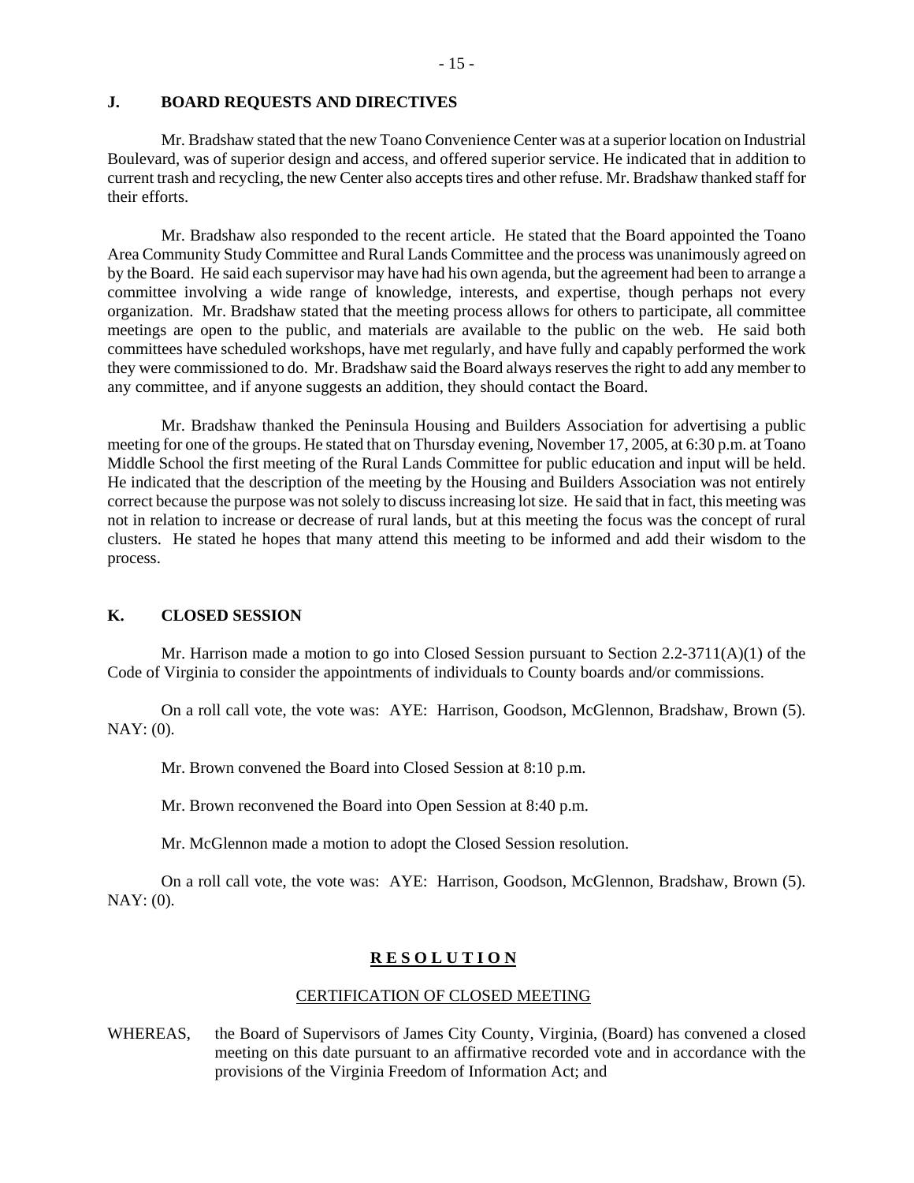## J. BOARD REQUESTS AND DIRECTIVES

Mr. Bradshaw stated that the new Toano Convenience Center was at a superior location on Industrial Boulevard, was of superior design and access, and offered superior service. He indicated that in addition to current trash and recycling, the new Center also accepts tires and other refuse. Mr. Bradshaw thanked staff for their efforts.

Mr. Bradshaw also responded to the recent article. He stated that the Board appointed the Toano Area Community Study Committee and Rural Lands Committee and the process was unanimously agreed on by the Board. He said each supervisor may have had his own agenda, but the agreement had been to arrange a committee involving a wide range of knowledge, interests, and expertise, though perhaps not every organization. Mr. Bradshaw stated that the meeting process allows for others to participate, all committee meetings are open to the public, and materials are available to the public on the web. He said both committees have scheduled workshops, have met regularly, and have fully and capably performed the work they were commissioned to do. Mr. Bradshaw said the Board always reserves the right to add any member to any committee, and if anyone suggests an addition, they should contact the Board.

Mr. Bradshaw thanked the Peninsula Housing and Builders Association for advertising a public meeting for one of the groups. He stated that on Thursday evening, November 17, 2005, at 6:30 p.m. at Toano Middle School the first meeting of the Rural Lands Committee for public education and input will be held. He indicated that the description of the meeting by the Housing and Builders Association was not entirely correct because the purpose was not solely to discuss increasing lot size. He said that in fact, this meeting was not in relation to increase or decrease of rural lands, but at this meeting the focus was the concept of rural clusters. He stated he hopes that many attend this meeting to be informed and add their wisdom to the process.

## K. CLOSED SESSION

Mr. Harrison made a motion to go into Closed Session pursuant to Section 2.2-3711(A)(1) of the Code of Virginia to consider the appointments of individuals to County boards and/or commissions.

On a roll call vote, the vote was: AYE: Harrison, Goodson, McGlennon, Bradshaw, Brown (5). NAY: (0).

Mr. Brown convened the Board into Closed Session at 8:10 p.m.

Mr. Brown reconvened the Board into Open Session at 8:40 p.m.

Mr. McGlennon made a motion to adopt the Closed Session resolution.

On a roll call vote, the vote was: AYE: Harrison, Goodson, McGlennon, Bradshaw, Brown (5). NAY: (0).

**R E S O L U T I O N**

CERTIFICATION OF CLOSED MEETING

WHEREAS, the Board of Supervisors of James City County, Virginia, (Board) has convened a closed meeting on this date pursuant to an affirmative recorded vote and in accordance with the provisions of the Virginia Freedom of Information Act; and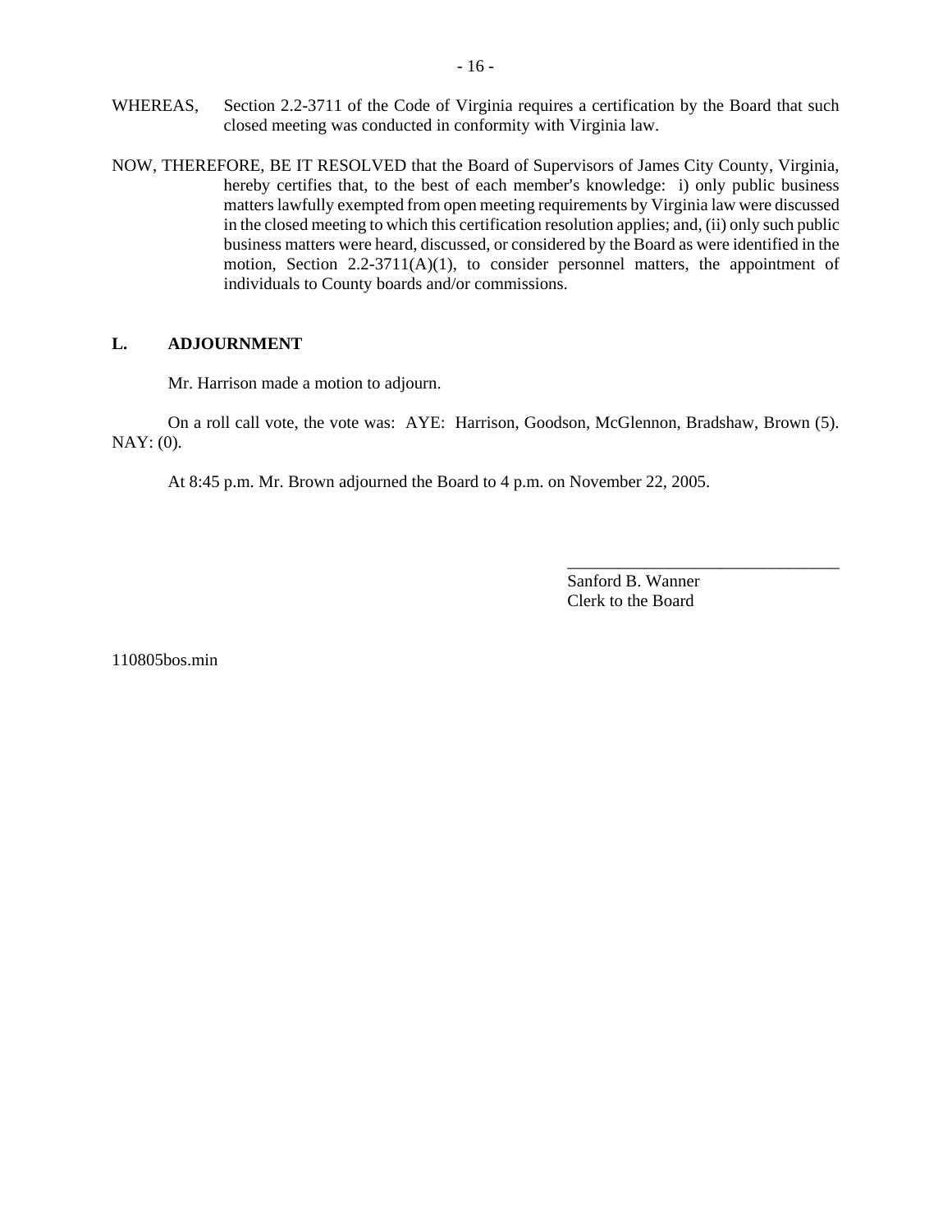WHEREAS, Section 2.2-3711 of the Code of Virginia requires a certification by the Board that such closed meeting was conducted in conformity with Virginia law.

NOW, THEREFORE, BE IT RESOLVED that the Board of Supervisors of James City County, Virginia, hereby certifies that, to the best of each member's knowledge: i) only public business matters lawfully exempted from open meeting requirements by Virginia law were discussed in the closed meeting to which this certification resolution applies; and, (ii) only such public business matters were heard, discussed, or considered by the Board as were identified in the motion, Section 2.2-3711(A)(1), to consider personnel matters, the appointment of individuals to County boards and/or commissions.

## L. ADJOURNMENT

Mr. Harrison made a motion to adjourn.

On a roll call vote, the vote was: AYE: Harrison, Goodson, McGlennon, Bradshaw, Brown (5). NAY: (0).

At 8:45 p.m. Mr. Brown adjourned the Board to 4 p.m. on November 22, 2005.

\_\_\_\_\_\_\_\_\_\_\_\_\_\_\_\_\_\_\_\_\_\_\_\_\_\_\_\_\_\_\_\_

Sanford B. Wanner
Clerk to the Board

110805bos.min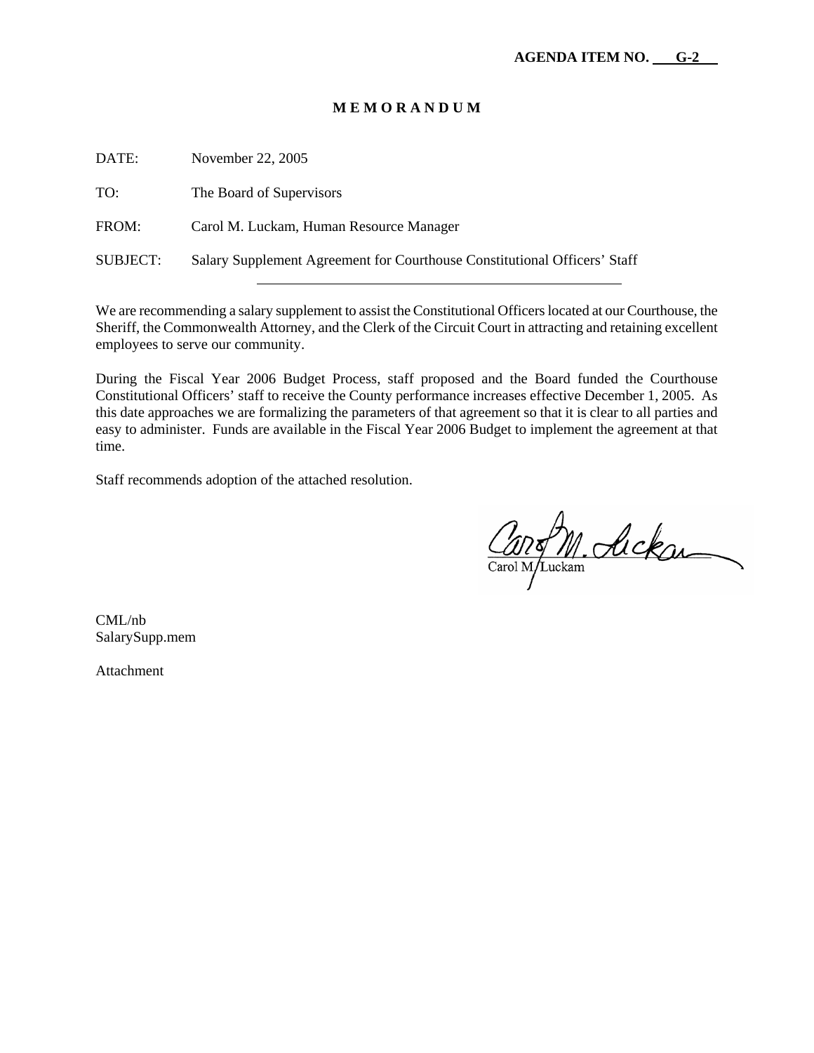**AGENDA ITEM NO. G-2**

# M E M O R A N D U M

DATE: November 22, 2005

TO: The Board of Supervisors

FROM: Carol M. Luckam, Human Resource Manager

SUBJECT: Salary Supplement Agreement for Courthouse Constitutional Officers' Staff

---

We are recommending a salary supplement to assist the Constitutional Officers located at our Courthouse, the Sheriff, the Commonwealth Attorney, and the Clerk of the Circuit Court in attracting and retaining excellent employees to serve our community.

During the Fiscal Year 2006 Budget Process, staff proposed and the Board funded the Courthouse Constitutional Officers' staff to receive the County performance increases effective December 1, 2005. As this date approaches we are formalizing the parameters of that agreement so that it is clear to all parties and easy to administer. Funds are available in the Fiscal Year 2006 Budget to implement the agreement at that time.

Staff recommends adoption of the attached resolution.

Carol M. Luckam

CML/nb
SalarySupp.mem

Attachment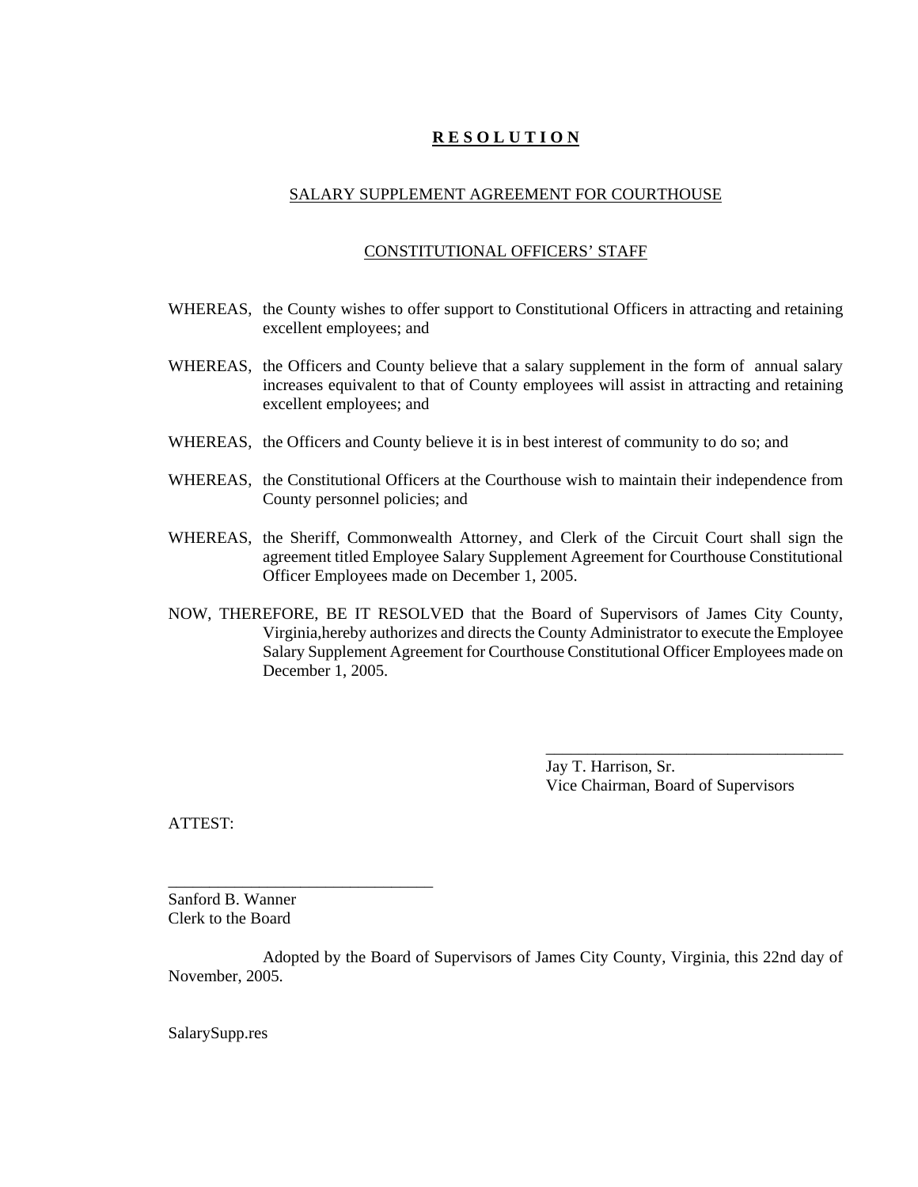# **R E S O L U T I O N**

## SALARY SUPPLEMENT AGREEMENT FOR COURTHOUSE

## CONSTITUTIONAL OFFICERS' STAFF

WHEREAS, the County wishes to offer support to Constitutional Officers in attracting and retaining excellent employees; and

WHEREAS, the Officers and County believe that a salary supplement in the form of annual salary increases equivalent to that of County employees will assist in attracting and retaining excellent employees; and

WHEREAS, the Officers and County believe it is in best interest of community to do so; and

WHEREAS, the Constitutional Officers at the Courthouse wish to maintain their independence from County personnel policies; and

WHEREAS, the Sheriff, Commonwealth Attorney, and Clerk of the Circuit Court shall sign the agreement titled Employee Salary Supplement Agreement for Courthouse Constitutional Officer Employees made on December 1, 2005.

NOW, THEREFORE, BE IT RESOLVED that the Board of Supervisors of James City County, Virginia,hereby authorizes and directs the County Administrator to execute the Employee Salary Supplement Agreement for Courthouse Constitutional Officer Employees made on December 1, 2005.

_____________________________________
Jay T. Harrison, Sr.
Vice Chairman, Board of Supervisors

ATTEST:

_________________________________
Sanford B. Wanner
Clerk to the Board

Adopted by the Board of Supervisors of James City County, Virginia, this 22nd day of November, 2005.

SalarySupp.res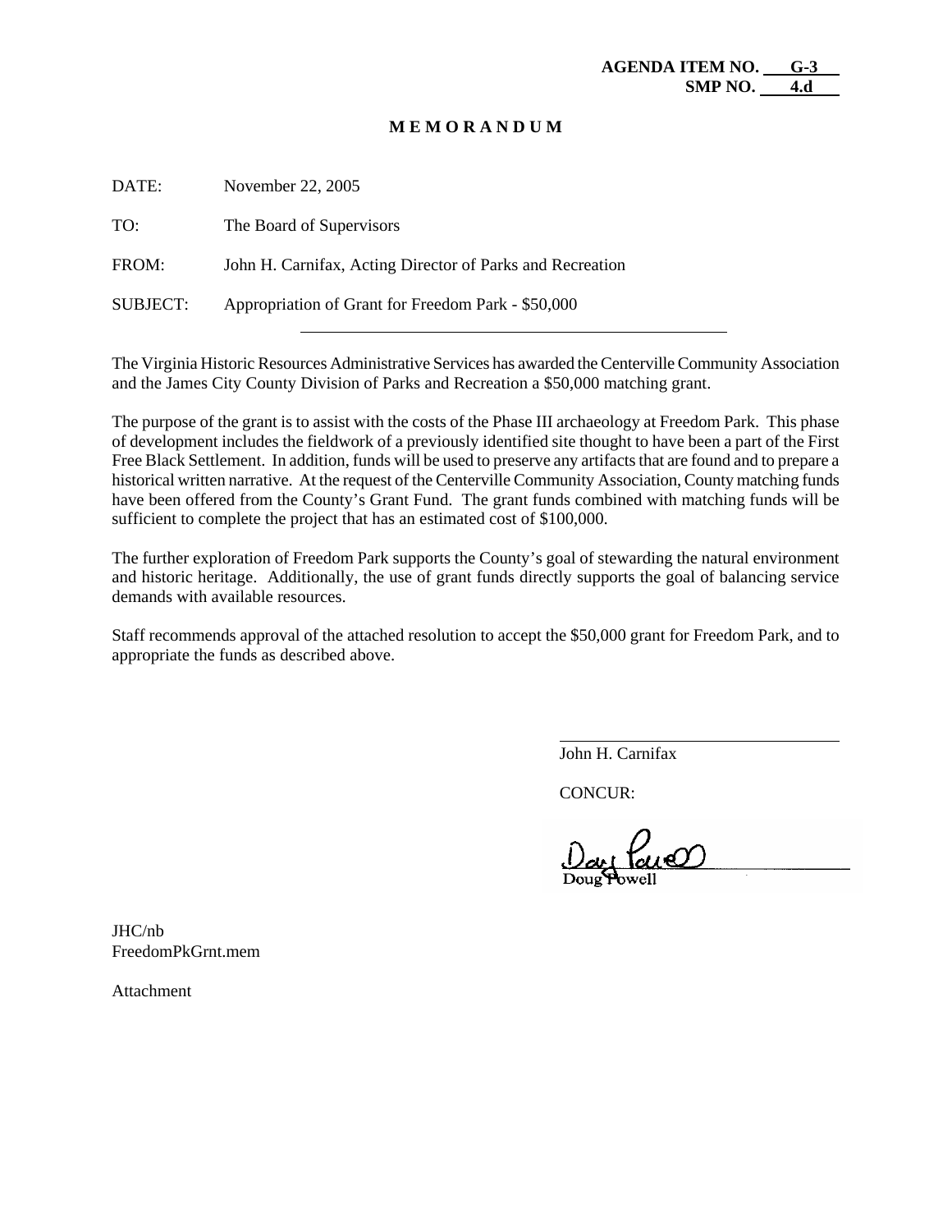**AGENDA ITEM NO. G-3**
**SMP NO. 4.d**

**M E M O R A N D U M**

DATE: November 22, 2005

TO: The Board of Supervisors

FROM: John H. Carnifax, Acting Director of Parks and Recreation

SUBJECT: Appropriation of Grant for Freedom Park - $50,000

---

The Virginia Historic Resources Administrative Services has awarded the Centerville Community Association and the James City County Division of Parks and Recreation a $50,000 matching grant.

The purpose of the grant is to assist with the costs of the Phase III archaeology at Freedom Park. This phase of development includes the fieldwork of a previously identified site thought to have been a part of the First Free Black Settlement. In addition, funds will be used to preserve any artifacts that are found and to prepare a historical written narrative. At the request of the Centerville Community Association, County matching funds have been offered from the County's Grant Fund. The grant funds combined with matching funds will be sufficient to complete the project that has an estimated cost of $100,000.

The further exploration of Freedom Park supports the County's goal of stewarding the natural environment and historic heritage. Additionally, the use of grant funds directly supports the goal of balancing service demands with available resources.

Staff recommends approval of the attached resolution to accept the $50,000 grant for Freedom Park, and to appropriate the funds as described above.

John H. Carnifax

CONCUR:

Doug Powell

JHC/nb
FreedomPkGrnt.mem

Attachment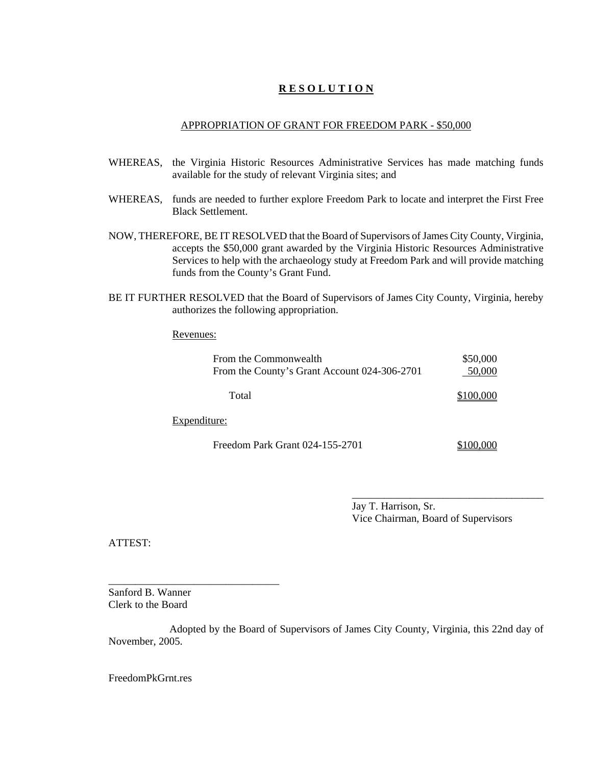# **R E S O L U T I O N**

APPROPRIATION OF GRANT FOR FREEDOM PARK - $50,000

WHEREAS, the Virginia Historic Resources Administrative Services has made matching funds available for the study of relevant Virginia sites; and

WHEREAS, funds are needed to further explore Freedom Park to locate and interpret the First Free Black Settlement.

NOW, THEREFORE, BE IT RESOLVED that the Board of Supervisors of James City County, Virginia, accepts the $50,000 grant awarded by the Virginia Historic Resources Administrative Services to help with the archaeology study at Freedom Park and will provide matching funds from the County's Grant Fund.

BE IT FURTHER RESOLVED that the Board of Supervisors of James City County, Virginia, hereby authorizes the following appropriation.

Revenues:

| | |
|---|---|
| From the Commonwealth | $50,000 |
| From the County's Grant Account 024-306-2701 | 50,000 |
| Total | $100,000 |

Expenditure:

| | |
|---|---|
| Freedom Park Grant 024-155-2701 | $100,000 |

\_\_\_\_\_\_\_\_\_\_\_\_\_\_\_\_\_\_\_\_\_\_\_\_\_\_\_\_\_\_\_\_\_\_\_\_
Jay T. Harrison, Sr.
Vice Chairman, Board of Supervisors

ATTEST:

\_\_\_\_\_\_\_\_\_\_\_\_\_\_\_\_\_\_\_\_\_\_\_\_\_\_\_\_\_\_\_\_
Sanford B. Wanner
Clerk to the Board

Adopted by the Board of Supervisors of James City County, Virginia, this 22nd day of November, 2005.

FreedomPkGrnt.res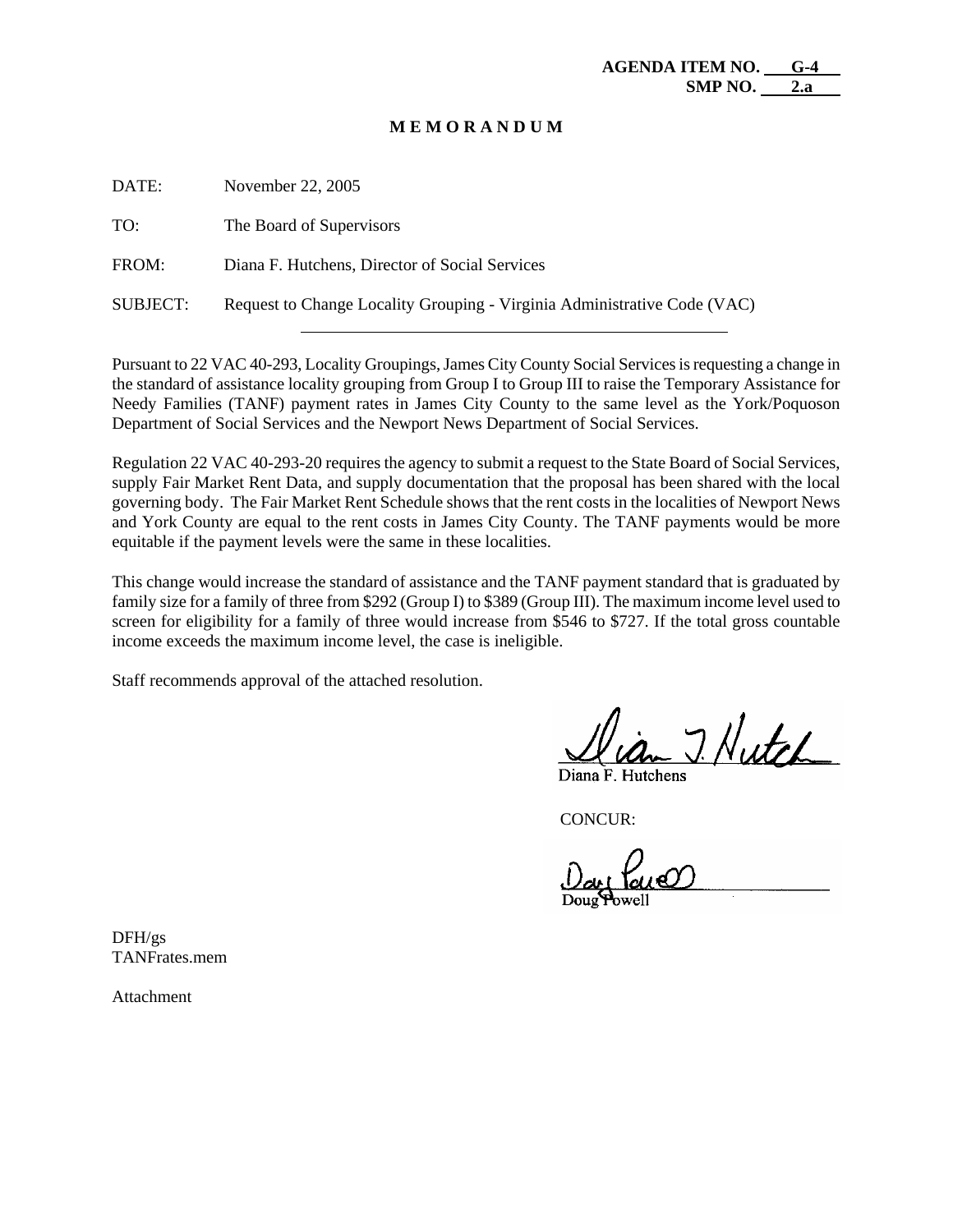**AGENDA ITEM NO. G-4**
**SMP NO. 2.a**

**M E M O R A N D U M**

DATE: November 22, 2005

TO: The Board of Supervisors

FROM: Diana F. Hutchens, Director of Social Services

SUBJECT: Request to Change Locality Grouping - Virginia Administrative Code (VAC)

---

Pursuant to 22 VAC 40-293, Locality Groupings, James City County Social Services is requesting a change in the standard of assistance locality grouping from Group I to Group III to raise the Temporary Assistance for Needy Families (TANF) payment rates in James City County to the same level as the York/Poquoson Department of Social Services and the Newport News Department of Social Services.

Regulation 22 VAC 40-293-20 requires the agency to submit a request to the State Board of Social Services, supply Fair Market Rent Data, and supply documentation that the proposal has been shared with the local governing body. The Fair Market Rent Schedule shows that the rent costs in the localities of Newport News and York County are equal to the rent costs in James City County. The TANF payments would be more equitable if the payment levels were the same in these localities.

This change would increase the standard of assistance and the TANF payment standard that is graduated by family size for a family of three from $292 (Group I) to $389 (Group III). The maximum income level used to screen for eligibility for a family of three would increase from $546 to $727. If the total gross countable income exceeds the maximum income level, the case is ineligible.

Staff recommends approval of the attached resolution.

Diana F. Hutchens

CONCUR:

Doug Powell

DFH/gs
TANFrates.mem

Attachment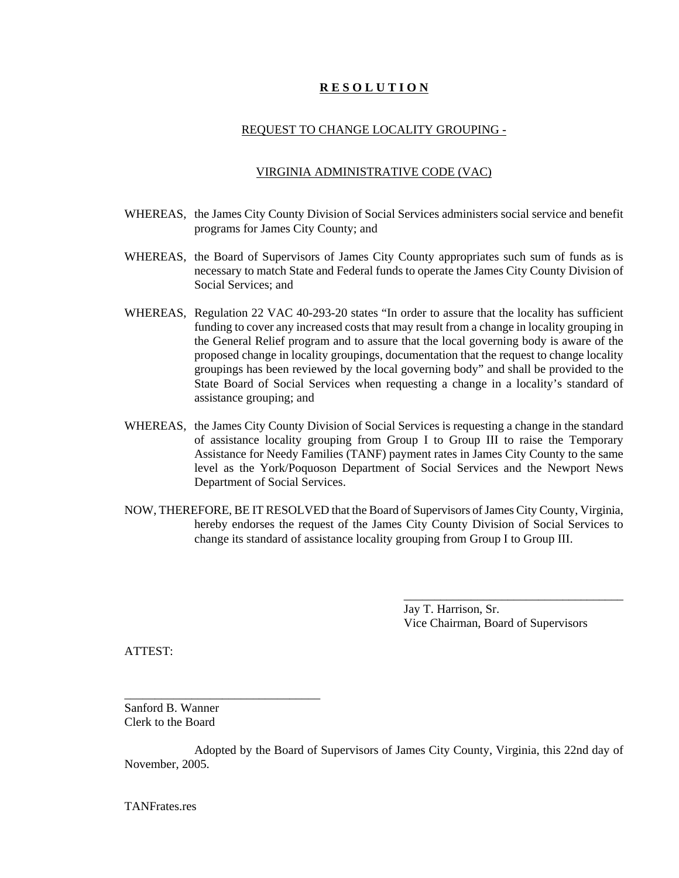# **R E S O L U T I O N**

REQUEST TO CHANGE LOCALITY GROUPING -

VIRGINIA ADMINISTRATIVE CODE (VAC)

WHEREAS, the James City County Division of Social Services administers social service and benefit programs for James City County; and

WHEREAS, the Board of Supervisors of James City County appropriates such sum of funds as is necessary to match State and Federal funds to operate the James City County Division of Social Services; and

WHEREAS, Regulation 22 VAC 40-293-20 states "In order to assure that the locality has sufficient funding to cover any increased costs that may result from a change in locality grouping in the General Relief program and to assure that the local governing body is aware of the proposed change in locality groupings, documentation that the request to change locality groupings has been reviewed by the local governing body" and shall be provided to the State Board of Social Services when requesting a change in a locality's standard of assistance grouping; and

WHEREAS, the James City County Division of Social Services is requesting a change in the standard of assistance locality grouping from Group I to Group III to raise the Temporary Assistance for Needy Families (TANF) payment rates in James City County to the same level as the York/Poquoson Department of Social Services and the Newport News Department of Social Services.

NOW, THEREFORE, BE IT RESOLVED that the Board of Supervisors of James City County, Virginia, hereby endorses the request of the James City County Division of Social Services to change its standard of assistance locality grouping from Group I to Group III.

_____________________________________
Jay T. Harrison, Sr.
Vice Chairman, Board of Supervisors

ATTEST:

________________________________
Sanford B. Wanner
Clerk to the Board

Adopted by the Board of Supervisors of James City County, Virginia, this 22nd day of November, 2005.

TANFrates.res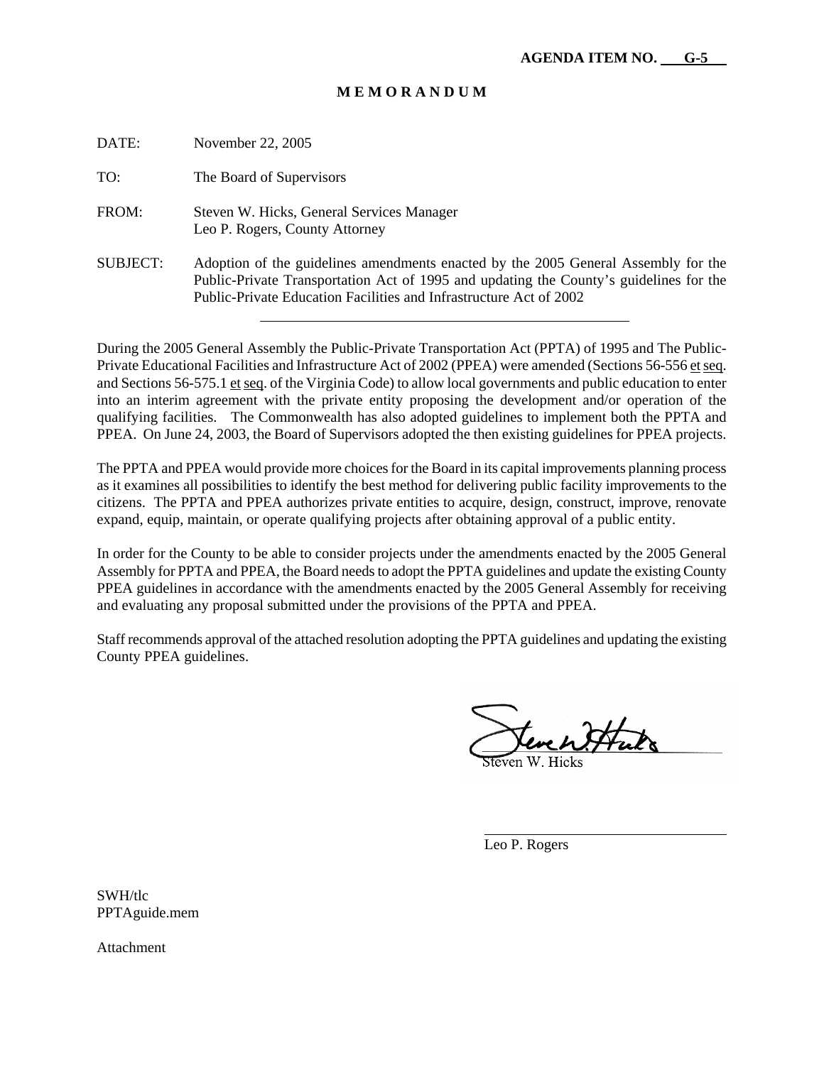**AGENDA ITEM NO. G-5**

# M E M O R A N D U M

DATE: November 22, 2005

TO: The Board of Supervisors

FROM: Steven W. Hicks, General Services Manager
Leo P. Rogers, County Attorney

SUBJECT: Adoption of the guidelines amendments enacted by the 2005 General Assembly for the Public-Private Transportation Act of 1995 and updating the County's guidelines for the Public-Private Education Facilities and Infrastructure Act of 2002

---

During the 2005 General Assembly the Public-Private Transportation Act (PPTA) of 1995 and The Public-Private Educational Facilities and Infrastructure Act of 2002 (PPEA) were amended (Sections 56-556 et seq. and Sections 56-575.1 et seq. of the Virginia Code) to allow local governments and public education to enter into an interim agreement with the private entity proposing the development and/or operation of the qualifying facilities. The Commonwealth has also adopted guidelines to implement both the PPTA and PPEA. On June 24, 2003, the Board of Supervisors adopted the then existing guidelines for PPEA projects.

The PPTA and PPEA would provide more choices for the Board in its capital improvements planning process as it examines all possibilities to identify the best method for delivering public facility improvements to the citizens. The PPTA and PPEA authorizes private entities to acquire, design, construct, improve, renovate expand, equip, maintain, or operate qualifying projects after obtaining approval of a public entity.

In order for the County to be able to consider projects under the amendments enacted by the 2005 General Assembly for PPTA and PPEA, the Board needs to adopt the PPTA guidelines and update the existing County PPEA guidelines in accordance with the amendments enacted by the 2005 General Assembly for receiving and evaluating any proposal submitted under the provisions of the PPTA and PPEA.

Staff recommends approval of the attached resolution adopting the PPTA guidelines and updating the existing County PPEA guidelines.

Steven W. Hicks

Leo P. Rogers

SWH/tlc
PPTAguide.mem

Attachment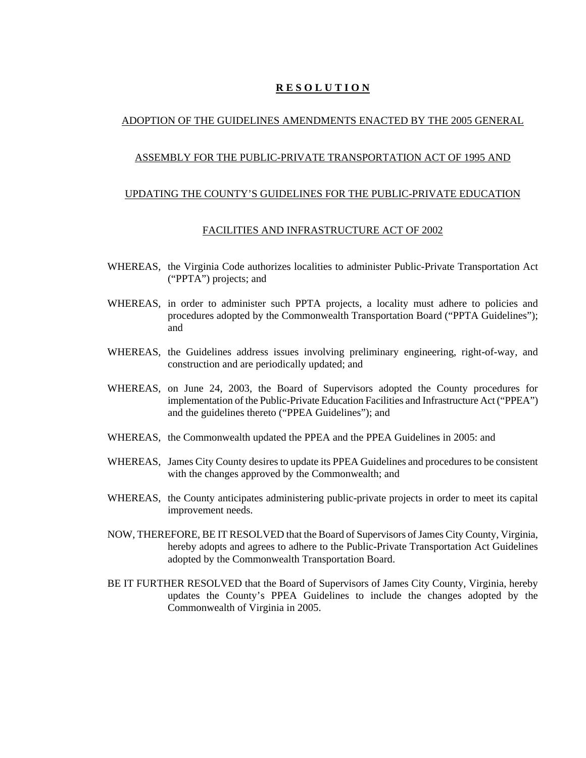# **R E S O L U T I O N**

ADOPTION OF THE GUIDELINES AMENDMENTS ENACTED BY THE 2005 GENERAL

ASSEMBLY FOR THE PUBLIC-PRIVATE TRANSPORTATION ACT OF 1995 AND

UPDATING THE COUNTY'S GUIDELINES FOR THE PUBLIC-PRIVATE EDUCATION

FACILITIES AND INFRASTRUCTURE ACT OF 2002

WHEREAS, the Virginia Code authorizes localities to administer Public-Private Transportation Act ("PPTA") projects; and

WHEREAS, in order to administer such PPTA projects, a locality must adhere to policies and procedures adopted by the Commonwealth Transportation Board ("PPTA Guidelines"); and

WHEREAS, the Guidelines address issues involving preliminary engineering, right-of-way, and construction and are periodically updated; and

WHEREAS, on June 24, 2003, the Board of Supervisors adopted the County procedures for implementation of the Public-Private Education Facilities and Infrastructure Act ("PPEA") and the guidelines thereto ("PPEA Guidelines"); and

WHEREAS, the Commonwealth updated the PPEA and the PPEA Guidelines in 2005: and

WHEREAS, James City County desires to update its PPEA Guidelines and procedures to be consistent with the changes approved by the Commonwealth; and

WHEREAS, the County anticipates administering public-private projects in order to meet its capital improvement needs.

NOW, THEREFORE, BE IT RESOLVED that the Board of Supervisors of James City County, Virginia, hereby adopts and agrees to adhere to the Public-Private Transportation Act Guidelines adopted by the Commonwealth Transportation Board.

BE IT FURTHER RESOLVED that the Board of Supervisors of James City County, Virginia, hereby updates the County's PPEA Guidelines to include the changes adopted by the Commonwealth of Virginia in 2005.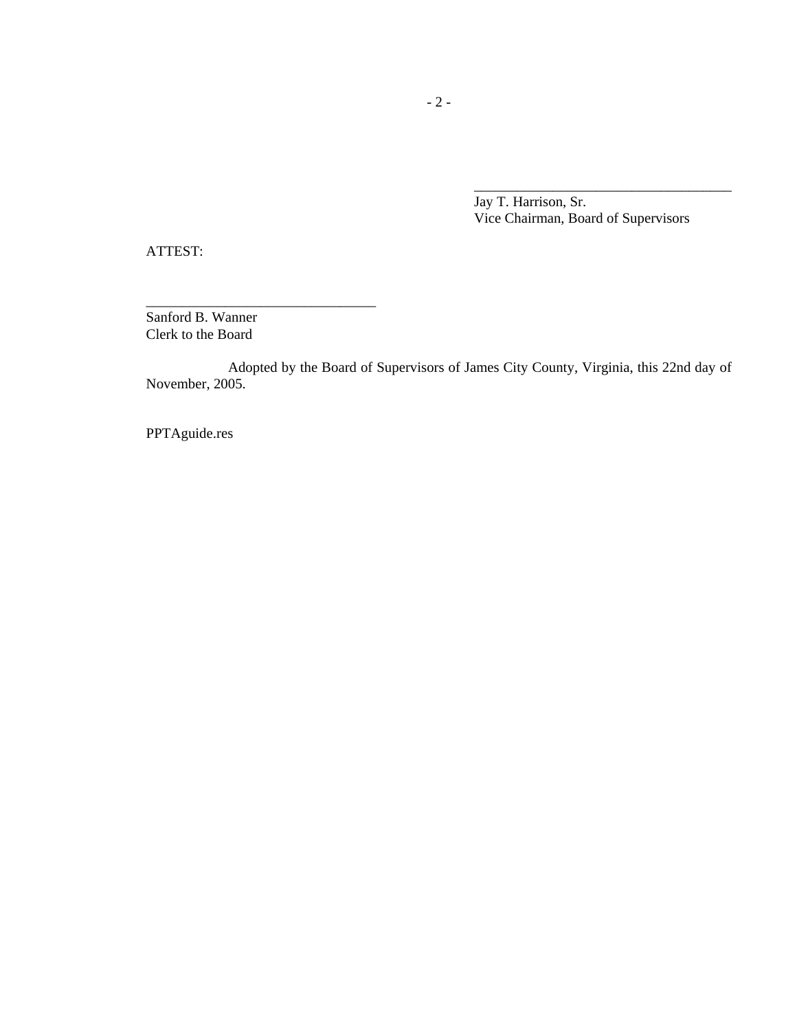\_\_\_\_\_\_\_\_\_\_\_\_\_\_\_\_\_\_\_\_\_\_\_\_\_\_\_\_\_\_\_\_\_\_\_\_

Jay T. Harrison, Sr.
Vice Chairman, Board of Supervisors

ATTEST:

\_\_\_\_\_\_\_\_\_\_\_\_\_\_\_\_\_\_\_\_\_\_\_\_\_\_\_\_\_\_\_\_

Sanford B. Wanner
Clerk to the Board

Adopted by the Board of Supervisors of James City County, Virginia, this 22nd day of November, 2005.

PPTAguide.res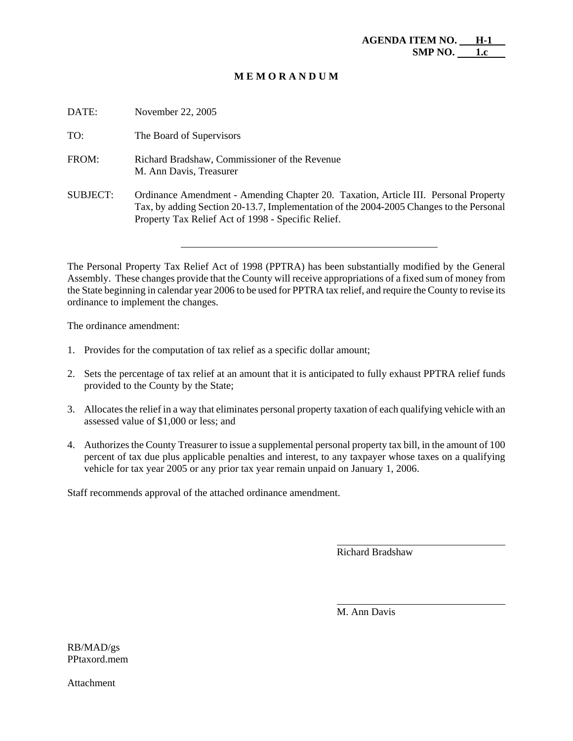**AGENDA ITEM NO. H-1**
**SMP NO. 1.c**

# M E M O R A N D U M

DATE: November 22, 2005

TO: The Board of Supervisors

FROM: Richard Bradshaw, Commissioner of the Revenue
M. Ann Davis, Treasurer

SUBJECT: Ordinance Amendment - Amending Chapter 20. Taxation, Article III. Personal Property Tax, by adding Section 20-13.7, Implementation of the 2004-2005 Changes to the Personal Property Tax Relief Act of 1998 - Specific Relief.

---

The Personal Property Tax Relief Act of 1998 (PPTRA) has been substantially modified by the General Assembly. These changes provide that the County will receive appropriations of a fixed sum of money from the State beginning in calendar year 2006 to be used for PPTRA tax relief, and require the County to revise its ordinance to implement the changes.

The ordinance amendment:

1. Provides for the computation of tax relief as a specific dollar amount;

2. Sets the percentage of tax relief at an amount that it is anticipated to fully exhaust PPTRA relief funds provided to the County by the State;

3. Allocates the relief in a way that eliminates personal property taxation of each qualifying vehicle with an assessed value of $1,000 or less; and

4. Authorizes the County Treasurer to issue a supplemental personal property tax bill, in the amount of 100 percent of tax due plus applicable penalties and interest, to any taxpayer whose taxes on a qualifying vehicle for tax year 2005 or any prior tax year remain unpaid on January 1, 2006.

Staff recommends approval of the attached ordinance amendment.

Richard Bradshaw

M. Ann Davis

RB/MAD/gs
PPtaxord.mem

Attachment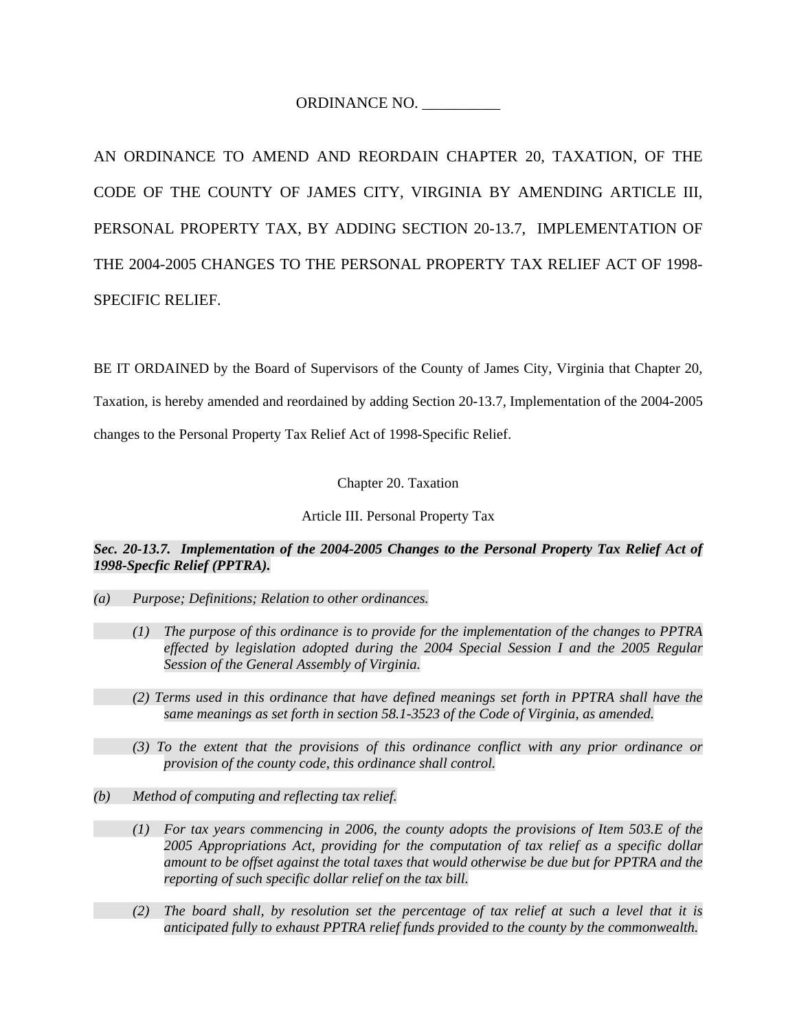ORDINANCE NO. __________

AN ORDINANCE TO AMEND AND REORDAIN CHAPTER 20, TAXATION, OF THE CODE OF THE COUNTY OF JAMES CITY, VIRGINIA BY AMENDING ARTICLE III, PERSONAL PROPERTY TAX, BY ADDING SECTION 20-13.7, IMPLEMENTATION OF THE 2004-2005 CHANGES TO THE PERSONAL PROPERTY TAX RELIEF ACT OF 1998-SPECIFIC RELIEF.

BE IT ORDAINED by the Board of Supervisors of the County of James City, Virginia that Chapter 20, Taxation, is hereby amended and reordained by adding Section 20-13.7, Implementation of the 2004-2005 changes to the Personal Property Tax Relief Act of 1998-Specific Relief.

Chapter 20. Taxation

Article III. Personal Property Tax

***Sec. 20-13.7. Implementation of the 2004-2005 Changes to the Personal Property Tax Relief Act of 1998-Specfic Relief (PPTRA).***

*(a) Purpose; Definitions; Relation to other ordinances.*

*(1) The purpose of this ordinance is to provide for the implementation of the changes to PPTRA effected by legislation adopted during the 2004 Special Session I and the 2005 Regular Session of the General Assembly of Virginia.*

*(2) Terms used in this ordinance that have defined meanings set forth in PPTRA shall have the same meanings as set forth in section 58.1-3523 of the Code of Virginia, as amended.*

*(3) To the extent that the provisions of this ordinance conflict with any prior ordinance or provision of the county code, this ordinance shall control.*

*(b) Method of computing and reflecting tax relief.*

*(1) For tax years commencing in 2006, the county adopts the provisions of Item 503.E of the 2005 Appropriations Act, providing for the computation of tax relief as a specific dollar amount to be offset against the total taxes that would otherwise be due but for PPTRA and the reporting of such specific dollar relief on the tax bill.*

*(2) The board shall, by resolution set the percentage of tax relief at such a level that it is anticipated fully to exhaust PPTRA relief funds provided to the county by the commonwealth.*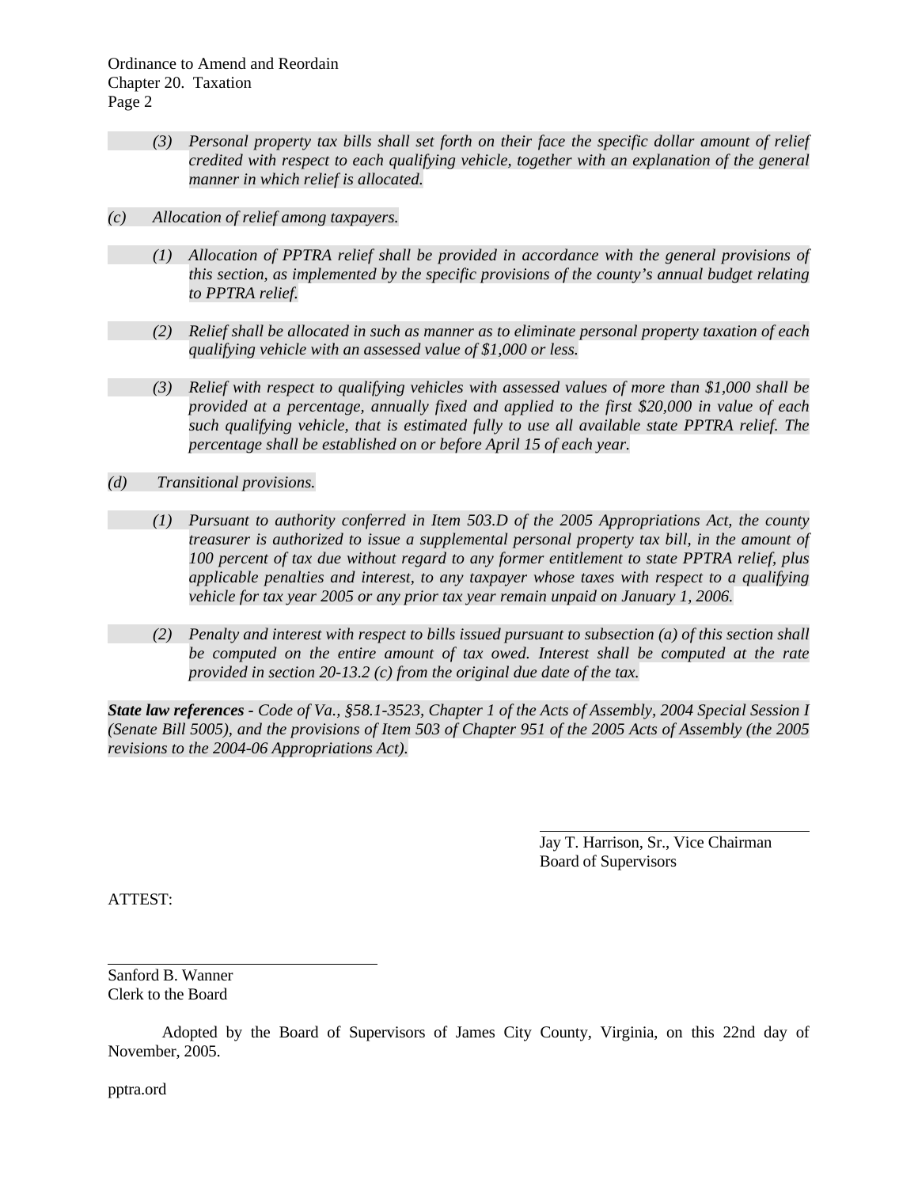*(3) Personal property tax bills shall set forth on their face the specific dollar amount of relief credited with respect to each qualifying vehicle, together with an explanation of the general manner in which relief is allocated.*

*(c) Allocation of relief among taxpayers.*

*(1) Allocation of PPTRA relief shall be provided in accordance with the general provisions of this section, as implemented by the specific provisions of the county's annual budget relating to PPTRA relief.*

*(2) Relief shall be allocated in such as manner as to eliminate personal property taxation of each qualifying vehicle with an assessed value of $1,000 or less.*

*(3) Relief with respect to qualifying vehicles with assessed values of more than $1,000 shall be provided at a percentage, annually fixed and applied to the first $20,000 in value of each such qualifying vehicle, that is estimated fully to use all available state PPTRA relief. The percentage shall be established on or before April 15 of each year.*

*(d) Transitional provisions.*

*(1) Pursuant to authority conferred in Item 503.D of the 2005 Appropriations Act, the county treasurer is authorized to issue a supplemental personal property tax bill, in the amount of 100 percent of tax due without regard to any former entitlement to state PPTRA relief, plus applicable penalties and interest, to any taxpayer whose taxes with respect to a qualifying vehicle for tax year 2005 or any prior tax year remain unpaid on January 1, 2006.*

*(2) Penalty and interest with respect to bills issued pursuant to subsection (a) of this section shall be computed on the entire amount of tax owed. Interest shall be computed at the rate provided in section 20-13.2 (c) from the original due date of the tax.*

***State law references -*** *Code of Va., §58.1-3523, Chapter 1 of the Acts of Assembly, 2004 Special Session I (Senate Bill 5005), and the provisions of Item 503 of Chapter 951 of the 2005 Acts of Assembly (the 2005 revisions to the 2004-06 Appropriations Act).*

Jay T. Harrison, Sr., Vice Chairman
Board of Supervisors

ATTEST:

Sanford B. Wanner
Clerk to the Board

Adopted by the Board of Supervisors of James City County, Virginia, on this 22nd day of November, 2005.

pptra.ord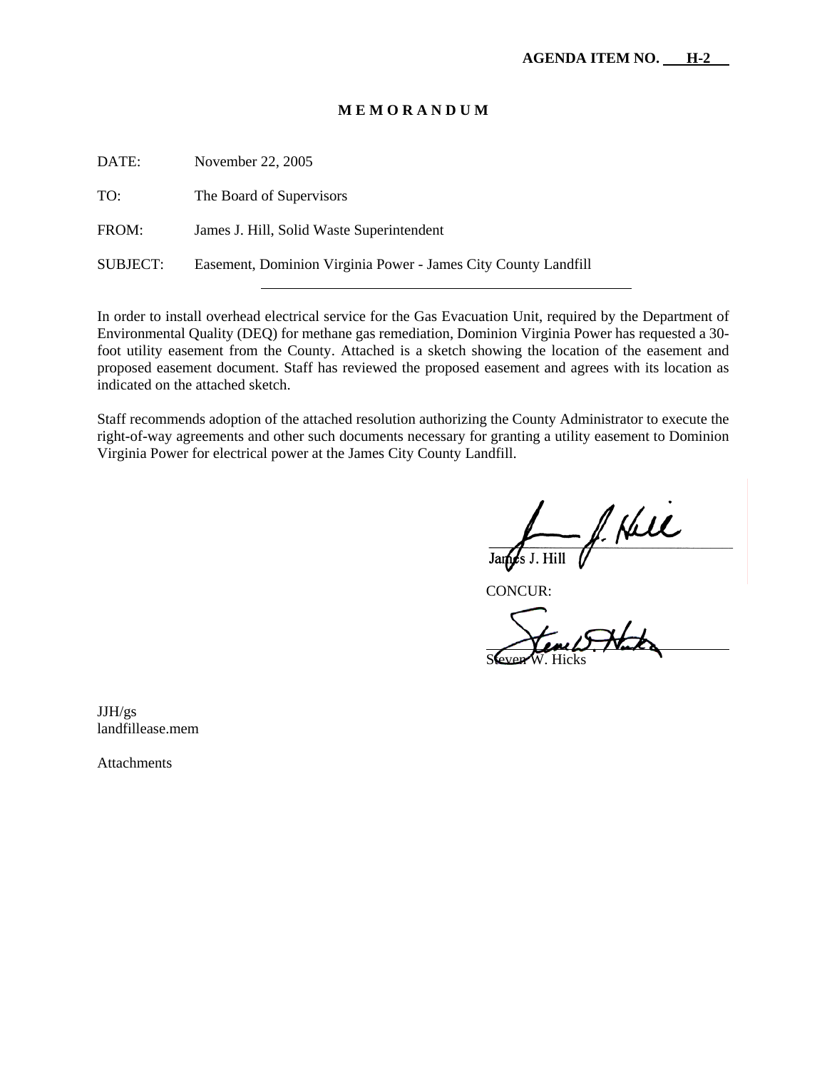**AGENDA ITEM NO. H-2**

**M E M O R A N D U M**

DATE: November 22, 2005

TO: The Board of Supervisors

FROM: James J. Hill, Solid Waste Superintendent

SUBJECT: Easement, Dominion Virginia Power - James City County Landfill

---

In order to install overhead electrical service for the Gas Evacuation Unit, required by the Department of Environmental Quality (DEQ) for methane gas remediation, Dominion Virginia Power has requested a 30-foot utility easement from the County. Attached is a sketch showing the location of the easement and proposed easement document. Staff has reviewed the proposed easement and agrees with its location as indicated on the attached sketch.

Staff recommends adoption of the attached resolution authorizing the County Administrator to execute the right-of-way agreements and other such documents necessary for granting a utility easement to Dominion Virginia Power for electrical power at the James City County Landfill.

James J. Hill

CONCUR:

Steven W. Hicks

JJH/gs
landfillease.mem

Attachments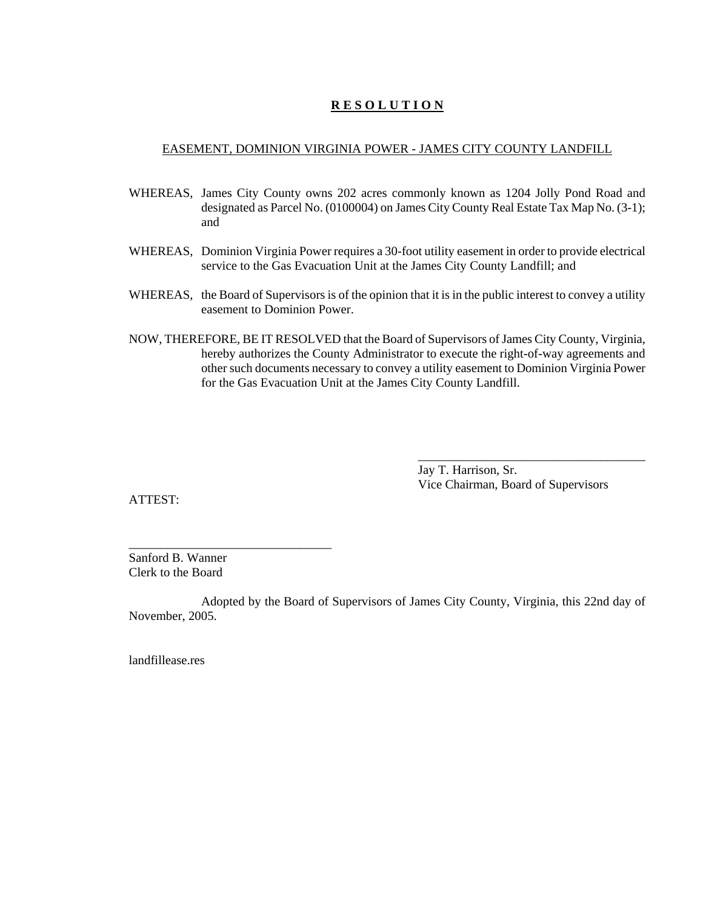# **R E S O L U T I O N**

EASEMENT, DOMINION VIRGINIA POWER - JAMES CITY COUNTY LANDFILL

WHEREAS, James City County owns 202 acres commonly known as 1204 Jolly Pond Road and designated as Parcel No. (0100004) on James City County Real Estate Tax Map No. (3-1); and

WHEREAS, Dominion Virginia Power requires a 30-foot utility easement in order to provide electrical service to the Gas Evacuation Unit at the James City County Landfill; and

WHEREAS, the Board of Supervisors is of the opinion that it is in the public interest to convey a utility easement to Dominion Power.

NOW, THEREFORE, BE IT RESOLVED that the Board of Supervisors of James City County, Virginia, hereby authorizes the County Administrator to execute the right-of-way agreements and other such documents necessary to convey a utility easement to Dominion Virginia Power for the Gas Evacuation Unit at the James City County Landfill.

_____________________________________
Jay T. Harrison, Sr.
Vice Chairman, Board of Supervisors

ATTEST:

_________________________________
Sanford B. Wanner
Clerk to the Board

Adopted by the Board of Supervisors of James City County, Virginia, this 22nd day of November, 2005.

landfillease.res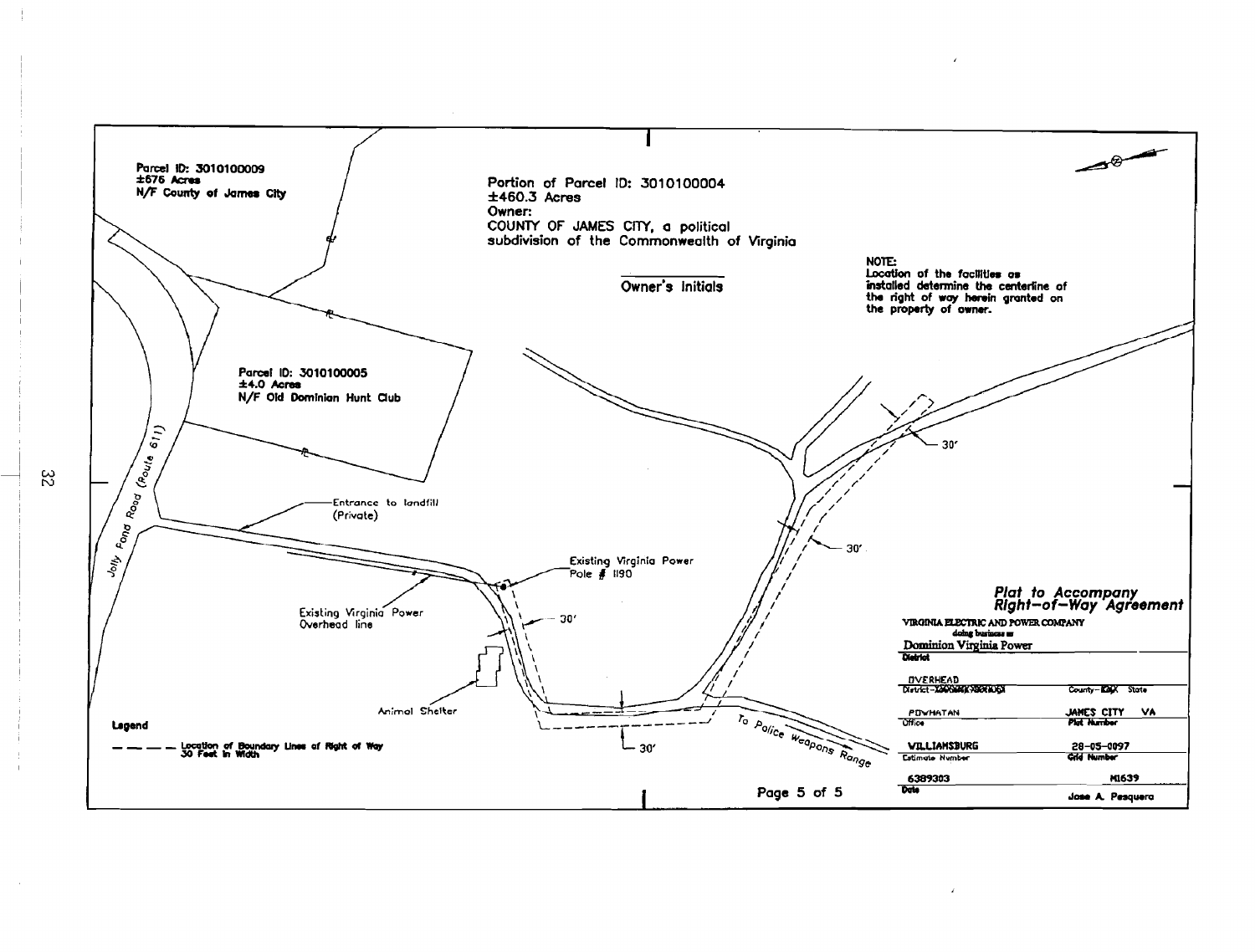Parcel ID: 3010100009
±676 Acres
N/F County of James City

Portion of Parcel ID: 3010100004
±460.3 Acres
Owner:
COUNTY OF JAMES CITY, a political subdivision of the Commonwealth of Virginia

______________
Owner's Initials

NOTE:
Location of the facilities as installed determine the centerline of the right of way herein granted on the property of owner.

Parcel ID: 3010100005
±4.0 Acres
N/F Old Dominion Hunt Club

Jolly Pond Road (Route 611)

Entrance to landfill (Private)

Existing Virginia Power Pole # 1190

Existing Virginia Power Overhead line

Animal Shelter

To Police Weapons Range

30'

30'

30'

30'

Legend

— — — Location of Boundary Lines of Right of Way 30 Feet in Width

***Plat to Accompany Right-of-Way Agreement***

VIRGINIA ELECTRIC AND POWER COMPANY
doing business as
Dominion Virginia Power

| | |
|---|---|
| District | |
| OVERHEAD | |
| District-XXXXXXXXXX | County-XXX State |
| POWHATAN | JAMES CITY VA |
| Office | Plat Number |
| WILLIAMSBURG | 28-05-0097 |
| Estimate Number | Grid Number |
| 6389303 | M1639 |
| Date | Jose A. Pesquera |

Page 5 of 5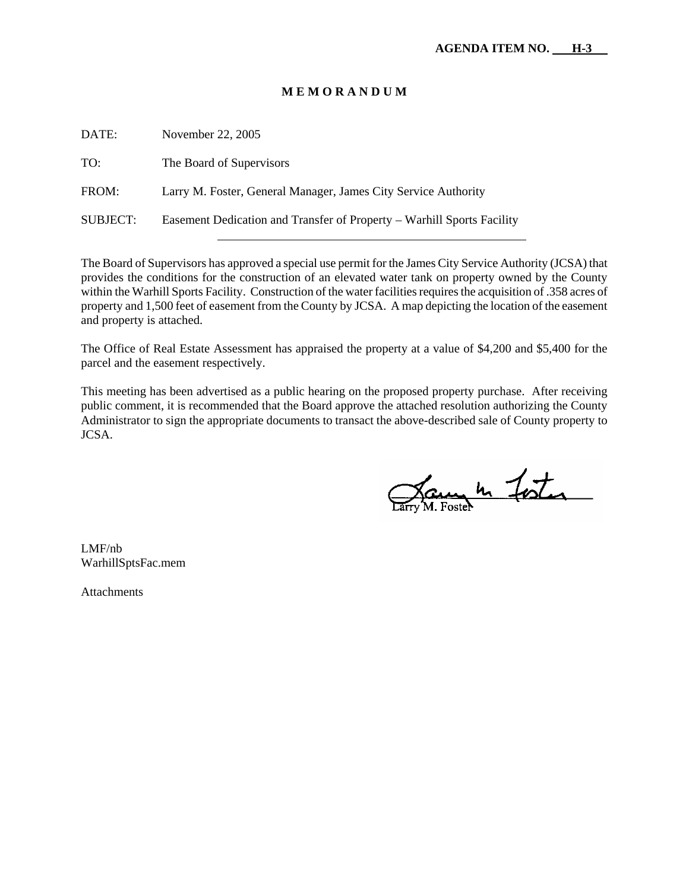**AGENDA ITEM NO. H-3**

# MEMORANDUM

DATE: November 22, 2005

TO: The Board of Supervisors

FROM: Larry M. Foster, General Manager, James City Service Authority

SUBJECT: Easement Dedication and Transfer of Property – Warhill Sports Facility

---

The Board of Supervisors has approved a special use permit for the James City Service Authority (JCSA) that provides the conditions for the construction of an elevated water tank on property owned by the County within the Warhill Sports Facility. Construction of the water facilities requires the acquisition of .358 acres of property and 1,500 feet of easement from the County by JCSA. A map depicting the location of the easement and property is attached.

The Office of Real Estate Assessment has appraised the property at a value of $4,200 and $5,400 for the parcel and the easement respectively.

This meeting has been advertised as a public hearing on the proposed property purchase. After receiving public comment, it is recommended that the Board approve the attached resolution authorizing the County Administrator to sign the appropriate documents to transact the above-described sale of County property to JCSA.

Larry M. Foster

LMF/nb
WarhillSptsFac.mem

Attachments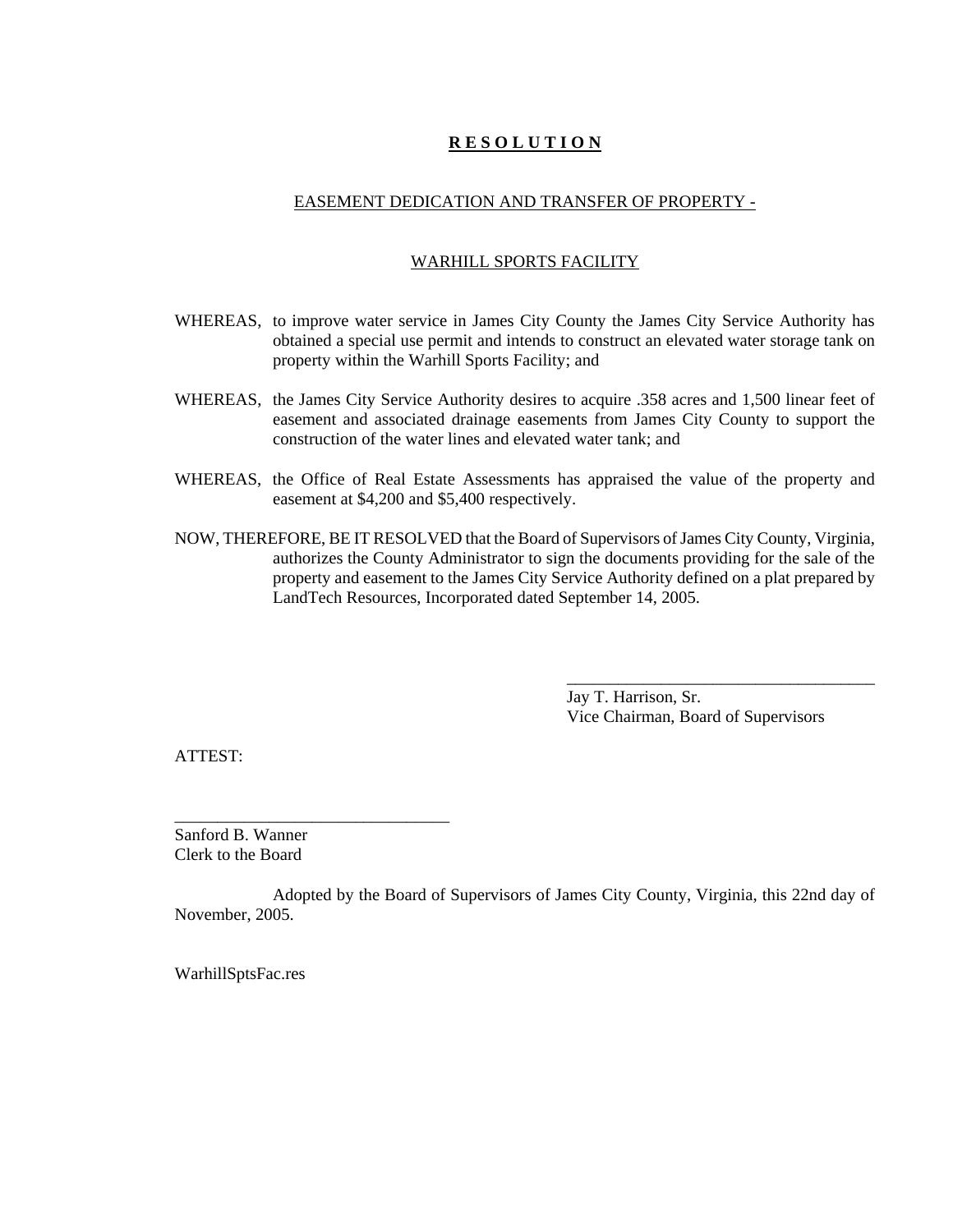# **R E S O L U T I O N**

## EASEMENT DEDICATION AND TRANSFER OF PROPERTY -

## WARHILL SPORTS FACILITY

WHEREAS, to improve water service in James City County the James City Service Authority has obtained a special use permit and intends to construct an elevated water storage tank on property within the Warhill Sports Facility; and

WHEREAS, the James City Service Authority desires to acquire .358 acres and 1,500 linear feet of easement and associated drainage easements from James City County to support the construction of the water lines and elevated water tank; and

WHEREAS, the Office of Real Estate Assessments has appraised the value of the property and easement at $4,200 and $5,400 respectively.

NOW, THEREFORE, BE IT RESOLVED that the Board of Supervisors of James City County, Virginia, authorizes the County Administrator to sign the documents providing for the sale of the property and easement to the James City Service Authority defined on a plat prepared by LandTech Resources, Incorporated dated September 14, 2005.

_____________________________________
Jay T. Harrison, Sr.
Vice Chairman, Board of Supervisors

ATTEST:

_________________________________
Sanford B. Wanner
Clerk to the Board

Adopted by the Board of Supervisors of James City County, Virginia, this 22nd day of November, 2005.

WarhillSptsFac.res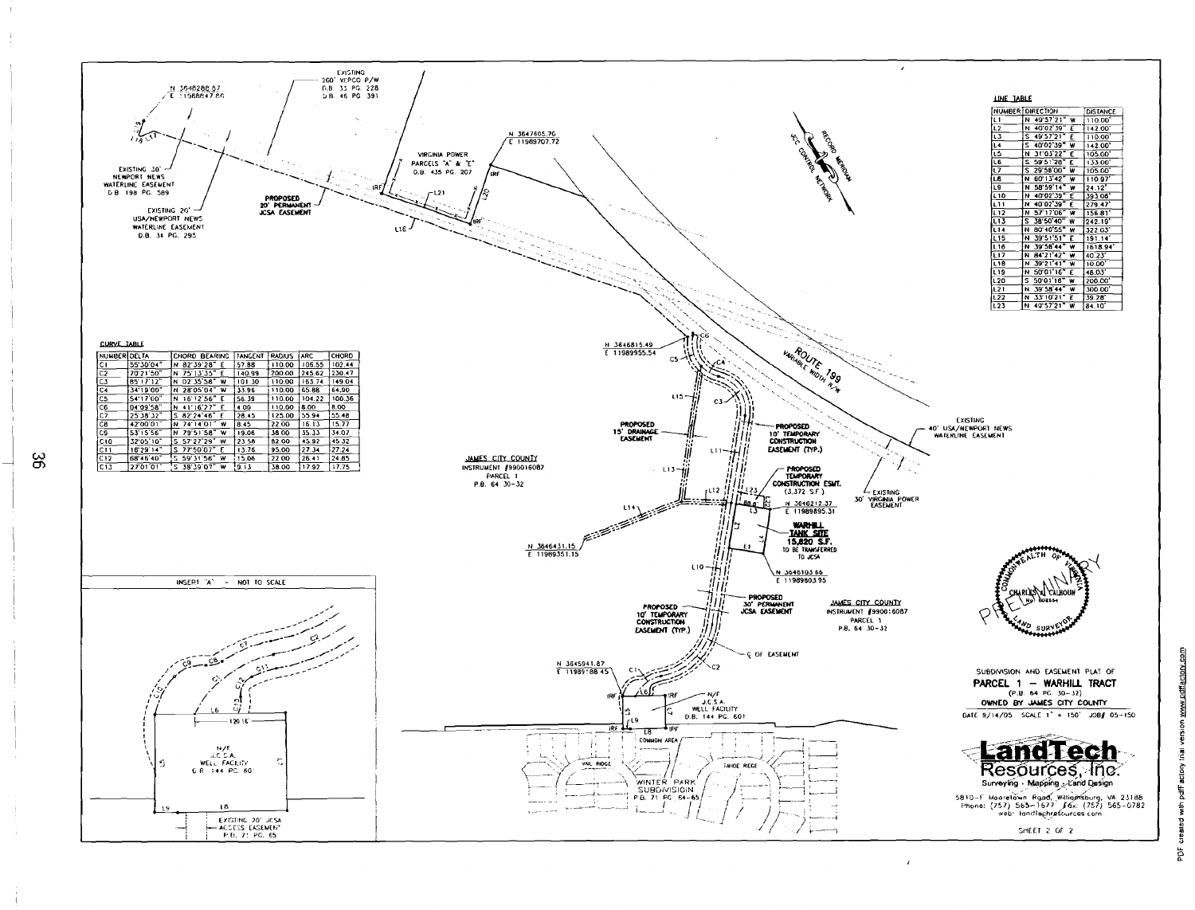## LINE TABLE

| NUMBER | DIRECTION | DISTANCE |
|---|---|---|
| L1 | N 49°57'21" W | 110.00' |
| L2 | N 40°02'39" E | 142.00' |
| L3 | S 49°57'21" E | 110.00' |
| L4 | S 40°02'39" W | 142.00' |
| L5 | N 31°03'22" E | 105.00' |
| L6 | S 59°51'28" E | 133.00' |
| L7 | S 29°58'00" W | 105.00' |
| L8 | N 60°13'42" W | 110.97' |
| L9 | N 58°59'14" W | 24.12' |
| L10 | N 40°02'39" E | 393.06' |
| L11 | N 40°02'39" E | 279.47' |
| L12 | N 57°17'06" W | 156.81' |
| L13 | S 38°50'40" W | 242.19' |
| L14 | N 80°40'55" W | 322.03' |
| L15 | N 39°51'51" E | 191.14' |
| L16 | N 39°58'44" W | 1618.94' |
| L17 | N 84°21'47" W | 40.23' |
| L18 | N 39°21'41" W | 10.00' |
| L19 | N 50°01'16" E | 48.03' |
| L20 | S 50°01'16" W | 200.00' |
| L21 | N 39°58'44" W | 300.00' |
| L22 | N 33°10'21" E | 39.28' |
| L23 | N 49°57'21" W | 84.10' |

## CURVE TABLE

| NUMBER | DELTA | CHORD BEARING | TANGENT | RADIUS | ARC | CHORD |
|---|---|---|---|---|---|---|
| C1 | 55°30'04" | N 82°39'28" E | 57.88 | 110.00 | 106.55 | 102.44 |
| C2 | 70°21'50" | N 75°13'35" E | 140.99 | 200.00 | 245.62 | 230.47 |
| C3 | 85°17'12" | N 02°35'58" W | 101.30 | 110.00 | 163.74 | 149.04 |
| C4 | 34°19'00" | N 28°05'04" W | 33.96 | 110.00 | 65.88 | 64.90 |
| C5 | 54°17'00" | N 16°12'56" E | 56.39 | 110.00 | 104.22 | 100.36 |
| C6 | 04°09'56" | N 41°16'27" E | 4.09 | 110.00 | 8.00 | 8.00 |
| C7 | 25°38'32" | S 82°24'46" E | 28.45 | 125.00 | 55.94 | 55.48 |
| C8 | 42°00'01" | N 74°14'01" W | 8.45 | 22.00 | 16.13 | 15.77 |
| C9 | 53°15'56" | N 79°51'58" W | 19.06 | 38.00 | 35.33 | 34.07 |
| C10 | 32°05'10" | S 57°27'29" W | 23.58 | 82.00 | 45.92 | 45.32 |
| C11 | 16°29'14" | S 77°50'07" E | 13.76 | 95.00 | 27.34 | 27.24 |
| C12 | 68°45'40" | S 59°31'56" W | 15.06 | 22.00 | 26.41 | 24.85 |
| C13 | 27°01'01" | S 38°39'07" W | 9.13 | 38.00 | 17.92 | 17.75 |

N 3648288.87
E 11988847.86

EXISTING 200' VEPCO P/W
D.B. 33 PG. 228
D.B. 46 PG. 391

EXISTING 30' NEWPORT NEWS WATERLINE EASEMENT
D.B. 198 PG. 589

EXISTING 20' USA/NEWPORT NEWS WATERLINE EASEMENT
D.B. 34 PG. 295

PROPOSED 20' PERMANENT JCSA EASEMENT

VIRGINIA POWER PARCELS "A" & "E"
D.B. 435 PG. 207

N 3647605.70
E 11989707.72

RECORD MERIDIAN JCC CONTROL NETWORK

ROUTE 199 VARIABLE WIDTH R/W

N 3646815.49
E 11989955.54

PROPOSED 15' DRAINAGE EASEMENT

PROPOSED 10' TEMPORARY CONSTRUCTION EASEMENT (TYP.)

EXISTING 40' USA/NEWPORT NEWS WATERLINE EASEMENT

EXISTING 30' VIRGINIA POWER EASEMENT

PROPOSED TEMPORARY CONSTRUCTION ESMT. (3,372 S.F.)

N 3646212.37
E 11989895.31

JAMES CITY COUNTY
INSTRUMENT #990016087
PARCEL 1
P.B. 64 30-32

N 3646431.15
E 11989351.15

WARHILL TANK SITE
15,620 S.F.
TO BE TRANSFERRED TO JCSA

N 3646103.66
E 11989803.95

PROPOSED 30' PERMANENT JCSA EASEMENT

PROPOSED 10' TEMPORARY CONSTRUCTION EASEMENT (TYP.)

JAMES CITY COUNTY
INSTRUMENT #990016087
PARCEL 1
P.B. 64 30-32

℄ OF EASEMENT

N 3645941.87
E 11989188.45

N/F J.C.S.A. WELL FACILITY
D.B. 144 PG. 601

COMMON AREA

VAIL RIDGE

TAHOE RIDGE

WINTER PARK SUBDIVISION
P.B. 71 PG. 64-65

INSERT "A" - NOT TO SCALE

120.16'

N/F J.C.S.A. WELL FACILITY
D.B. 144 PG. 601

EXISTING 20' JCSA ACCESS EASEMENT
P.B. 71 PG. 65

COMMONWEALTH OF VIRGINIA
CHARLES N. CALHOUN
No. 002564
LAND SURVEYOR

PRELIMINARY

SUBDIVISION AND EASEMENT PLAT OF
**PARCEL 1 – WARHILL TRACT**
(P.B. 64 PG. 30-32)
**OWNED BY JAMES CITY COUNTY**

DATE 9/14/05 SCALE 1" = 150' JOB# 05-150

**LandTech Resources, Inc.**
Surveying · Mapping · Land Design
5810-F Mooretown Road, Williamsburg, VA 23188
Phone: (757) 565-1677 Fax: (757) 565-0782
web: landtechresources.com

SHEET 2 OF 2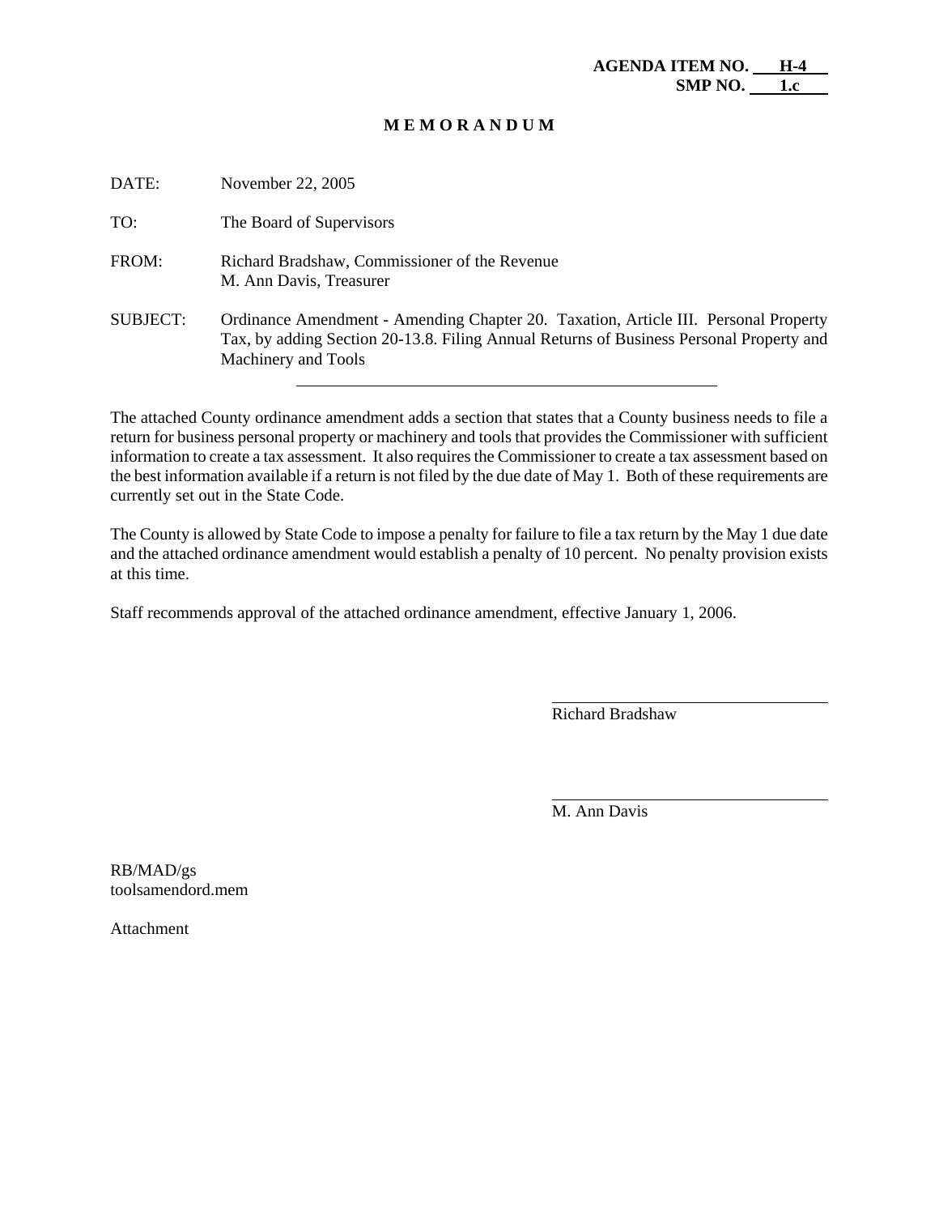**AGENDA ITEM NO. H-4**
**SMP NO. 1.c**

# M E M O R A N D U M

DATE: November 22, 2005

TO: The Board of Supervisors

FROM: Richard Bradshaw, Commissioner of the Revenue
M. Ann Davis, Treasurer

SUBJECT: Ordinance Amendment - Amending Chapter 20. Taxation, Article III. Personal Property Tax, by adding Section 20-13.8. Filing Annual Returns of Business Personal Property and Machinery and Tools

---

The attached County ordinance amendment adds a section that states that a County business needs to file a return for business personal property or machinery and tools that provides the Commissioner with sufficient information to create a tax assessment. It also requires the Commissioner to create a tax assessment based on the best information available if a return is not filed by the due date of May 1. Both of these requirements are currently set out in the State Code.

The County is allowed by State Code to impose a penalty for failure to file a tax return by the May 1 due date and the attached ordinance amendment would establish a penalty of 10 percent. No penalty provision exists at this time.

Staff recommends approval of the attached ordinance amendment, effective January 1, 2006.

Richard Bradshaw

M. Ann Davis

RB/MAD/gs
toolsamendord.mem

Attachment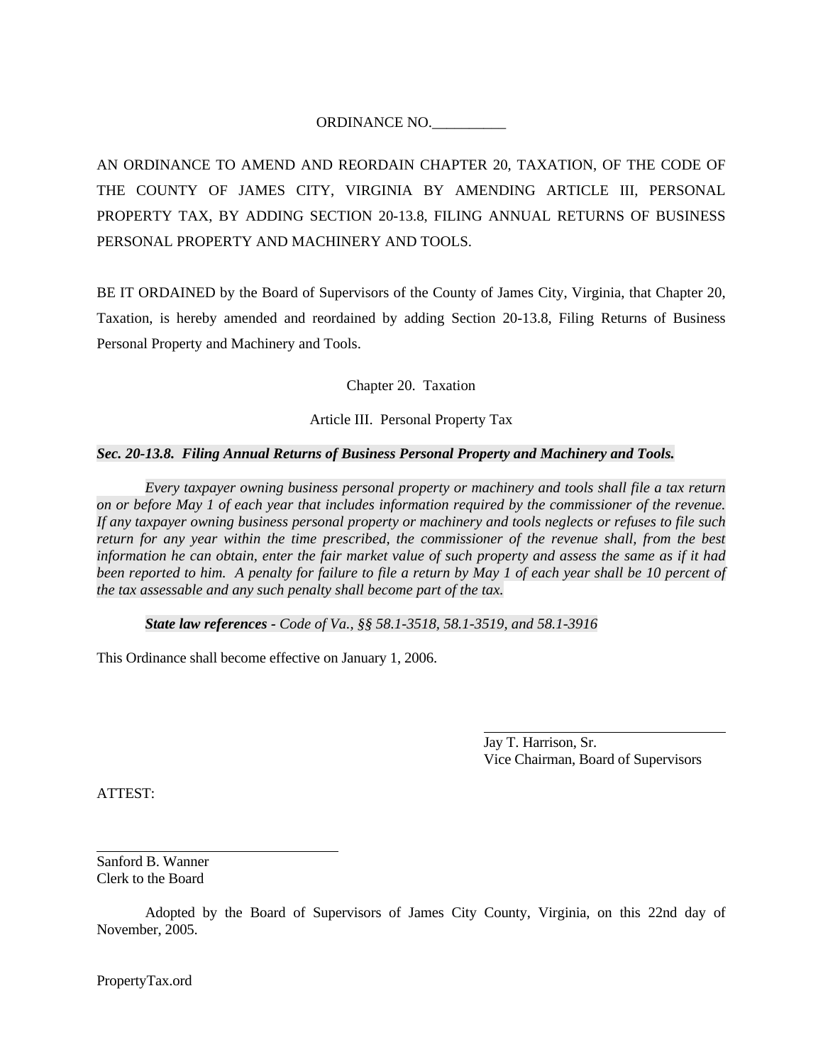ORDINANCE NO.__________

AN ORDINANCE TO AMEND AND REORDAIN CHAPTER 20, TAXATION, OF THE CODE OF THE COUNTY OF JAMES CITY, VIRGINIA BY AMENDING ARTICLE III, PERSONAL PROPERTY TAX, BY ADDING SECTION 20-13.8, FILING ANNUAL RETURNS OF BUSINESS PERSONAL PROPERTY AND MACHINERY AND TOOLS.

BE IT ORDAINED by the Board of Supervisors of the County of James City, Virginia, that Chapter 20, Taxation, is hereby amended and reordained by adding Section 20-13.8, Filing Returns of Business Personal Property and Machinery and Tools.

Chapter 20. Taxation

Article III. Personal Property Tax

***Sec. 20-13.8. Filing Annual Returns of Business Personal Property and Machinery and Tools.***

*Every taxpayer owning business personal property or machinery and tools shall file a tax return on or before May 1 of each year that includes information required by the commissioner of the revenue. If any taxpayer owning business personal property or machinery and tools neglects or refuses to file such return for any year within the time prescribed, the commissioner of the revenue shall, from the best information he can obtain, enter the fair market value of such property and assess the same as if it had been reported to him. A penalty for failure to file a return by May 1 of each year shall be 10 percent of the tax assessable and any such penalty shall become part of the tax.*

***State law references -** Code of Va., §§ 58.1-3518, 58.1-3519, and 58.1-3916*

This Ordinance shall become effective on January 1, 2006.

____________________________________
Jay T. Harrison, Sr.
Vice Chairman, Board of Supervisors

ATTEST:

____________________________________
Sanford B. Wanner
Clerk to the Board

Adopted by the Board of Supervisors of James City County, Virginia, on this 22nd day of November, 2005.

PropertyTax.ord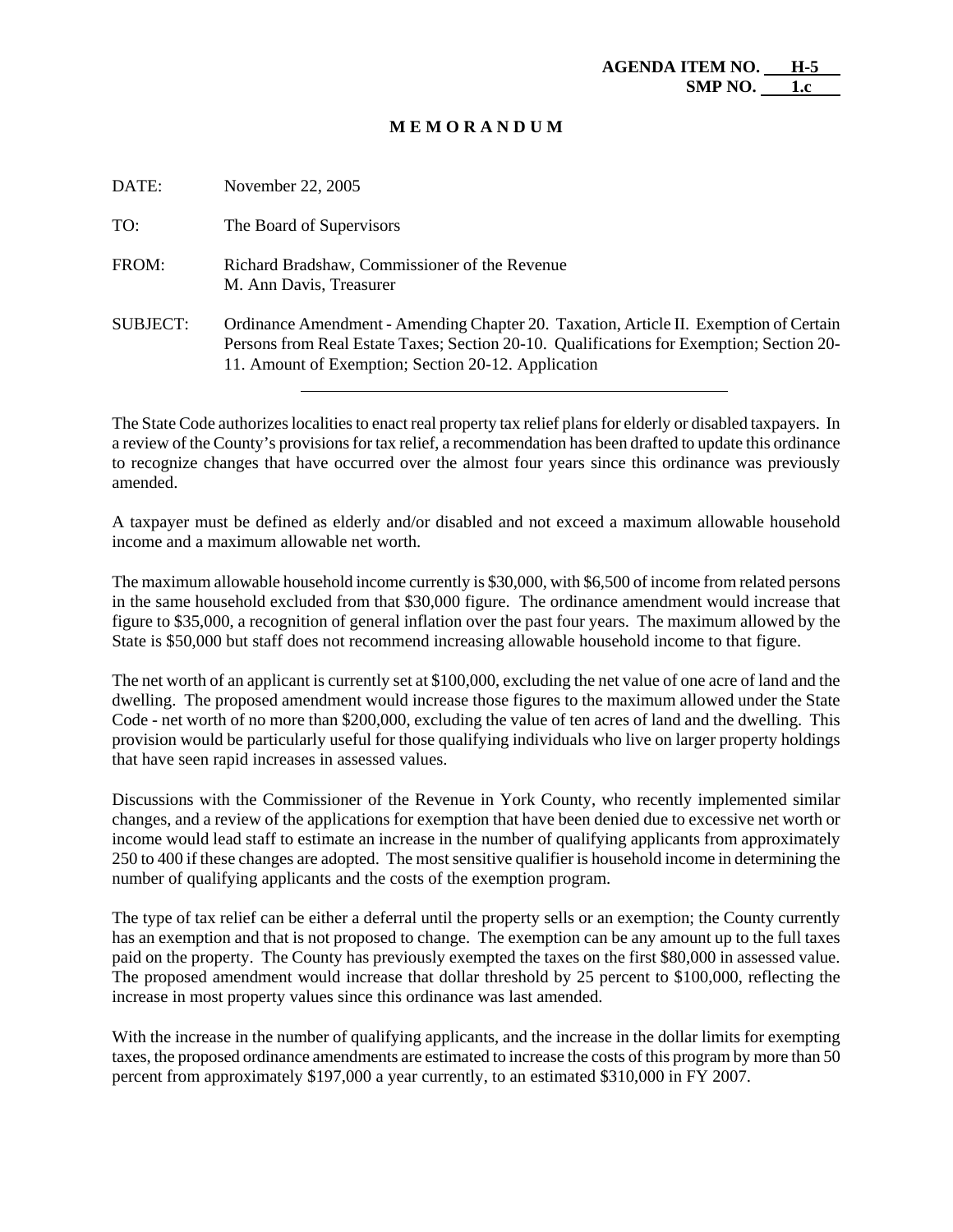**AGENDA ITEM NO. H-5**
**SMP NO. 1.c**

# MEMORANDUM

DATE: November 22, 2005

TO: The Board of Supervisors

FROM: Richard Bradshaw, Commissioner of the Revenue
M. Ann Davis, Treasurer

SUBJECT: Ordinance Amendment - Amending Chapter 20. Taxation, Article II. Exemption of Certain Persons from Real Estate Taxes; Section 20-10. Qualifications for Exemption; Section 20-11. Amount of Exemption; Section 20-12. Application

---

The State Code authorizes localities to enact real property tax relief plans for elderly or disabled taxpayers. In a review of the County's provisions for tax relief, a recommendation has been drafted to update this ordinance to recognize changes that have occurred over the almost four years since this ordinance was previously amended.

A taxpayer must be defined as elderly and/or disabled and not exceed a maximum allowable household income and a maximum allowable net worth.

The maximum allowable household income currently is $30,000, with $6,500 of income from related persons in the same household excluded from that $30,000 figure. The ordinance amendment would increase that figure to $35,000, a recognition of general inflation over the past four years. The maximum allowed by the State is $50,000 but staff does not recommend increasing allowable household income to that figure.

The net worth of an applicant is currently set at $100,000, excluding the net value of one acre of land and the dwelling. The proposed amendment would increase those figures to the maximum allowed under the State Code - net worth of no more than $200,000, excluding the value of ten acres of land and the dwelling. This provision would be particularly useful for those qualifying individuals who live on larger property holdings that have seen rapid increases in assessed values.

Discussions with the Commissioner of the Revenue in York County, who recently implemented similar changes, and a review of the applications for exemption that have been denied due to excessive net worth or income would lead staff to estimate an increase in the number of qualifying applicants from approximately 250 to 400 if these changes are adopted. The most sensitive qualifier is household income in determining the number of qualifying applicants and the costs of the exemption program.

The type of tax relief can be either a deferral until the property sells or an exemption; the County currently has an exemption and that is not proposed to change. The exemption can be any amount up to the full taxes paid on the property. The County has previously exempted the taxes on the first $80,000 in assessed value. The proposed amendment would increase that dollar threshold by 25 percent to $100,000, reflecting the increase in most property values since this ordinance was last amended.

With the increase in the number of qualifying applicants, and the increase in the dollar limits for exempting taxes, the proposed ordinance amendments are estimated to increase the costs of this program by more than 50 percent from approximately $197,000 a year currently, to an estimated $310,000 in FY 2007.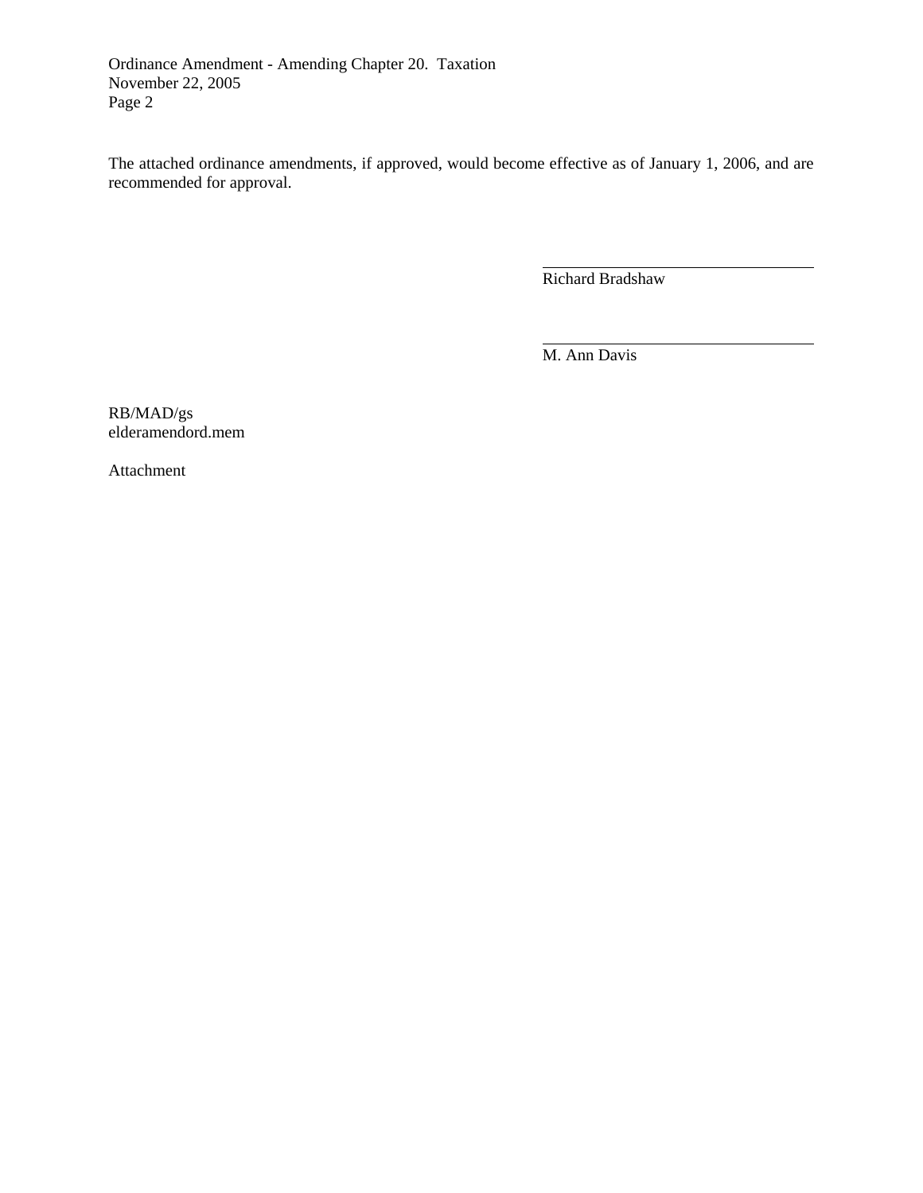The attached ordinance amendments, if approved, would become effective as of January 1, 2006, and are recommended for approval.

Richard Bradshaw

M. Ann Davis

RB/MAD/gs
elderamendord.mem

Attachment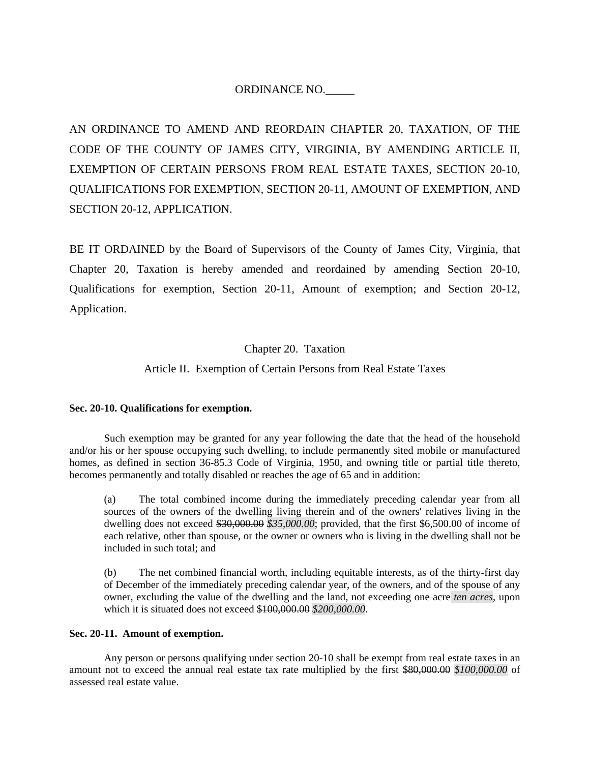ORDINANCE NO._____

AN ORDINANCE TO AMEND AND REORDAIN CHAPTER 20, TAXATION, OF THE CODE OF THE COUNTY OF JAMES CITY, VIRGINIA, BY AMENDING ARTICLE II, EXEMPTION OF CERTAIN PERSONS FROM REAL ESTATE TAXES, SECTION 20-10, QUALIFICATIONS FOR EXEMPTION, SECTION 20-11, AMOUNT OF EXEMPTION, AND SECTION 20-12, APPLICATION.

BE IT ORDAINED by the Board of Supervisors of the County of James City, Virginia, that Chapter 20, Taxation is hereby amended and reordained by amending Section 20-10, Qualifications for exemption, Section 20-11, Amount of exemption; and Section 20-12, Application.

Chapter 20. Taxation

Article II. Exemption of Certain Persons from Real Estate Taxes

**Sec. 20-10. Qualifications for exemption.**

Such exemption may be granted for any year following the date that the head of the household and/or his or her spouse occupying such dwelling, to include permanently sited mobile or manufactured homes, as defined in section 36-85.3 Code of Virginia, 1950, and owning title or partial title thereto, becomes permanently and totally disabled or reaches the age of 65 and in addition:

(a) The total combined income during the immediately preceding calendar year from all sources of the owners of the dwelling living therein and of the owners' relatives living in the dwelling does not exceed ~~$30,000.00~~ *$35,000.00*; provided, that the first $6,500.00 of income of each relative, other than spouse, or the owner or owners who is living in the dwelling shall not be included in such total; and

(b) The net combined financial worth, including equitable interests, as of the thirty-first day of December of the immediately preceding calendar year, of the owners, and of the spouse of any owner, excluding the value of the dwelling and the land, not exceeding ~~one acre~~ *ten acres*, upon which it is situated does not exceed ~~$100,000.00~~ *$200,000.00*.

**Sec. 20-11. Amount of exemption.**

Any person or persons qualifying under section 20-10 shall be exempt from real estate taxes in an amount not to exceed the annual real estate tax rate multiplied by the first ~~$80,000.00~~ *$100,000.00* of assessed real estate value.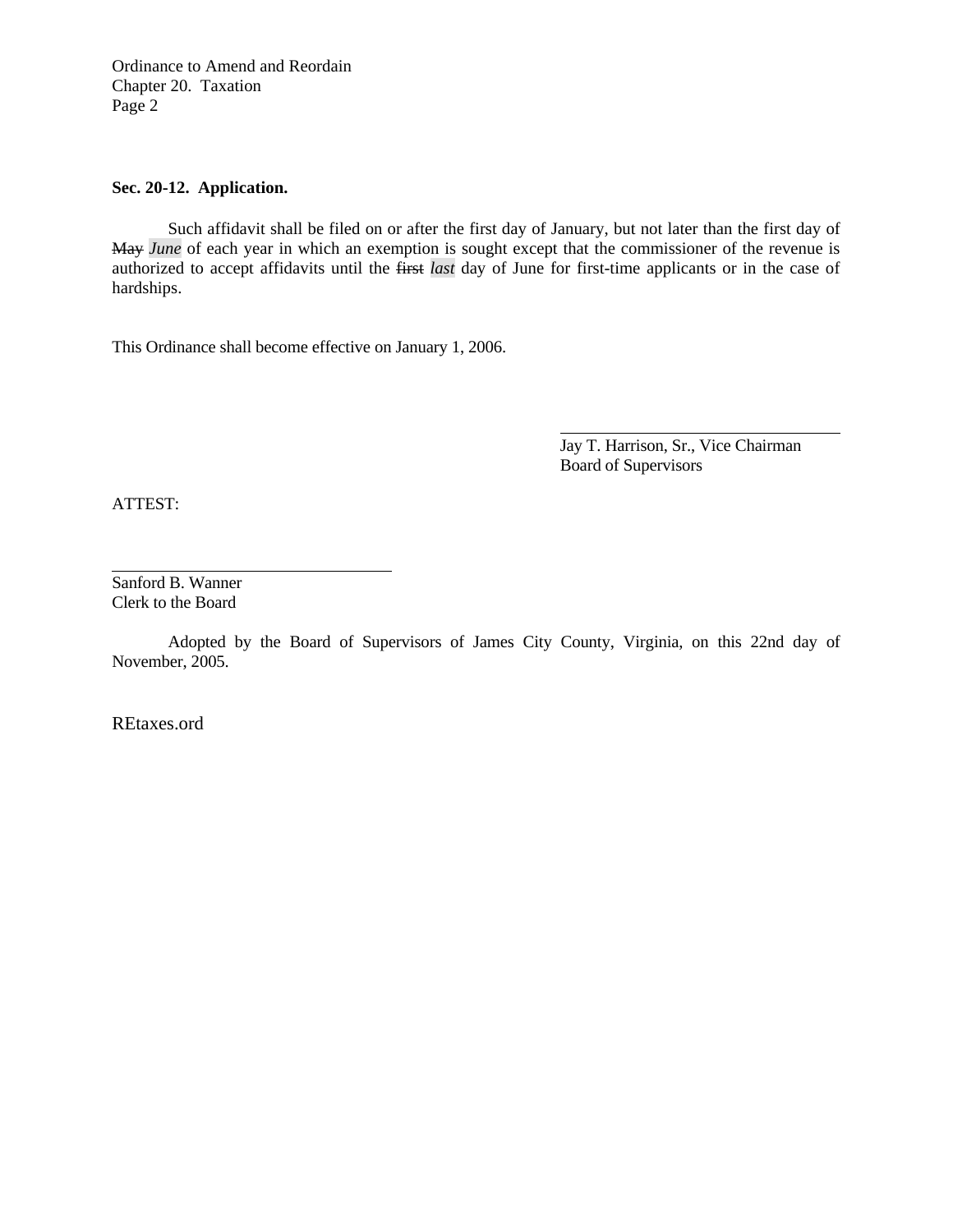### Sec. 20-12. Application.

Such affidavit shall be filed on or after the first day of January, but not later than the first day of ~~May~~ *June* of each year in which an exemption is sought except that the commissioner of the revenue is authorized to accept affidavits until the ~~first~~ *last* day of June for first-time applicants or in the case of hardships.

This Ordinance shall become effective on January 1, 2006.

Jay T. Harrison, Sr., Vice Chairman
Board of Supervisors

ATTEST:

Sanford B. Wanner
Clerk to the Board

Adopted by the Board of Supervisors of James City County, Virginia, on this 22nd day of November, 2005.

REtaxes.ord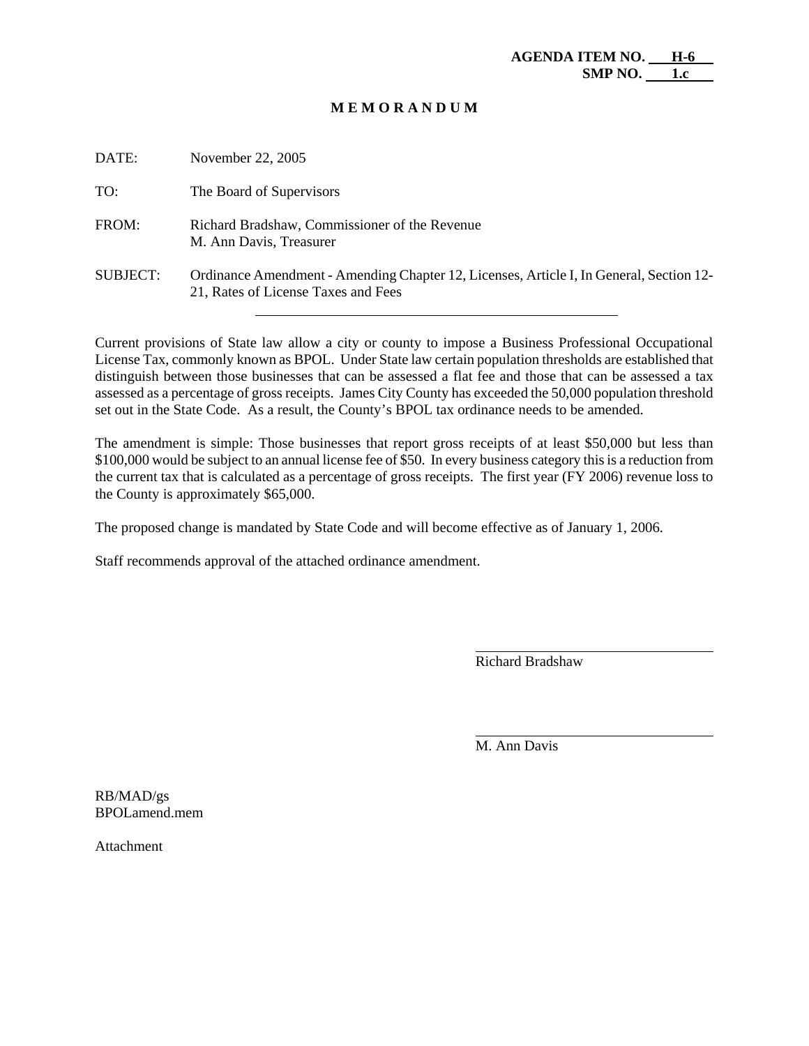**AGENDA ITEM NO. H-6**
**SMP NO. 1.c**

# M E M O R A N D U M

DATE: November 22, 2005

TO: The Board of Supervisors

FROM: Richard Bradshaw, Commissioner of the Revenue
M. Ann Davis, Treasurer

SUBJECT: Ordinance Amendment - Amending Chapter 12, Licenses, Article I, In General, Section 12-21, Rates of License Taxes and Fees

---

Current provisions of State law allow a city or county to impose a Business Professional Occupational License Tax, commonly known as BPOL. Under State law certain population thresholds are established that distinguish between those businesses that can be assessed a flat fee and those that can be assessed a tax assessed as a percentage of gross receipts. James City County has exceeded the 50,000 population threshold set out in the State Code. As a result, the County's BPOL tax ordinance needs to be amended.

The amendment is simple: Those businesses that report gross receipts of at least \$50,000 but less than \$100,000 would be subject to an annual license fee of \$50. In every business category this is a reduction from the current tax that is calculated as a percentage of gross receipts. The first year (FY 2006) revenue loss to the County is approximately \$65,000.

The proposed change is mandated by State Code and will become effective as of January 1, 2006.

Staff recommends approval of the attached ordinance amendment.

Richard Bradshaw

M. Ann Davis

RB/MAD/gs
BPOLamend.mem

Attachment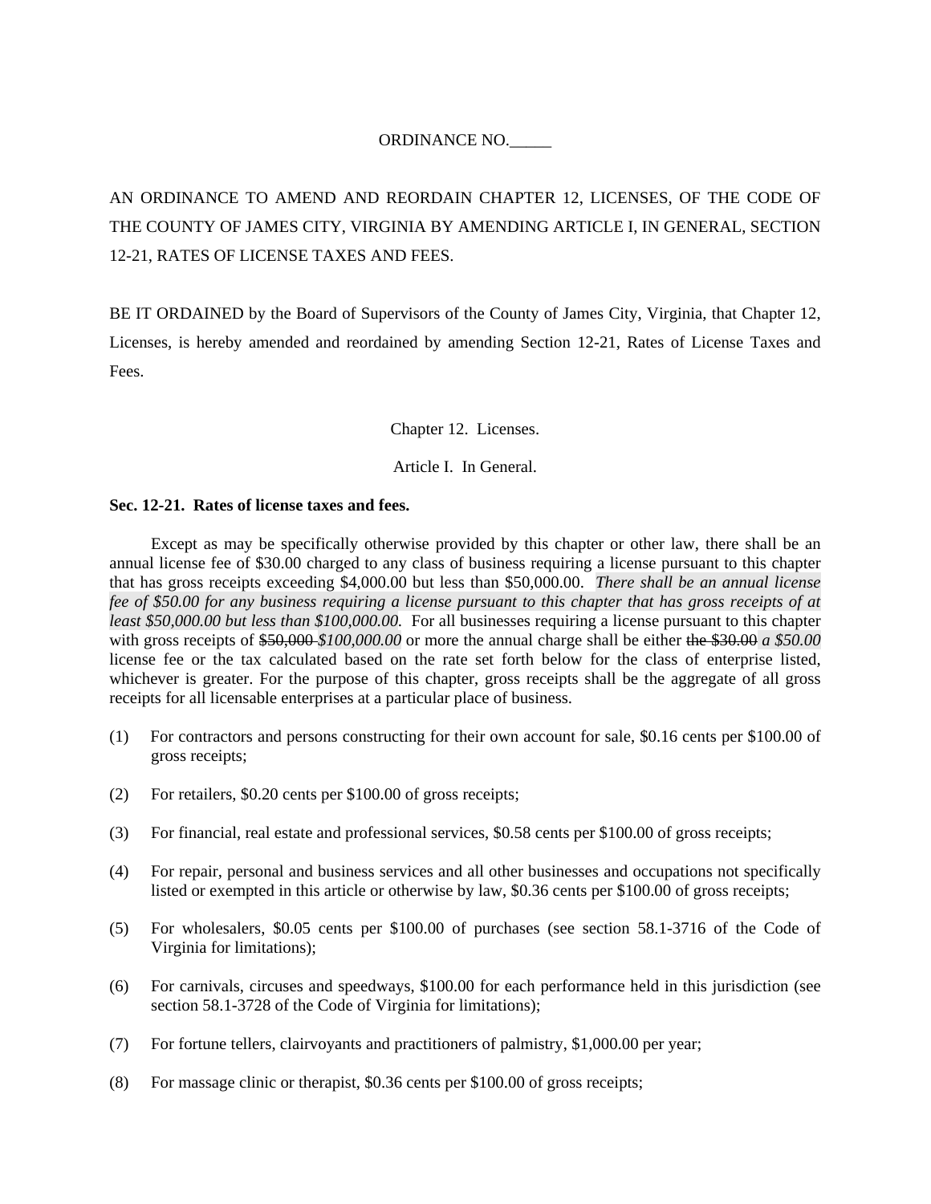ORDINANCE NO.\_\_\_\_\_

AN ORDINANCE TO AMEND AND REORDAIN CHAPTER 12, LICENSES, OF THE CODE OF THE COUNTY OF JAMES CITY, VIRGINIA BY AMENDING ARTICLE I, IN GENERAL, SECTION 12-21, RATES OF LICENSE TAXES AND FEES.

BE IT ORDAINED by the Board of Supervisors of the County of James City, Virginia, that Chapter 12, Licenses, is hereby amended and reordained by amending Section 12-21, Rates of License Taxes and Fees.

Chapter 12. Licenses.

Article I. In General.

**Sec. 12-21. Rates of license taxes and fees.**

Except as may be specifically otherwise provided by this chapter or other law, there shall be an annual license fee of $30.00 charged to any class of business requiring a license pursuant to this chapter that has gross receipts exceeding $4,000.00 but less than $50,000.00. *There shall be an annual license fee of $50.00 for any business requiring a license pursuant to this chapter that has gross receipts of at least $50,000.00 but less than $100,000.00.* For all businesses requiring a license pursuant to this chapter with gross receipts of ~~$50,000~~ *$100,000.00* or more the annual charge shall be either ~~the $30.00~~ *a $50.00* license fee or the tax calculated based on the rate set forth below for the class of enterprise listed, whichever is greater. For the purpose of this chapter, gross receipts shall be the aggregate of all gross receipts for all licensable enterprises at a particular place of business.

(1) For contractors and persons constructing for their own account for sale, $0.16 cents per $100.00 of gross receipts;

(2) For retailers, $0.20 cents per $100.00 of gross receipts;

(3) For financial, real estate and professional services, $0.58 cents per $100.00 of gross receipts;

(4) For repair, personal and business services and all other businesses and occupations not specifically listed or exempted in this article or otherwise by law, $0.36 cents per $100.00 of gross receipts;

(5) For wholesalers, $0.05 cents per $100.00 of purchases (see section 58.1-3716 of the Code of Virginia for limitations);

(6) For carnivals, circuses and speedways, $100.00 for each performance held in this jurisdiction (see section 58.1-3728 of the Code of Virginia for limitations);

(7) For fortune tellers, clairvoyants and practitioners of palmistry, $1,000.00 per year;

(8) For massage clinic or therapist, $0.36 cents per $100.00 of gross receipts;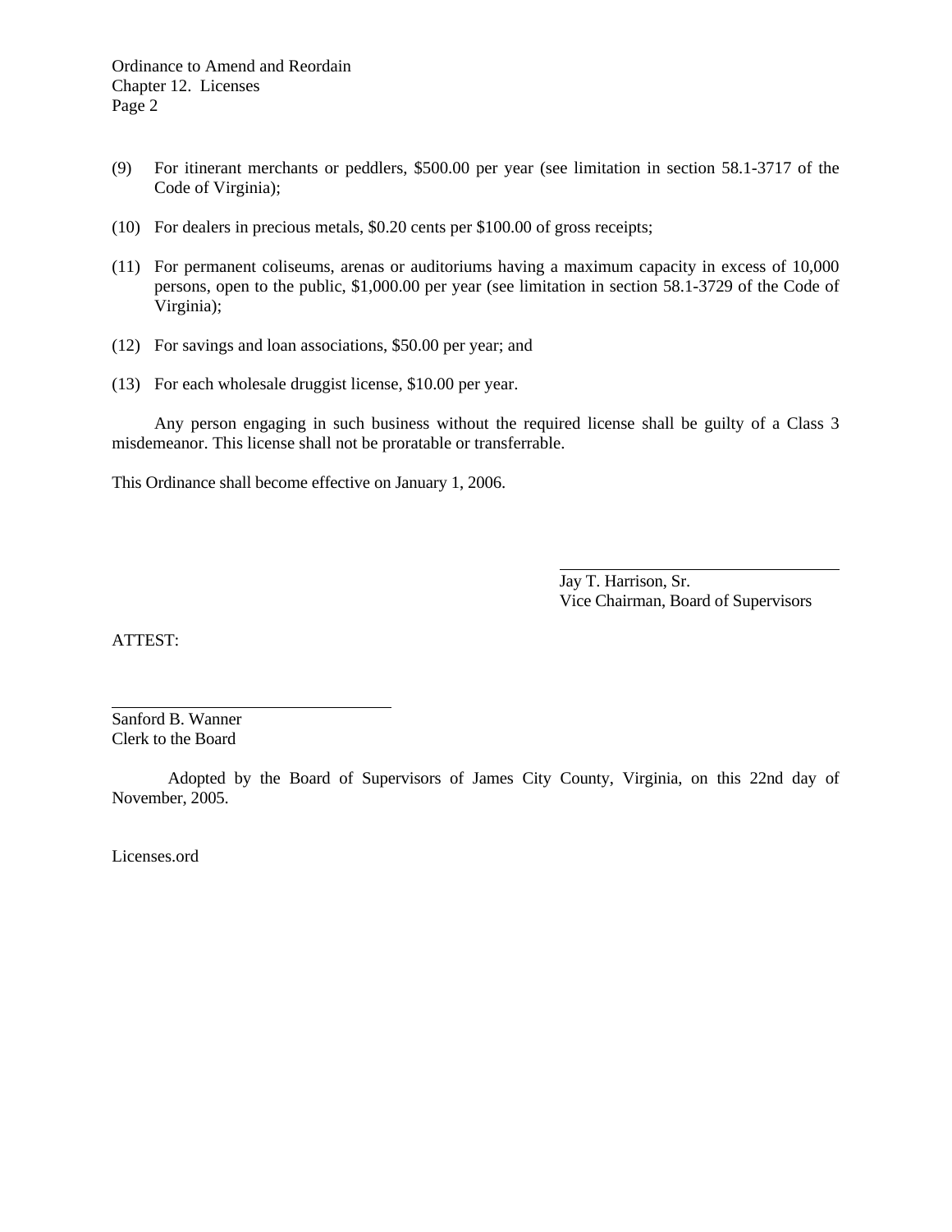(9) For itinerant merchants or peddlers, $500.00 per year (see limitation in section 58.1-3717 of the Code of Virginia);

(10) For dealers in precious metals, $0.20 cents per $100.00 of gross receipts;

(11) For permanent coliseums, arenas or auditoriums having a maximum capacity in excess of 10,000 persons, open to the public, $1,000.00 per year (see limitation in section 58.1-3729 of the Code of Virginia);

(12) For savings and loan associations, $50.00 per year; and

(13) For each wholesale druggist license, $10.00 per year.

Any person engaging in such business without the required license shall be guilty of a Class 3 misdemeanor. This license shall not be proratable or transferrable.

This Ordinance shall become effective on January 1, 2006.

\_\_\_\_\_\_\_\_\_\_\_\_\_\_\_\_\_\_\_\_\_\_\_\_\_\_\_\_\_\_\_\_\_\_\_\_

Jay T. Harrison, Sr.
Vice Chairman, Board of Supervisors

ATTEST:

\_\_\_\_\_\_\_\_\_\_\_\_\_\_\_\_\_\_\_\_\_\_\_\_\_\_\_\_\_\_\_\_\_\_\_\_

Sanford B. Wanner
Clerk to the Board

Adopted by the Board of Supervisors of James City County, Virginia, on this 22nd day of November, 2005.

Licenses.ord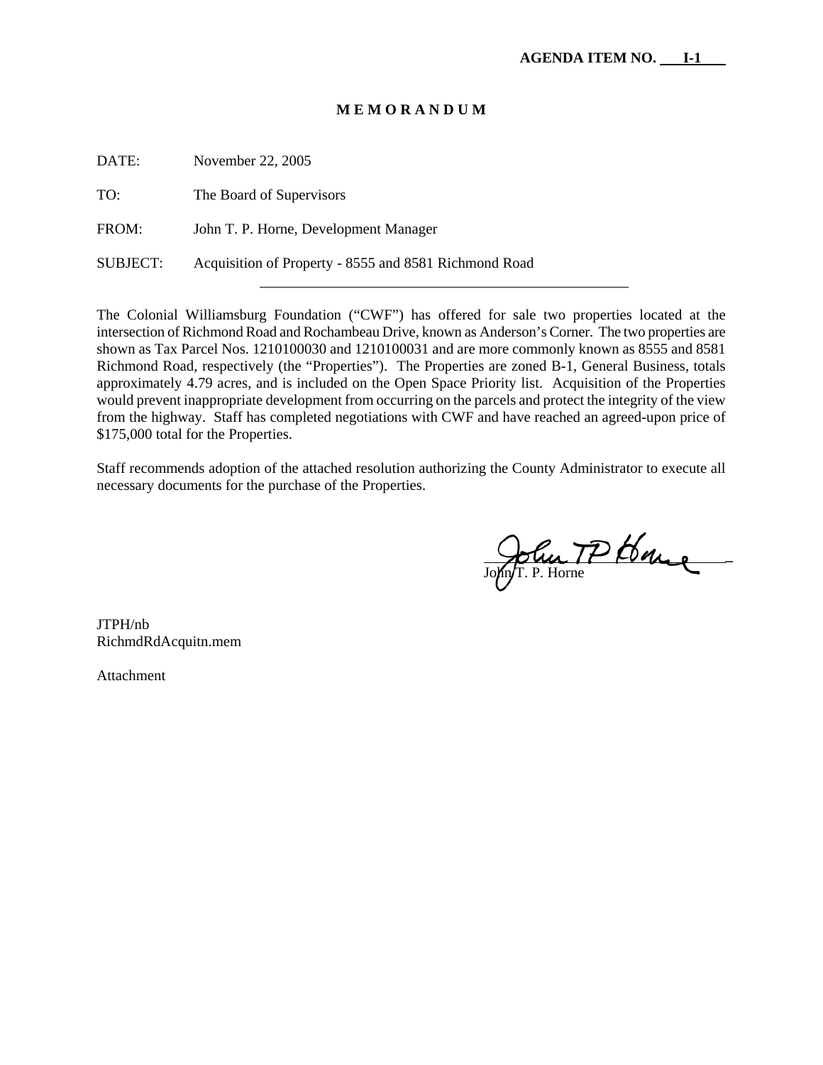**AGENDA ITEM NO. I-1**

# M E M O R A N D U M

DATE: November 22, 2005

TO: The Board of Supervisors

FROM: John T. P. Horne, Development Manager

SUBJECT: Acquisition of Property - 8555 and 8581 Richmond Road

---

The Colonial Williamsburg Foundation ("CWF") has offered for sale two properties located at the intersection of Richmond Road and Rochambeau Drive, known as Anderson's Corner. The two properties are shown as Tax Parcel Nos. 1210100030 and 1210100031 and are more commonly known as 8555 and 8581 Richmond Road, respectively (the "Properties"). The Properties are zoned B-1, General Business, totals approximately 4.79 acres, and is included on the Open Space Priority list. Acquisition of the Properties would prevent inappropriate development from occurring on the parcels and protect the integrity of the view from the highway. Staff has completed negotiations with CWF and have reached an agreed-upon price of $175,000 total for the Properties.

Staff recommends adoption of the attached resolution authorizing the County Administrator to execute all necessary documents for the purchase of the Properties.

John T. P. Horne

JTPH/nb
RichmdRdAcquitn.mem

Attachment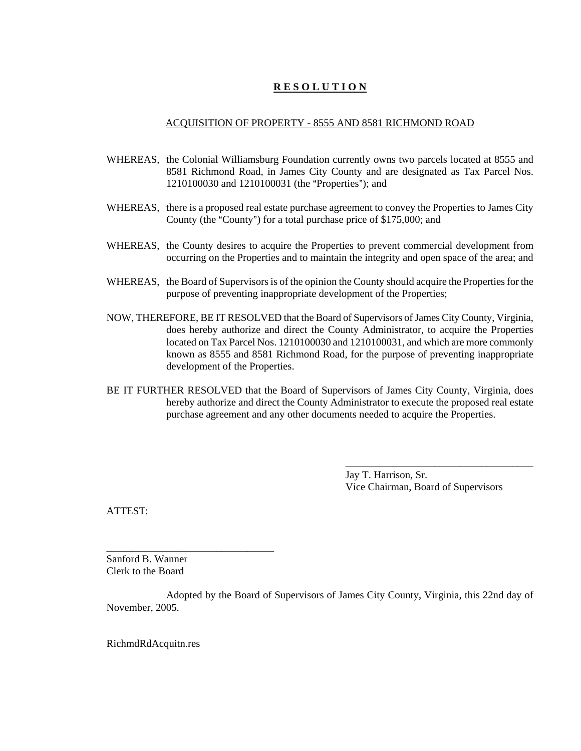# **R E S O L U T I O N**

ACQUISITION OF PROPERTY - 8555 AND 8581 RICHMOND ROAD

WHEREAS, the Colonial Williamsburg Foundation currently owns two parcels located at 8555 and 8581 Richmond Road, in James City County and are designated as Tax Parcel Nos. 1210100030 and 1210100031 (the "Properties"); and

WHEREAS, there is a proposed real estate purchase agreement to convey the Properties to James City County (the "County") for a total purchase price of $175,000; and

WHEREAS, the County desires to acquire the Properties to prevent commercial development from occurring on the Properties and to maintain the integrity and open space of the area; and

WHEREAS, the Board of Supervisors is of the opinion the County should acquire the Properties for the purpose of preventing inappropriate development of the Properties;

NOW, THEREFORE, BE IT RESOLVED that the Board of Supervisors of James City County, Virginia, does hereby authorize and direct the County Administrator, to acquire the Properties located on Tax Parcel Nos. 1210100030 and 1210100031, and which are more commonly known as 8555 and 8581 Richmond Road, for the purpose of preventing inappropriate development of the Properties.

BE IT FURTHER RESOLVED that the Board of Supervisors of James City County, Virginia, does hereby authorize and direct the County Administrator to execute the proposed real estate purchase agreement and any other documents needed to acquire the Properties.

\_\_\_\_\_\_\_\_\_\_\_\_\_\_\_\_\_\_\_\_\_\_\_\_\_\_\_\_\_\_\_\_\_\_\_\_\_\_

Jay T. Harrison, Sr.
Vice Chairman, Board of Supervisors

ATTEST:

\_\_\_\_\_\_\_\_\_\_\_\_\_\_\_\_\_\_\_\_\_\_\_\_\_\_\_\_\_\_\_\_\_\_

Sanford B. Wanner
Clerk to the Board

Adopted by the Board of Supervisors of James City County, Virginia, this 22nd day of November, 2005.

RichmdRdAcquitn.res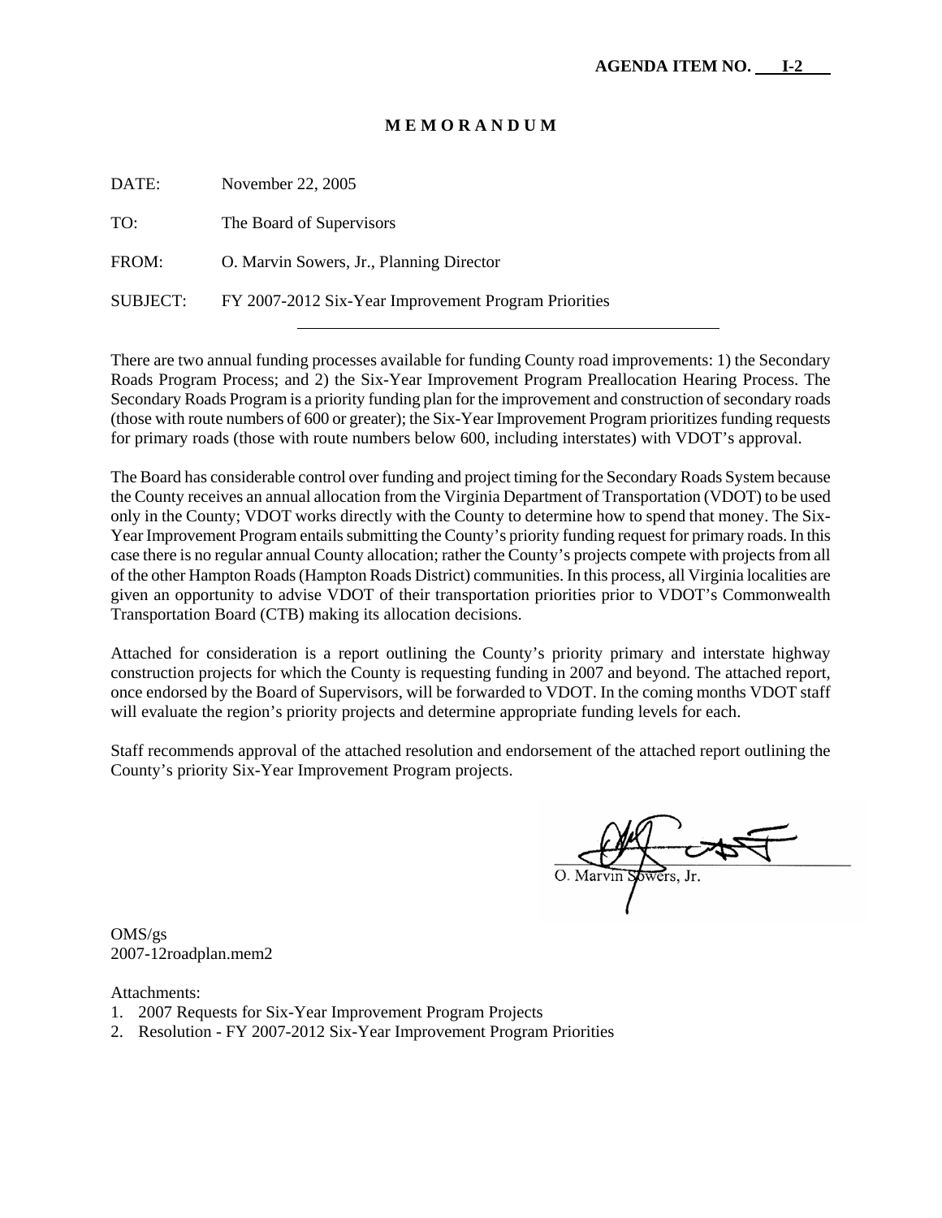**AGENDA ITEM NO. I-2**

# M E M O R A N D U M

DATE: November 22, 2005

TO: The Board of Supervisors

FROM: O. Marvin Sowers, Jr., Planning Director

SUBJECT: FY 2007-2012 Six-Year Improvement Program Priorities

---

There are two annual funding processes available for funding County road improvements: 1) the Secondary Roads Program Process; and 2) the Six-Year Improvement Program Preallocation Hearing Process. The Secondary Roads Program is a priority funding plan for the improvement and construction of secondary roads (those with route numbers of 600 or greater); the Six-Year Improvement Program prioritizes funding requests for primary roads (those with route numbers below 600, including interstates) with VDOT's approval.

The Board has considerable control over funding and project timing for the Secondary Roads System because the County receives an annual allocation from the Virginia Department of Transportation (VDOT) to be used only in the County; VDOT works directly with the County to determine how to spend that money. The Six-Year Improvement Program entails submitting the County's priority funding request for primary roads. In this case there is no regular annual County allocation; rather the County's projects compete with projects from all of the other Hampton Roads (Hampton Roads District) communities. In this process, all Virginia localities are given an opportunity to advise VDOT of their transportation priorities prior to VDOT's Commonwealth Transportation Board (CTB) making its allocation decisions.

Attached for consideration is a report outlining the County's priority primary and interstate highway construction projects for which the County is requesting funding in 2007 and beyond. The attached report, once endorsed by the Board of Supervisors, will be forwarded to VDOT. In the coming months VDOT staff will evaluate the region's priority projects and determine appropriate funding levels for each.

Staff recommends approval of the attached resolution and endorsement of the attached report outlining the County's priority Six-Year Improvement Program projects.

O. Marvin Sowers, Jr.

OMS/gs
2007-12roadplan.mem2

Attachments:
1. 2007 Requests for Six-Year Improvement Program Projects
2. Resolution - FY 2007-2012 Six-Year Improvement Program Priorities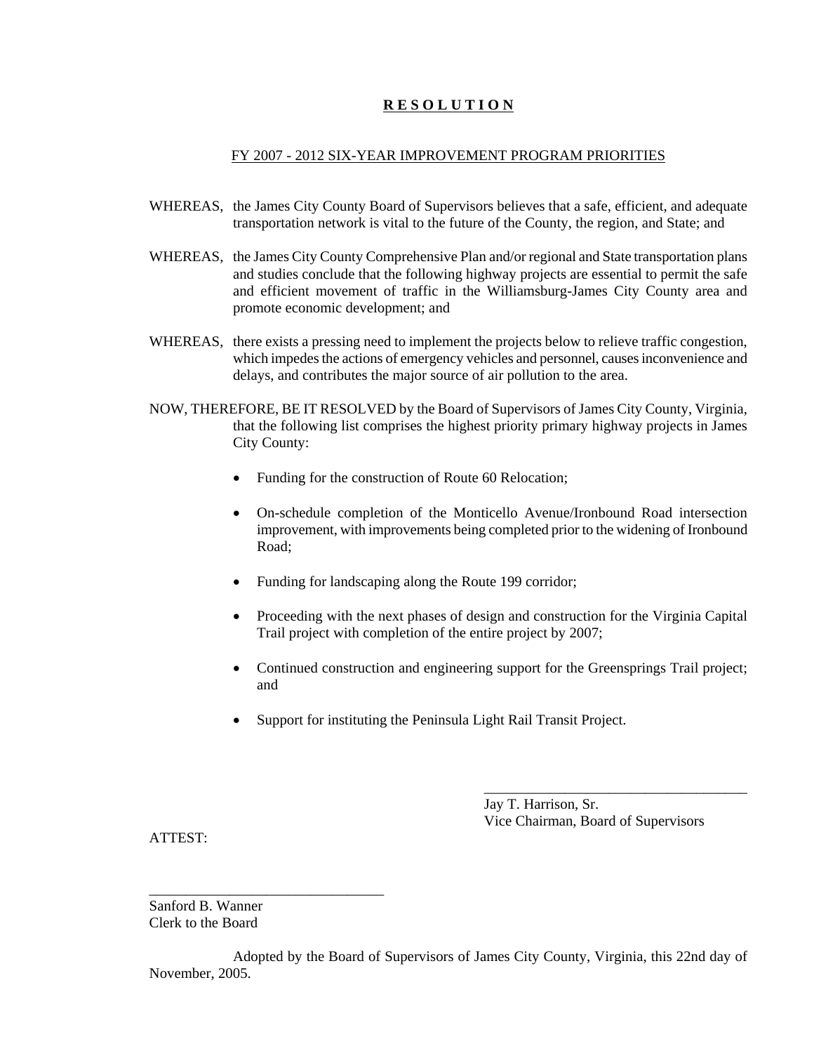# **R E S O L U T I O N**

FY 2007 - 2012 SIX-YEAR IMPROVEMENT PROGRAM PRIORITIES

WHEREAS, the James City County Board of Supervisors believes that a safe, efficient, and adequate transportation network is vital to the future of the County, the region, and State; and

WHEREAS, the James City County Comprehensive Plan and/or regional and State transportation plans and studies conclude that the following highway projects are essential to permit the safe and efficient movement of traffic in the Williamsburg-James City County area and promote economic development; and

WHEREAS, there exists a pressing need to implement the projects below to relieve traffic congestion, which impedes the actions of emergency vehicles and personnel, causes inconvenience and delays, and contributes the major source of air pollution to the area.

NOW, THEREFORE, BE IT RESOLVED by the Board of Supervisors of James City County, Virginia, that the following list comprises the highest priority primary highway projects in James City County:

- Funding for the construction of Route 60 Relocation;
- On-schedule completion of the Monticello Avenue/Ironbound Road intersection improvement, with improvements being completed prior to the widening of Ironbound Road;
- Funding for landscaping along the Route 199 corridor;
- Proceeding with the next phases of design and construction for the Virginia Capital Trail project with completion of the entire project by 2007;
- Continued construction and engineering support for the Greensprings Trail project; and
- Support for instituting the Peninsula Light Rail Transit Project.

\_\_\_\_\_\_\_\_\_\_\_\_\_\_\_\_\_\_\_\_\_\_\_\_\_\_\_\_\_\_\_\_\_\_\_\_\_\_
Jay T. Harrison, Sr.
Vice Chairman, Board of Supervisors

ATTEST:

\_\_\_\_\_\_\_\_\_\_\_\_\_\_\_\_\_\_\_\_\_\_\_\_\_\_\_\_\_\_\_\_\_\_
Sanford B. Wanner
Clerk to the Board

Adopted by the Board of Supervisors of James City County, Virginia, this 22nd day of November, 2005.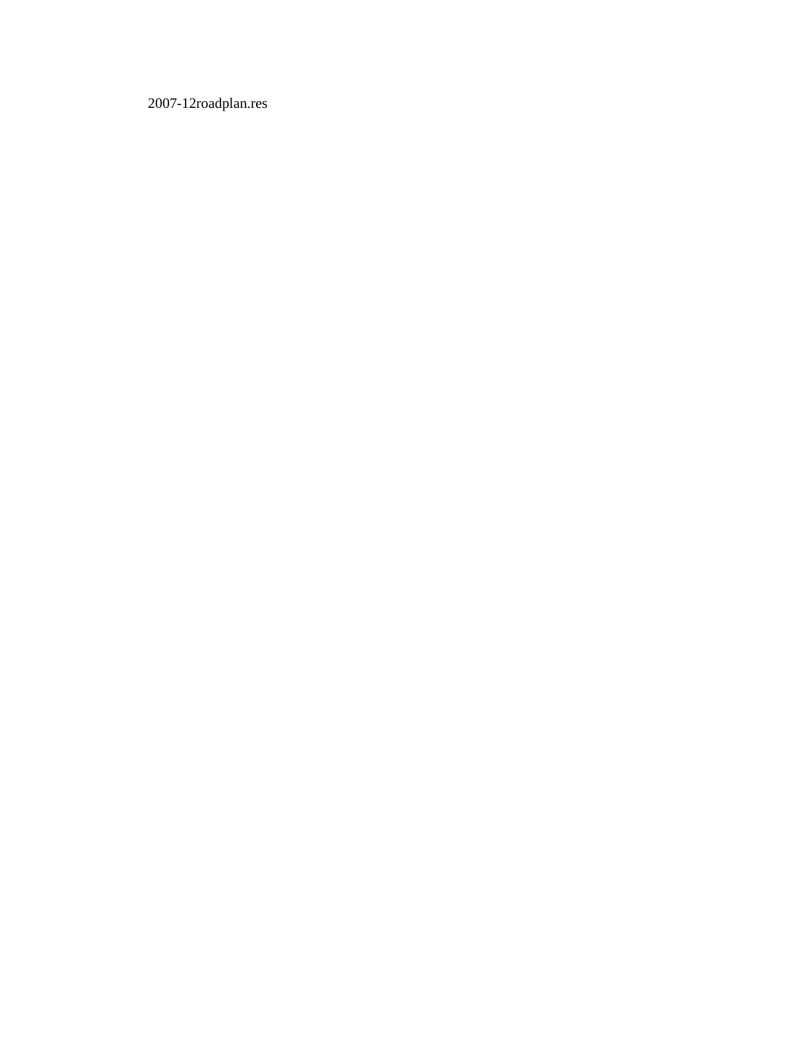2007-12roadplan.res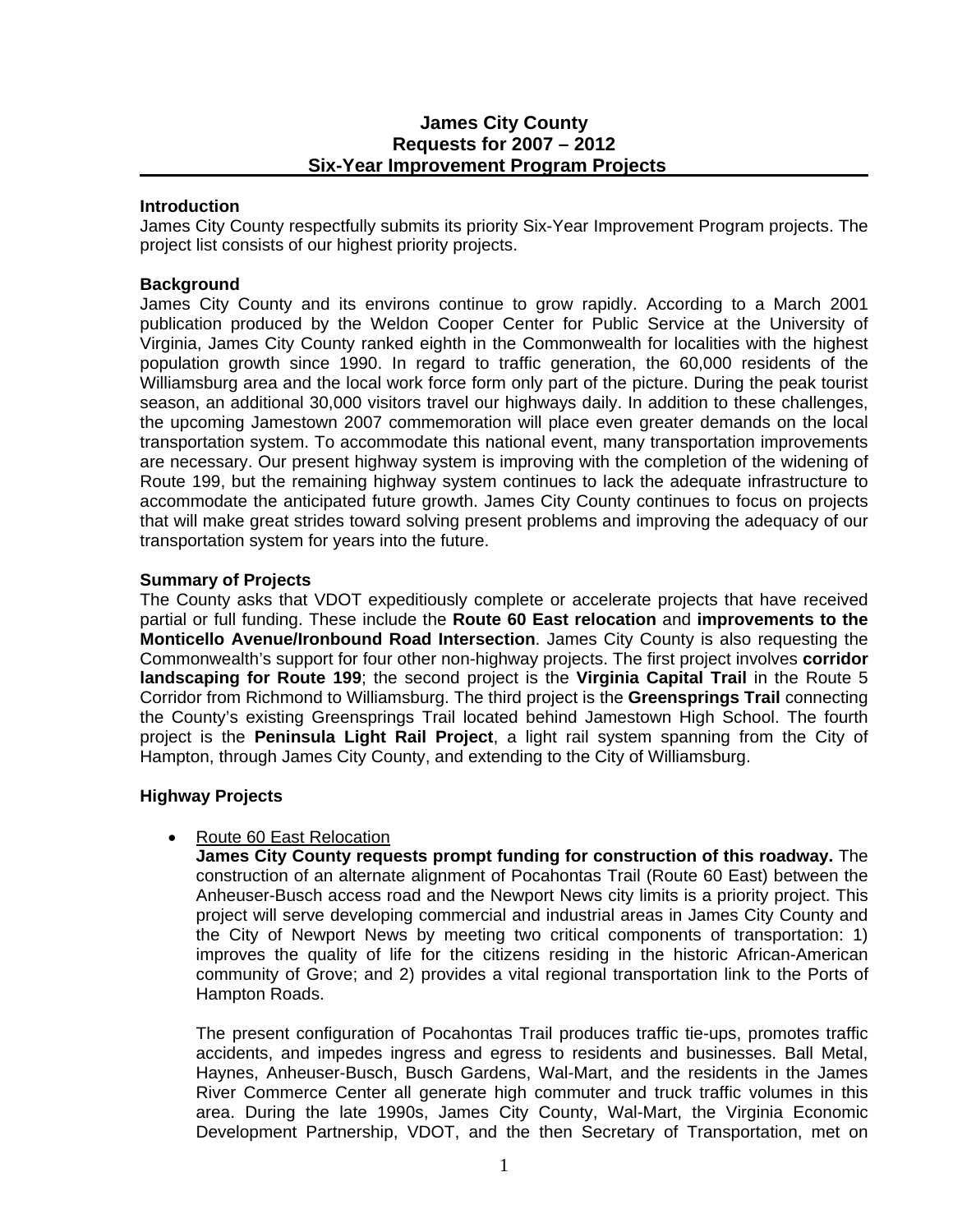# James City County
## Requests for 2007 – 2012
## Six-Year Improvement Program Projects

**Introduction**
James City County respectfully submits its priority Six-Year Improvement Program projects. The project list consists of our highest priority projects.

**Background**
James City County and its environs continue to grow rapidly. According to a March 2001 publication produced by the Weldon Cooper Center for Public Service at the University of Virginia, James City County ranked eighth in the Commonwealth for localities with the highest population growth since 1990. In regard to traffic generation, the 60,000 residents of the Williamsburg area and the local work force form only part of the picture. During the peak tourist season, an additional 30,000 visitors travel our highways daily. In addition to these challenges, the upcoming Jamestown 2007 commemoration will place even greater demands on the local transportation system. To accommodate this national event, many transportation improvements are necessary. Our present highway system is improving with the completion of the widening of Route 199, but the remaining highway system continues to lack the adequate infrastructure to accommodate the anticipated future growth. James City County continues to focus on projects that will make great strides toward solving present problems and improving the adequacy of our transportation system for years into the future.

**Summary of Projects**
The County asks that VDOT expeditiously complete or accelerate projects that have received partial or full funding. These include the **Route 60 East relocation** and **improvements to the Monticello Avenue/Ironbound Road Intersection**. James City County is also requesting the Commonwealth's support for four other non-highway projects. The first project involves **corridor landscaping for Route 199**; the second project is the **Virginia Capital Trail** in the Route 5 Corridor from Richmond to Williamsburg. The third project is the **Greensprings Trail** connecting the County's existing Greensprings Trail located behind Jamestown High School. The fourth project is the **Peninsula Light Rail Project**, a light rail system spanning from the City of Hampton, through James City County, and extending to the City of Williamsburg.

**Highway Projects**

- <u>Route 60 East Relocation</u>
  **James City County requests prompt funding for construction of this roadway.** The construction of an alternate alignment of Pocahontas Trail (Route 60 East) between the Anheuser-Busch access road and the Newport News city limits is a priority project. This project will serve developing commercial and industrial areas in James City County and the City of Newport News by meeting two critical components of transportation: 1) improves the quality of life for the citizens residing in the historic African-American community of Grove; and 2) provides a vital regional transportation link to the Ports of Hampton Roads.

  The present configuration of Pocahontas Trail produces traffic tie-ups, promotes traffic accidents, and impedes ingress and egress to residents and businesses. Ball Metal, Haynes, Anheuser-Busch, Busch Gardens, Wal-Mart, and the residents in the James River Commerce Center all generate high commuter and truck traffic volumes in this area. During the late 1990s, James City County, Wal-Mart, the Virginia Economic Development Partnership, VDOT, and the then Secretary of Transportation, met on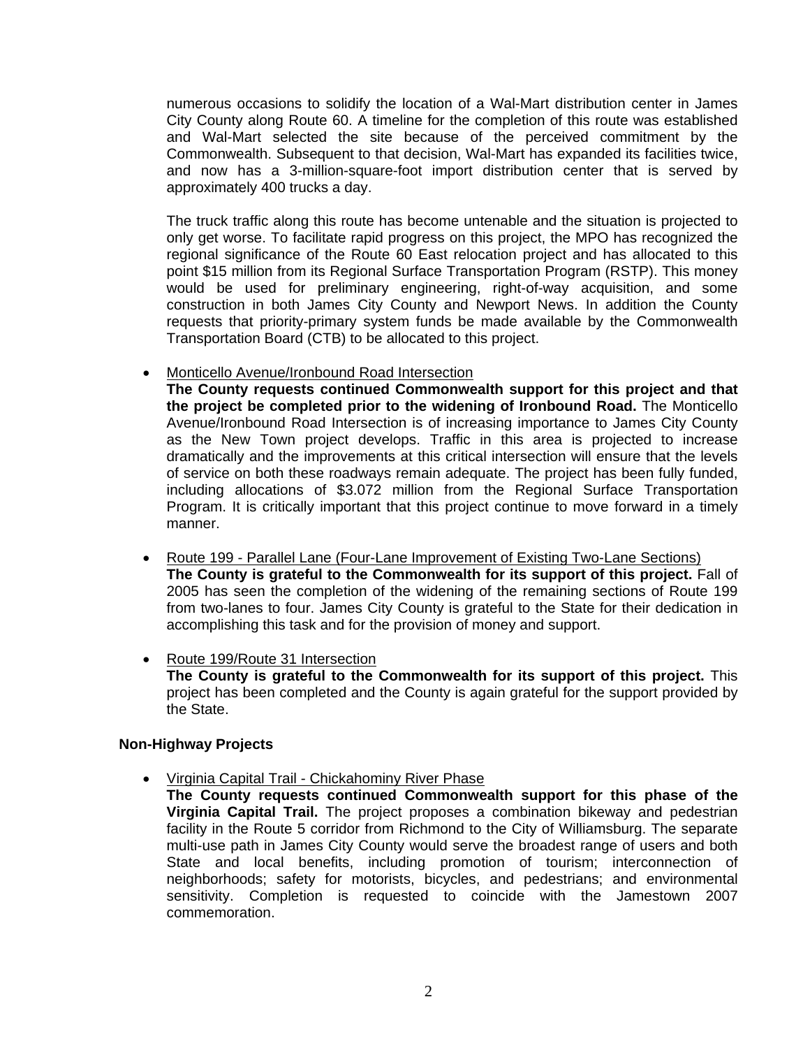numerous occasions to solidify the location of a Wal-Mart distribution center in James City County along Route 60. A timeline for the completion of this route was established and Wal-Mart selected the site because of the perceived commitment by the Commonwealth. Subsequent to that decision, Wal-Mart has expanded its facilities twice, and now has a 3-million-square-foot import distribution center that is served by approximately 400 trucks a day.

The truck traffic along this route has become untenable and the situation is projected to only get worse. To facilitate rapid progress on this project, the MPO has recognized the regional significance of the Route 60 East relocation project and has allocated to this point $15 million from its Regional Surface Transportation Program (RSTP). This money would be used for preliminary engineering, right-of-way acquisition, and some construction in both James City County and Newport News. In addition the County requests that priority-primary system funds be made available by the Commonwealth Transportation Board (CTB) to be allocated to this project.

- Monticello Avenue/Ironbound Road Intersection
  **The County requests continued Commonwealth support for this project and that the project be completed prior to the widening of Ironbound Road.** The Monticello Avenue/Ironbound Road Intersection is of increasing importance to James City County as the New Town project develops. Traffic in this area is projected to increase dramatically and the improvements at this critical intersection will ensure that the levels of service on both these roadways remain adequate. The project has been fully funded, including allocations of $3.072 million from the Regional Surface Transportation Program. It is critically important that this project continue to move forward in a timely manner.

- Route 199 - Parallel Lane (Four-Lane Improvement of Existing Two-Lane Sections)
  **The County is grateful to the Commonwealth for its support of this project.** Fall of 2005 has seen the completion of the widening of the remaining sections of Route 199 from two-lanes to four. James City County is grateful to the State for their dedication in accomplishing this task and for the provision of money and support.

- Route 199/Route 31 Intersection
  **The County is grateful to the Commonwealth for its support of this project.** This project has been completed and the County is again grateful for the support provided by the State.

**Non-Highway Projects**

- Virginia Capital Trail - Chickahominy River Phase
  **The County requests continued Commonwealth support for this phase of the Virginia Capital Trail.** The project proposes a combination bikeway and pedestrian facility in the Route 5 corridor from Richmond to the City of Williamsburg. The separate multi-use path in James City County would serve the broadest range of users and both State and local benefits, including promotion of tourism; interconnection of neighborhoods; safety for motorists, bicycles, and pedestrians; and environmental sensitivity. Completion is requested to coincide with the Jamestown 2007 commemoration.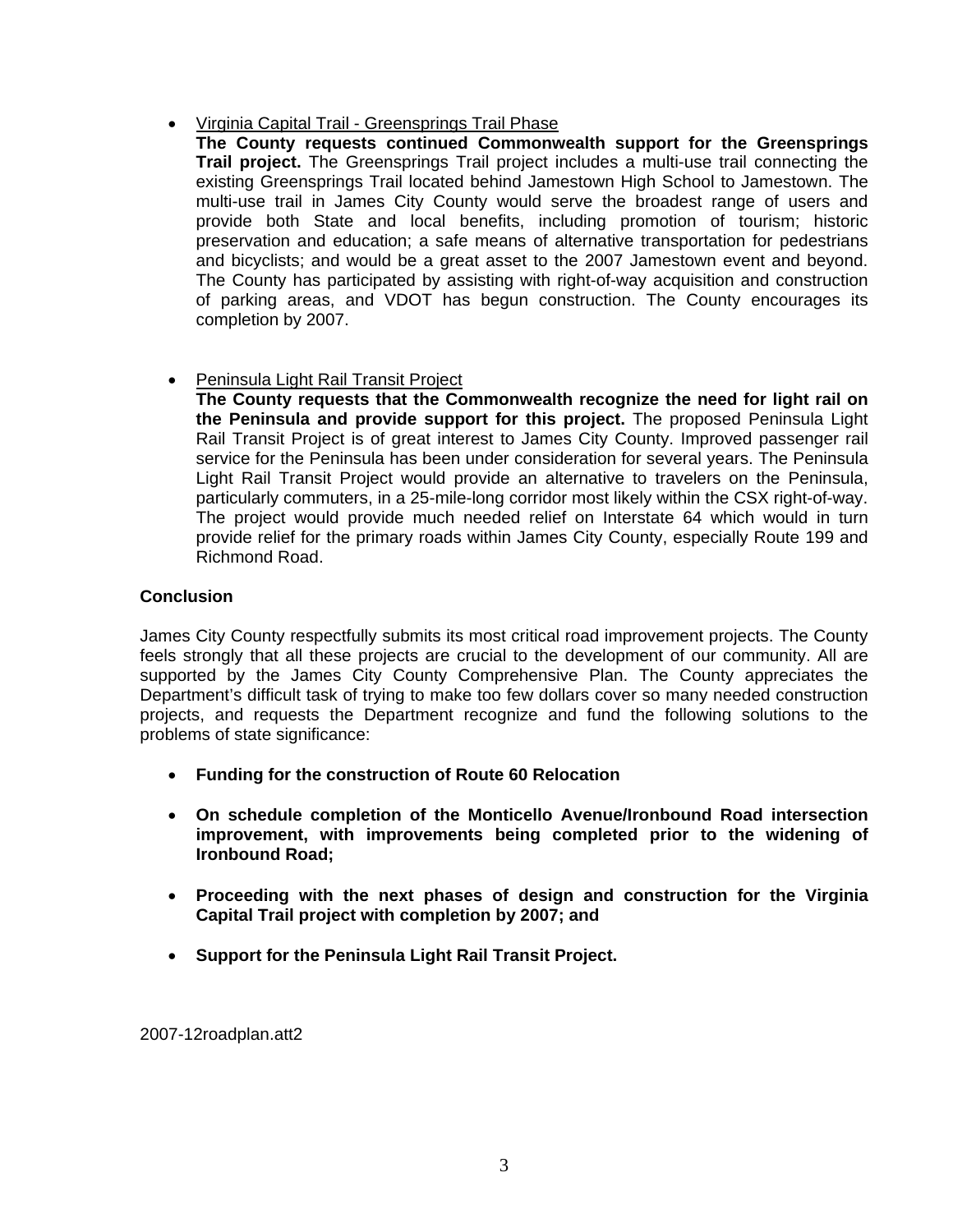- Virginia Capital Trail - Greensprings Trail Phase

  **The County requests continued Commonwealth support for the Greensprings Trail project.** The Greensprings Trail project includes a multi-use trail connecting the existing Greensprings Trail located behind Jamestown High School to Jamestown. The multi-use trail in James City County would serve the broadest range of users and provide both State and local benefits, including promotion of tourism; historic preservation and education; a safe means of alternative transportation for pedestrians and bicyclists; and would be a great asset to the 2007 Jamestown event and beyond. The County has participated by assisting with right-of-way acquisition and construction of parking areas, and VDOT has begun construction. The County encourages its completion by 2007.

- Peninsula Light Rail Transit Project

  **The County requests that the Commonwealth recognize the need for light rail on the Peninsula and provide support for this project.** The proposed Peninsula Light Rail Transit Project is of great interest to James City County. Improved passenger rail service for the Peninsula has been under consideration for several years. The Peninsula Light Rail Transit Project would provide an alternative to travelers on the Peninsula, particularly commuters, in a 25-mile-long corridor most likely within the CSX right-of-way. The project would provide much needed relief on Interstate 64 which would in turn provide relief for the primary roads within James City County, especially Route 199 and Richmond Road.

**Conclusion**

James City County respectfully submits its most critical road improvement projects. The County feels strongly that all these projects are crucial to the development of our community. All are supported by the James City County Comprehensive Plan. The County appreciates the Department's difficult task of trying to make too few dollars cover so many needed construction projects, and requests the Department recognize and fund the following solutions to the problems of state significance:

- **Funding for the construction of Route 60 Relocation**
- **On schedule completion of the Monticello Avenue/Ironbound Road intersection improvement, with improvements being completed prior to the widening of Ironbound Road;**
- **Proceeding with the next phases of design and construction for the Virginia Capital Trail project with completion by 2007; and**
- **Support for the Peninsula Light Rail Transit Project.**

2007-12roadplan.att2